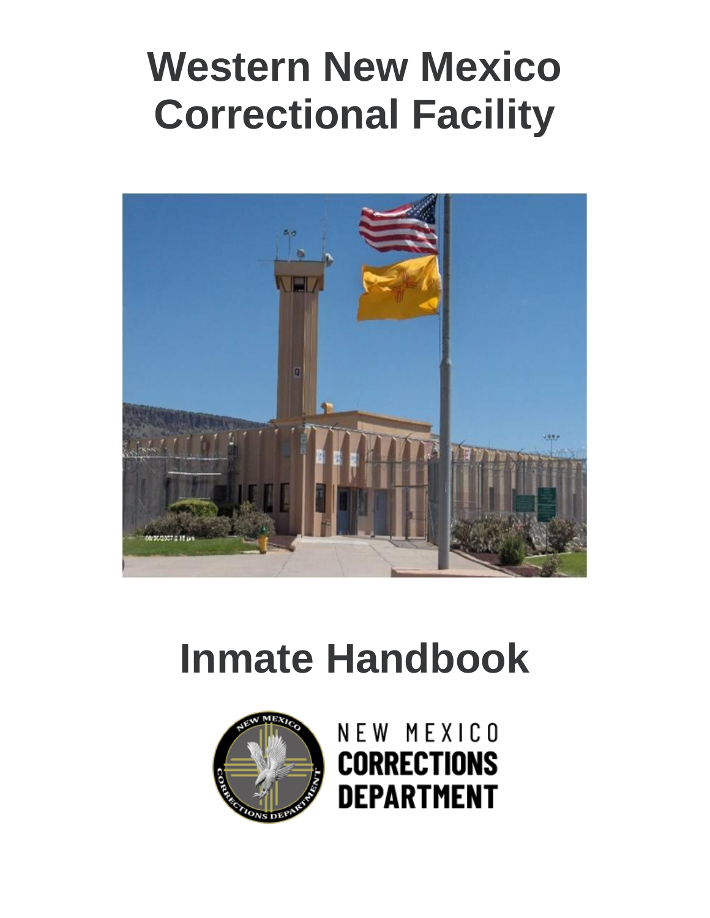# Western New Mexico Correctional Facility

# Inmate Handbook

NEW MEXICO
CORRECTIONS
DEPARTMENT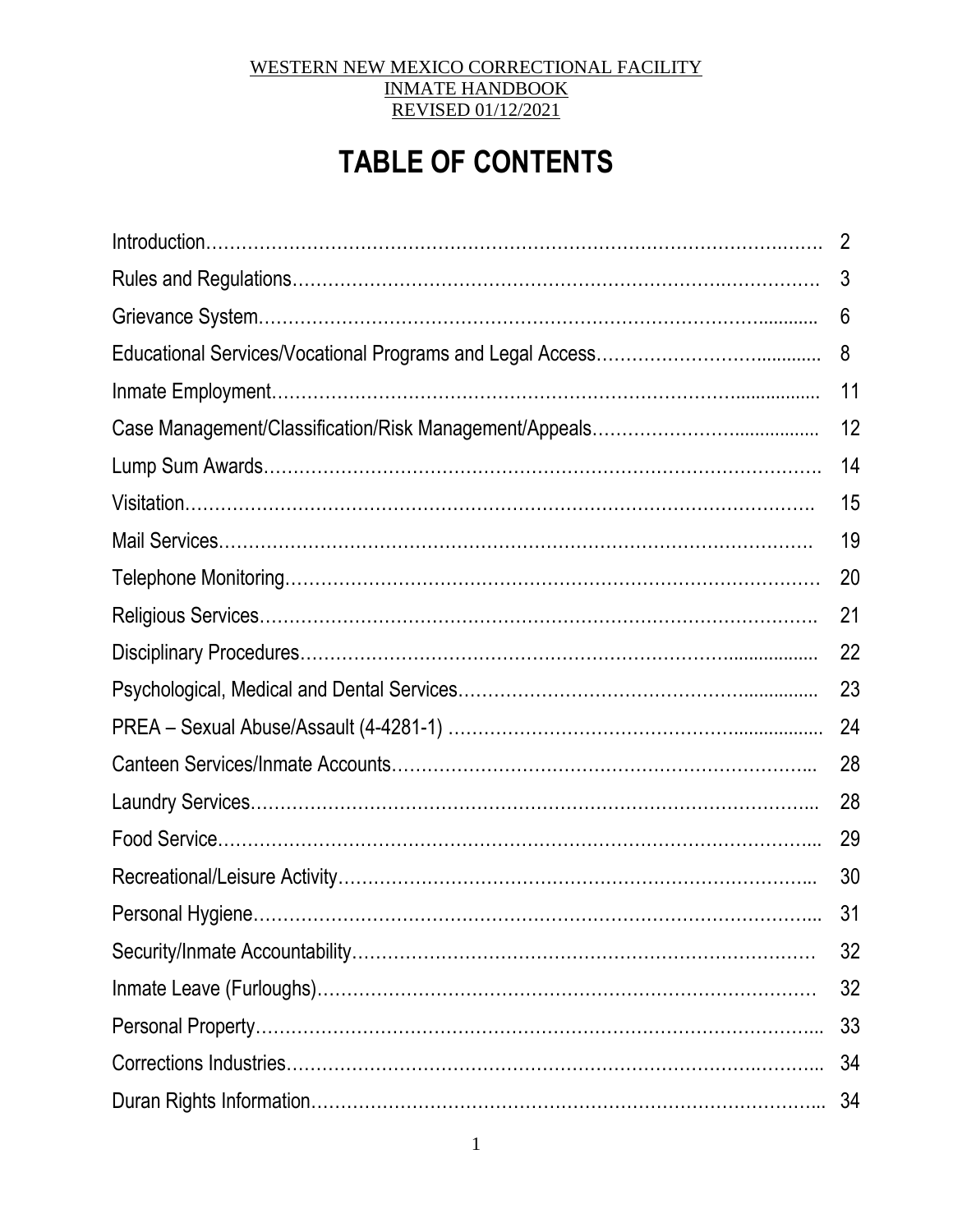WESTERN NEW MEXICO CORRECTIONAL FACILITY
INMATE HANDBOOK
REVISED 01/12/2021

# TABLE OF CONTENTS

| | |
|---|---|
| Introduction | 2 |
| Rules and Regulations | 3 |
| Grievance System | 6 |
| Educational Services/Vocational Programs and Legal Access | 8 |
| Inmate Employment | 11 |
| Case Management/Classification/Risk Management/Appeals | 12 |
| Lump Sum Awards | 14 |
| Visitation | 15 |
| Mail Services | 19 |
| Telephone Monitoring | 20 |
| Religious Services | 21 |
| Disciplinary Procedures | 22 |
| Psychological, Medical and Dental Services | 23 |
| PREA – Sexual Abuse/Assault (4-4281-1) | 24 |
| Canteen Services/Inmate Accounts | 28 |
| Laundry Services | 28 |
| Food Service | 29 |
| Recreational/Leisure Activity | 30 |
| Personal Hygiene | 31 |
| Security/Inmate Accountability | 32 |
| Inmate Leave (Furloughs) | 32 |
| Personal Property | 33 |
| Corrections Industries | 34 |
| Duran Rights Information | 34 |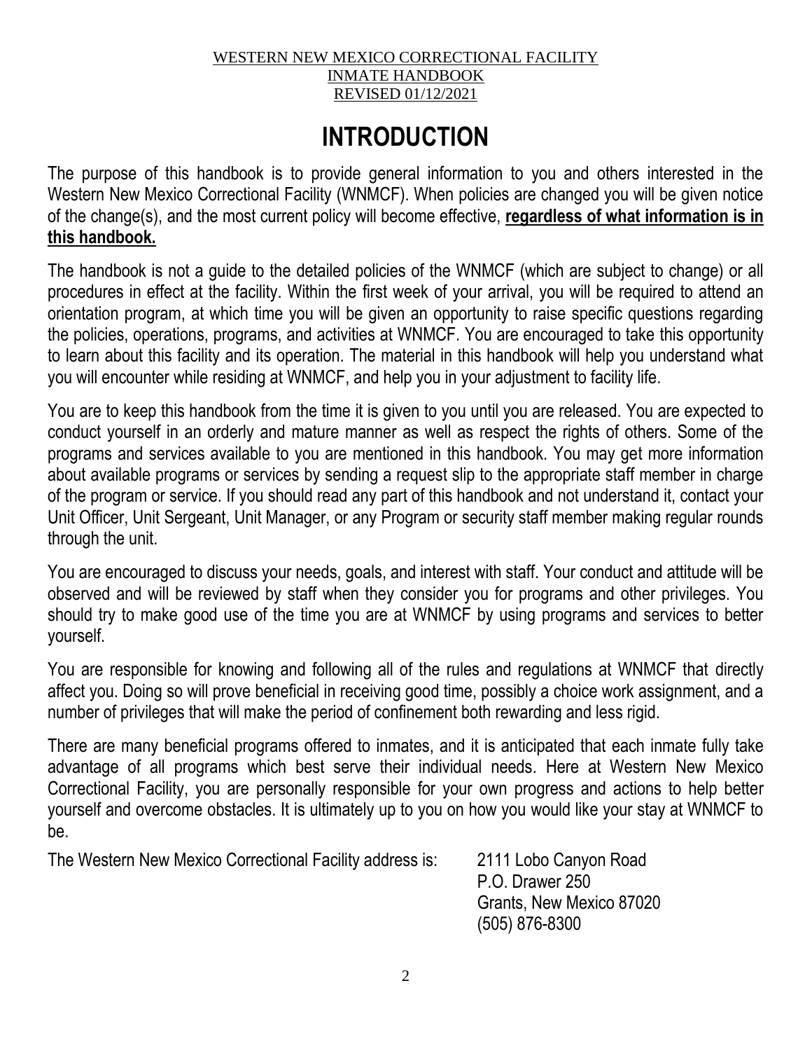WESTERN NEW MEXICO CORRECTIONAL FACILITY
INMATE HANDBOOK
REVISED 01/12/2021

# INTRODUCTION

The purpose of this handbook is to provide general information to you and others interested in the Western New Mexico Correctional Facility (WNMCF). When policies are changed you will be given notice of the change(s), and the most current policy will become effective, **regardless of what information is in this handbook.**

The handbook is not a guide to the detailed policies of the WNMCF (which are subject to change) or all procedures in effect at the facility. Within the first week of your arrival, you will be required to attend an orientation program, at which time you will be given an opportunity to raise specific questions regarding the policies, operations, programs, and activities at WNMCF. You are encouraged to take this opportunity to learn about this facility and its operation. The material in this handbook will help you understand what you will encounter while residing at WNMCF, and help you in your adjustment to facility life.

You are to keep this handbook from the time it is given to you until you are released. You are expected to conduct yourself in an orderly and mature manner as well as respect the rights of others. Some of the programs and services available to you are mentioned in this handbook. You may get more information about available programs or services by sending a request slip to the appropriate staff member in charge of the program or service. If you should read any part of this handbook and not understand it, contact your Unit Officer, Unit Sergeant, Unit Manager, or any Program or security staff member making regular rounds through the unit.

You are encouraged to discuss your needs, goals, and interest with staff. Your conduct and attitude will be observed and will be reviewed by staff when they consider you for programs and other privileges. You should try to make good use of the time you are at WNMCF by using programs and services to better yourself.

You are responsible for knowing and following all of the rules and regulations at WNMCF that directly affect you. Doing so will prove beneficial in receiving good time, possibly a choice work assignment, and a number of privileges that will make the period of confinement both rewarding and less rigid.

There are many beneficial programs offered to inmates, and it is anticipated that each inmate fully take advantage of all programs which best serve their individual needs. Here at Western New Mexico Correctional Facility, you are personally responsible for your own progress and actions to help better yourself and overcome obstacles. It is ultimately up to you on how you would like your stay at WNMCF to be.

The Western New Mexico Correctional Facility address is:

2111 Lobo Canyon Road
P.O. Drawer 250
Grants, New Mexico 87020
(505) 876-8300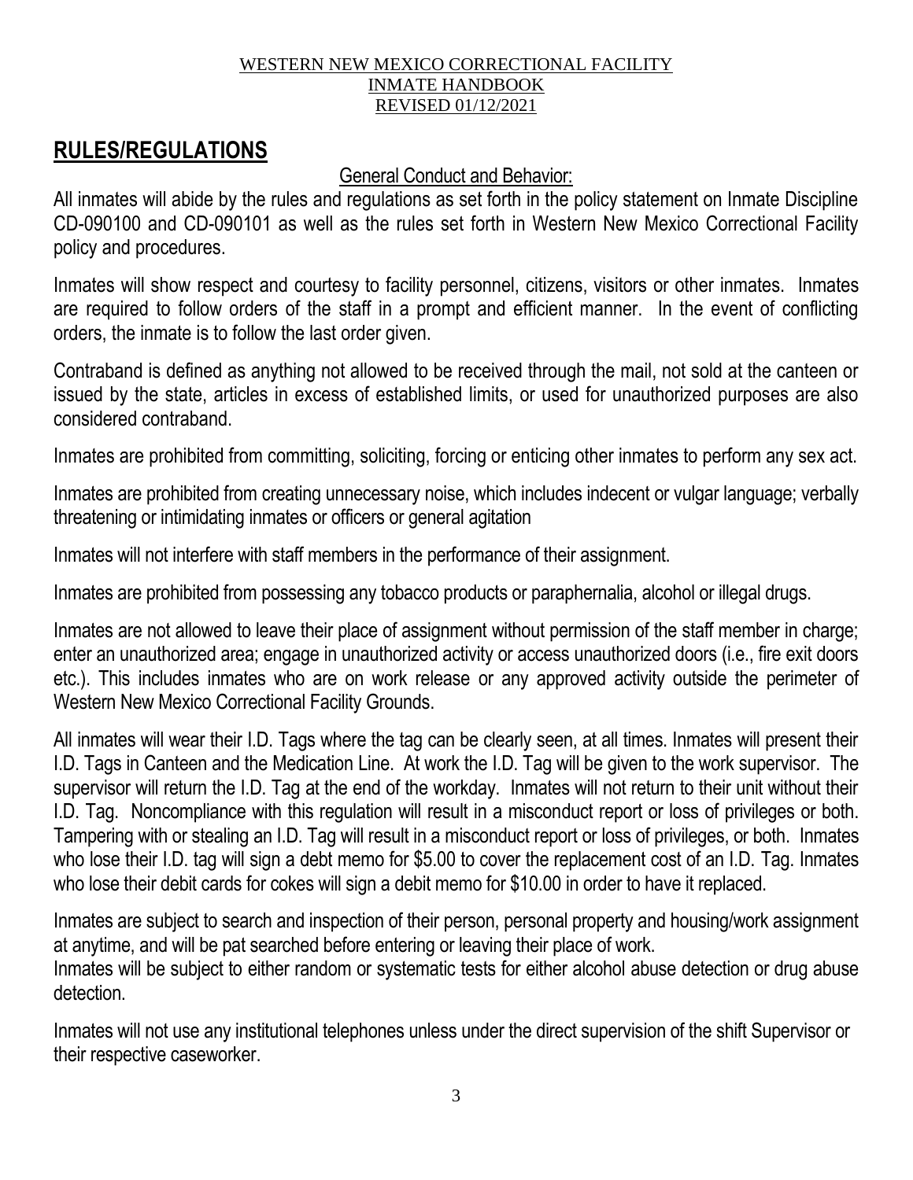## RULES/REGULATIONS

General Conduct and Behavior:

All inmates will abide by the rules and regulations as set forth in the policy statement on Inmate Discipline CD-090100 and CD-090101 as well as the rules set forth in Western New Mexico Correctional Facility policy and procedures.

Inmates will show respect and courtesy to facility personnel, citizens, visitors or other inmates. Inmates are required to follow orders of the staff in a prompt and efficient manner. In the event of conflicting orders, the inmate is to follow the last order given.

Contraband is defined as anything not allowed to be received through the mail, not sold at the canteen or issued by the state, articles in excess of established limits, or used for unauthorized purposes are also considered contraband.

Inmates are prohibited from committing, soliciting, forcing or enticing other inmates to perform any sex act.

Inmates are prohibited from creating unnecessary noise, which includes indecent or vulgar language; verbally threatening or intimidating inmates or officers or general agitation

Inmates will not interfere with staff members in the performance of their assignment.

Inmates are prohibited from possessing any tobacco products or paraphernalia, alcohol or illegal drugs.

Inmates are not allowed to leave their place of assignment without permission of the staff member in charge; enter an unauthorized area; engage in unauthorized activity or access unauthorized doors (i.e., fire exit doors etc.). This includes inmates who are on work release or any approved activity outside the perimeter of Western New Mexico Correctional Facility Grounds.

All inmates will wear their I.D. Tags where the tag can be clearly seen, at all times. Inmates will present their I.D. Tags in Canteen and the Medication Line. At work the I.D. Tag will be given to the work supervisor. The supervisor will return the I.D. Tag at the end of the workday. Inmates will not return to their unit without their I.D. Tag. Noncompliance with this regulation will result in a misconduct report or loss of privileges or both. Tampering with or stealing an I.D. Tag will result in a misconduct report or loss of privileges, or both. Inmates who lose their I.D. tag will sign a debt memo for $5.00 to cover the replacement cost of an I.D. Tag. Inmates who lose their debit cards for cokes will sign a debit memo for $10.00 in order to have it replaced.

Inmates are subject to search and inspection of their person, personal property and housing/work assignment at anytime, and will be pat searched before entering or leaving their place of work.

Inmates will be subject to either random or systematic tests for either alcohol abuse detection or drug abuse detection.

Inmates will not use any institutional telephones unless under the direct supervision of the shift Supervisor or their respective caseworker.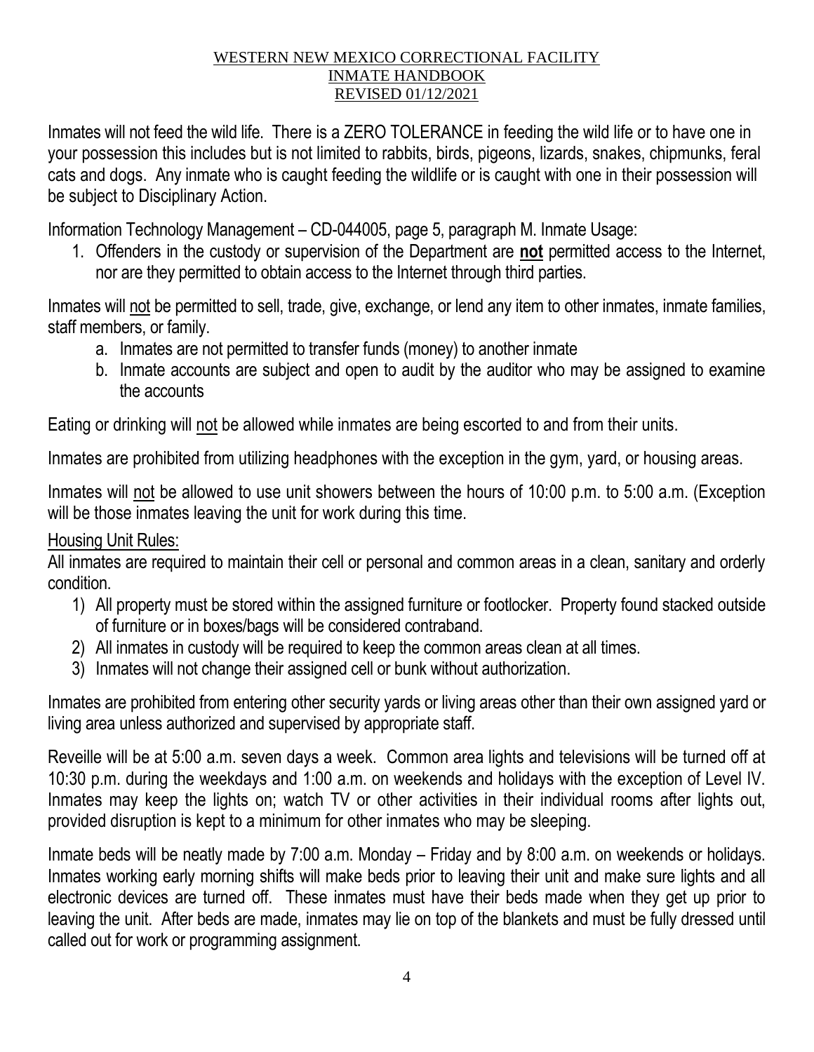Inmates will not feed the wild life. There is a ZERO TOLERANCE in feeding the wild life or to have one in your possession this includes but is not limited to rabbits, birds, pigeons, lizards, snakes, chipmunks, feral cats and dogs. Any inmate who is caught feeding the wildlife or is caught with one in their possession will be subject to Disciplinary Action.

Information Technology Management – CD-044005, page 5, paragraph M. Inmate Usage:

1. Offenders in the custody or supervision of the Department are **not** permitted access to the Internet, nor are they permitted to obtain access to the Internet through third parties.

Inmates will not be permitted to sell, trade, give, exchange, or lend any item to other inmates, inmate families, staff members, or family.

a. Inmates are not permitted to transfer funds (money) to another inmate
b. Inmate accounts are subject and open to audit by the auditor who may be assigned to examine the accounts

Eating or drinking will not be allowed while inmates are being escorted to and from their units.

Inmates are prohibited from utilizing headphones with the exception in the gym, yard, or housing areas.

Inmates will not be allowed to use unit showers between the hours of 10:00 p.m. to 5:00 a.m. (Exception will be those inmates leaving the unit for work during this time.

Housing Unit Rules:

All inmates are required to maintain their cell or personal and common areas in a clean, sanitary and orderly condition.

1) All property must be stored within the assigned furniture or footlocker. Property found stacked outside of furniture or in boxes/bags will be considered contraband.
2) All inmates in custody will be required to keep the common areas clean at all times.
3) Inmates will not change their assigned cell or bunk without authorization.

Inmates are prohibited from entering other security yards or living areas other than their own assigned yard or living area unless authorized and supervised by appropriate staff.

Reveille will be at 5:00 a.m. seven days a week. Common area lights and televisions will be turned off at 10:30 p.m. during the weekdays and 1:00 a.m. on weekends and holidays with the exception of Level IV. Inmates may keep the lights on; watch TV or other activities in their individual rooms after lights out, provided disruption is kept to a minimum for other inmates who may be sleeping.

Inmate beds will be neatly made by 7:00 a.m. Monday – Friday and by 8:00 a.m. on weekends or holidays. Inmates working early morning shifts will make beds prior to leaving their unit and make sure lights and all electronic devices are turned off. These inmates must have their beds made when they get up prior to leaving the unit. After beds are made, inmates may lie on top of the blankets and must be fully dressed until called out for work or programming assignment.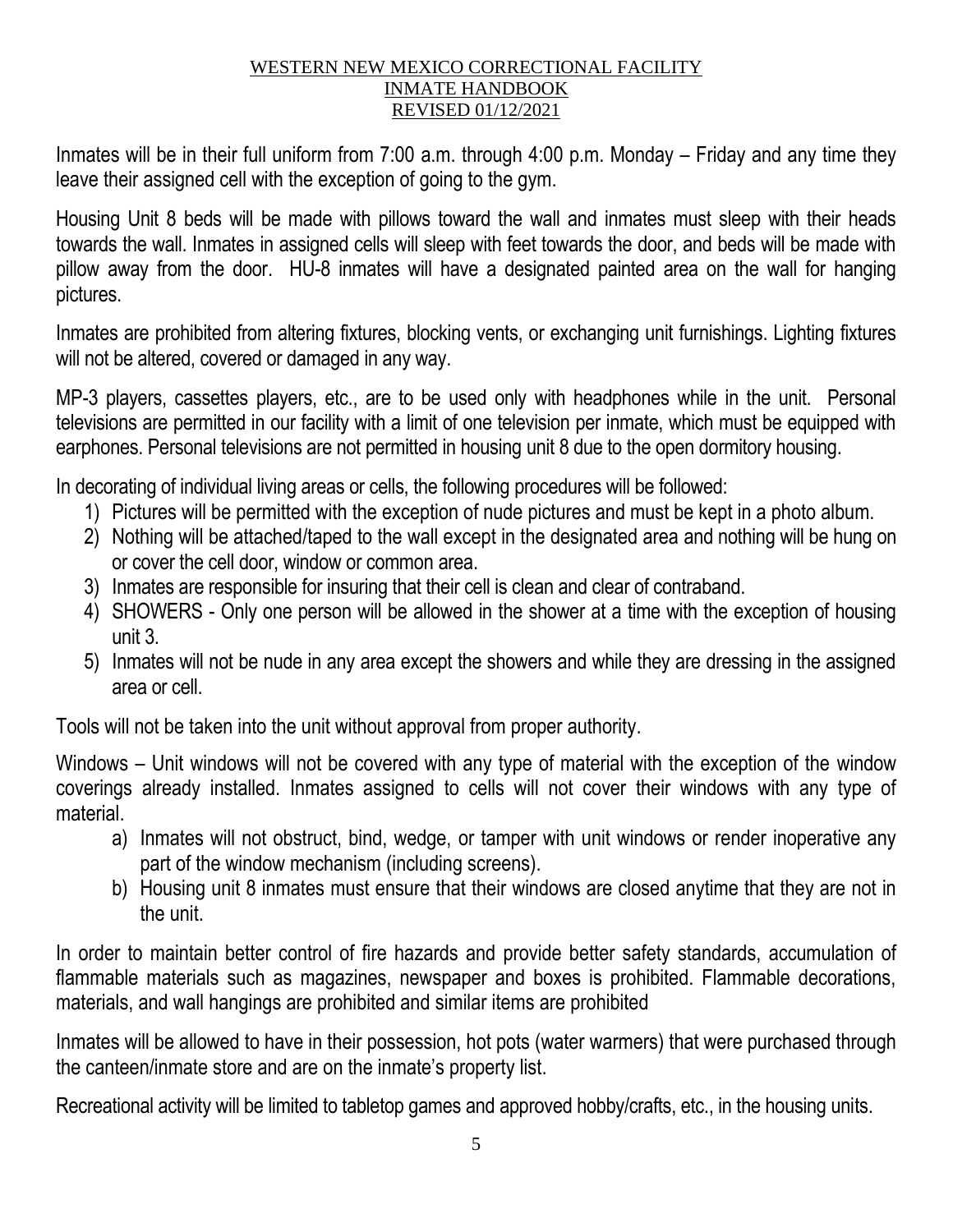Inmates will be in their full uniform from 7:00 a.m. through 4:00 p.m. Monday – Friday and any time they leave their assigned cell with the exception of going to the gym.

Housing Unit 8 beds will be made with pillows toward the wall and inmates must sleep with their heads towards the wall. Inmates in assigned cells will sleep with feet towards the door, and beds will be made with pillow away from the door. HU-8 inmates will have a designated painted area on the wall for hanging pictures.

Inmates are prohibited from altering fixtures, blocking vents, or exchanging unit furnishings. Lighting fixtures will not be altered, covered or damaged in any way.

MP-3 players, cassettes players, etc., are to be used only with headphones while in the unit. Personal televisions are permitted in our facility with a limit of one television per inmate, which must be equipped with earphones. Personal televisions are not permitted in housing unit 8 due to the open dormitory housing.

In decorating of individual living areas or cells, the following procedures will be followed:

1) Pictures will be permitted with the exception of nude pictures and must be kept in a photo album.
2) Nothing will be attached/taped to the wall except in the designated area and nothing will be hung on or cover the cell door, window or common area.
3) Inmates are responsible for insuring that their cell is clean and clear of contraband.
4) SHOWERS - Only one person will be allowed in the shower at a time with the exception of housing unit 3.
5) Inmates will not be nude in any area except the showers and while they are dressing in the assigned area or cell.

Tools will not be taken into the unit without approval from proper authority.

Windows – Unit windows will not be covered with any type of material with the exception of the window coverings already installed. Inmates assigned to cells will not cover their windows with any type of material.

a) Inmates will not obstruct, bind, wedge, or tamper with unit windows or render inoperative any part of the window mechanism (including screens).
b) Housing unit 8 inmates must ensure that their windows are closed anytime that they are not in the unit.

In order to maintain better control of fire hazards and provide better safety standards, accumulation of flammable materials such as magazines, newspaper and boxes is prohibited. Flammable decorations, materials, and wall hangings are prohibited and similar items are prohibited

Inmates will be allowed to have in their possession, hot pots (water warmers) that were purchased through the canteen/inmate store and are on the inmate's property list.

Recreational activity will be limited to tabletop games and approved hobby/crafts, etc., in the housing units.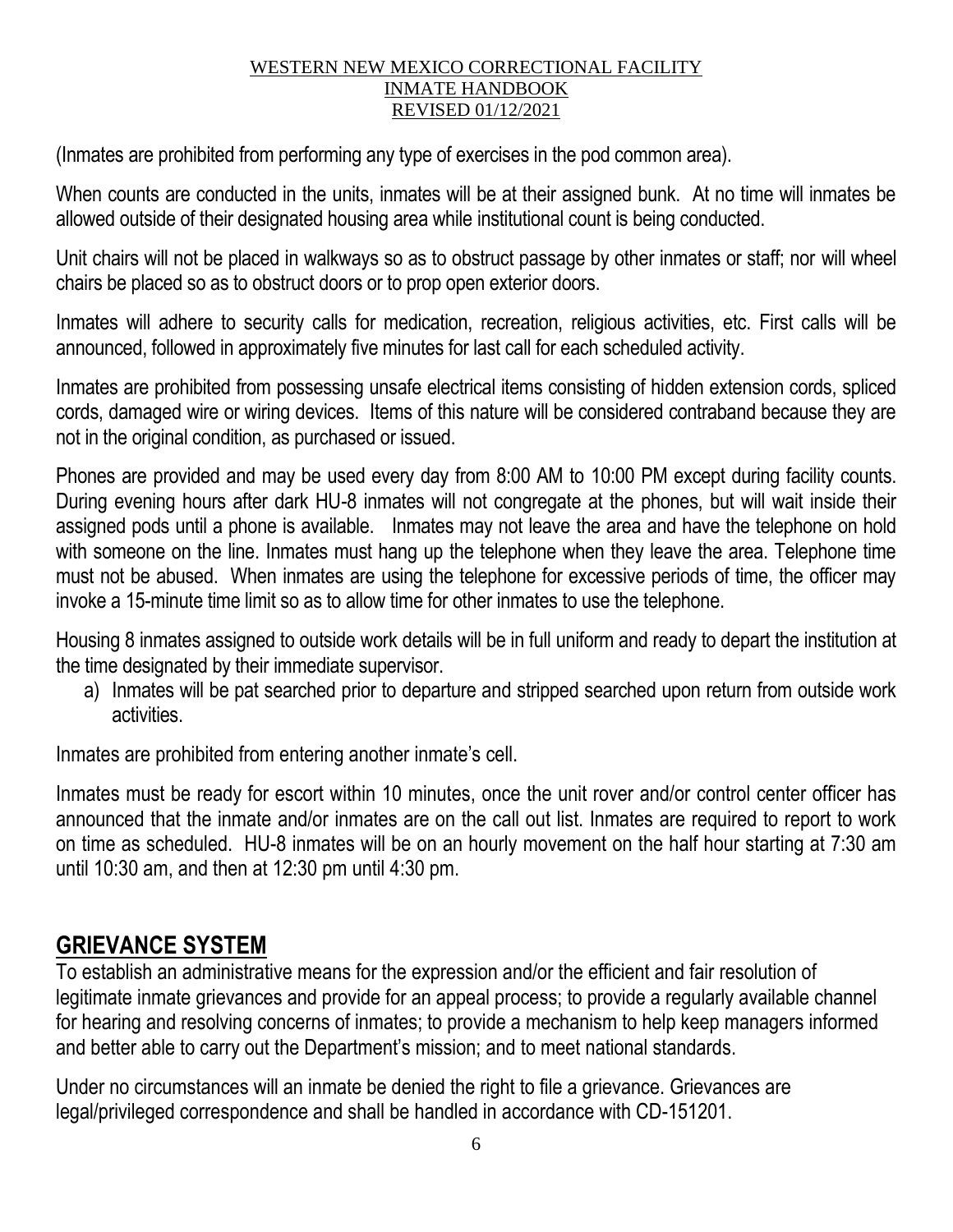(Inmates are prohibited from performing any type of exercises in the pod common area).

When counts are conducted in the units, inmates will be at their assigned bunk. At no time will inmates be allowed outside of their designated housing area while institutional count is being conducted.

Unit chairs will not be placed in walkways so as to obstruct passage by other inmates or staff; nor will wheel chairs be placed so as to obstruct doors or to prop open exterior doors.

Inmates will adhere to security calls for medication, recreation, religious activities, etc. First calls will be announced, followed in approximately five minutes for last call for each scheduled activity.

Inmates are prohibited from possessing unsafe electrical items consisting of hidden extension cords, spliced cords, damaged wire or wiring devices. Items of this nature will be considered contraband because they are not in the original condition, as purchased or issued.

Phones are provided and may be used every day from 8:00 AM to 10:00 PM except during facility counts. During evening hours after dark HU-8 inmates will not congregate at the phones, but will wait inside their assigned pods until a phone is available. Inmates may not leave the area and have the telephone on hold with someone on the line. Inmates must hang up the telephone when they leave the area. Telephone time must not be abused. When inmates are using the telephone for excessive periods of time, the officer may invoke a 15-minute time limit so as to allow time for other inmates to use the telephone.

Housing 8 inmates assigned to outside work details will be in full uniform and ready to depart the institution at the time designated by their immediate supervisor.

a) Inmates will be pat searched prior to departure and stripped searched upon return from outside work activities.

Inmates are prohibited from entering another inmate's cell.

Inmates must be ready for escort within 10 minutes, once the unit rover and/or control center officer has announced that the inmate and/or inmates are on the call out list. Inmates are required to report to work on time as scheduled. HU-8 inmates will be on an hourly movement on the half hour starting at 7:30 am until 10:30 am, and then at 12:30 pm until 4:30 pm.

## GRIEVANCE SYSTEM

To establish an administrative means for the expression and/or the efficient and fair resolution of legitimate inmate grievances and provide for an appeal process; to provide a regularly available channel for hearing and resolving concerns of inmates; to provide a mechanism to help keep managers informed and better able to carry out the Department's mission; and to meet national standards.

Under no circumstances will an inmate be denied the right to file a grievance. Grievances are legal/privileged correspondence and shall be handled in accordance with CD-151201.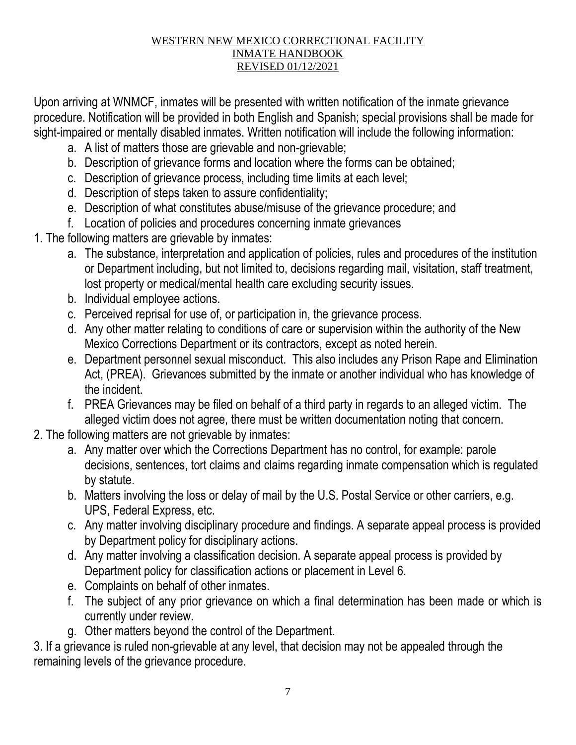Upon arriving at WNMCF, inmates will be presented with written notification of the inmate grievance procedure. Notification will be provided in both English and Spanish; special provisions shall be made for sight-impaired or mentally disabled inmates. Written notification will include the following information:

a. A list of matters those are grievable and non-grievable;
b. Description of grievance forms and location where the forms can be obtained;
c. Description of grievance process, including time limits at each level;
d. Description of steps taken to assure confidentiality;
e. Description of what constitutes abuse/misuse of the grievance procedure; and
f. Location of policies and procedures concerning inmate grievances

1. The following matters are grievable by inmates:
   a. The substance, interpretation and application of policies, rules and procedures of the institution or Department including, but not limited to, decisions regarding mail, visitation, staff treatment, lost property or medical/mental health care excluding security issues.
   b. Individual employee actions.
   c. Perceived reprisal for use of, or participation in, the grievance process.
   d. Any other matter relating to conditions of care or supervision within the authority of the New Mexico Corrections Department or its contractors, except as noted herein.
   e. Department personnel sexual misconduct. This also includes any Prison Rape and Elimination Act, (PREA). Grievances submitted by the inmate or another individual who has knowledge of the incident.
   f. PREA Grievances may be filed on behalf of a third party in regards to an alleged victim. The alleged victim does not agree, there must be written documentation noting that concern.
2. The following matters are not grievable by inmates:
   a. Any matter over which the Corrections Department has no control, for example: parole decisions, sentences, tort claims and claims regarding inmate compensation which is regulated by statute.
   b. Matters involving the loss or delay of mail by the U.S. Postal Service or other carriers, e.g. UPS, Federal Express, etc.
   c. Any matter involving disciplinary procedure and findings. A separate appeal process is provided by Department policy for disciplinary actions.
   d. Any matter involving a classification decision. A separate appeal process is provided by Department policy for classification actions or placement in Level 6.
   e. Complaints on behalf of other inmates.
   f. The subject of any prior grievance on which a final determination has been made or which is currently under review.
   g. Other matters beyond the control of the Department.
3. If a grievance is ruled non-grievable at any level, that decision may not be appealed through the remaining levels of the grievance procedure.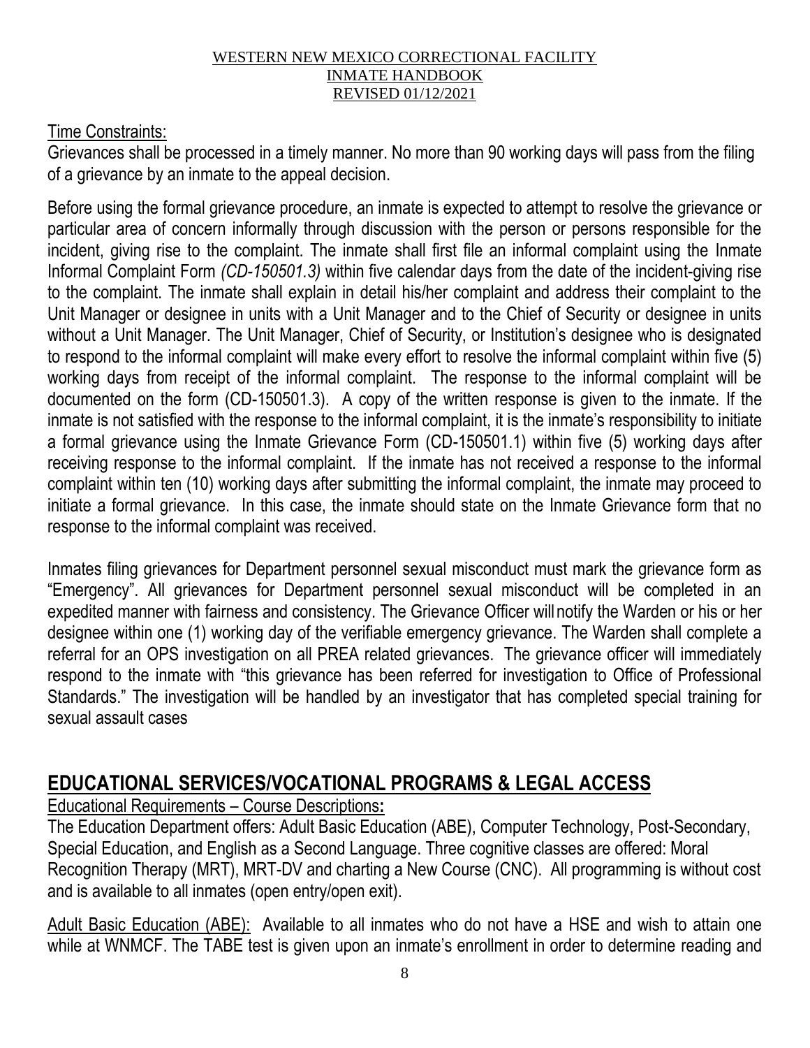Time Constraints:

Grievances shall be processed in a timely manner. No more than 90 working days will pass from the filing of a grievance by an inmate to the appeal decision.

Before using the formal grievance procedure, an inmate is expected to attempt to resolve the grievance or particular area of concern informally through discussion with the person or persons responsible for the incident, giving rise to the complaint. The inmate shall first file an informal complaint using the Inmate Informal Complaint Form *(CD-150501.3)* within five calendar days from the date of the incident-giving rise to the complaint. The inmate shall explain in detail his/her complaint and address their complaint to the Unit Manager or designee in units with a Unit Manager and to the Chief of Security or designee in units without a Unit Manager. The Unit Manager, Chief of Security, or Institution's designee who is designated to respond to the informal complaint will make every effort to resolve the informal complaint within five (5) working days from receipt of the informal complaint. The response to the informal complaint will be documented on the form (CD-150501.3). A copy of the written response is given to the inmate. If the inmate is not satisfied with the response to the informal complaint, it is the inmate's responsibility to initiate a formal grievance using the Inmate Grievance Form (CD-150501.1) within five (5) working days after receiving response to the informal complaint. If the inmate has not received a response to the informal complaint within ten (10) working days after submitting the informal complaint, the inmate may proceed to initiate a formal grievance. In this case, the inmate should state on the Inmate Grievance form that no response to the informal complaint was received.

Inmates filing grievances for Department personnel sexual misconduct must mark the grievance form as "Emergency". All grievances for Department personnel sexual misconduct will be completed in an expedited manner with fairness and consistency. The Grievance Officer will notify the Warden or his or her designee within one (1) working day of the verifiable emergency grievance. The Warden shall complete a referral for an OPS investigation on all PREA related grievances. The grievance officer will immediately respond to the inmate with "this grievance has been referred for investigation to Office of Professional Standards." The investigation will be handled by an investigator that has completed special training for sexual assault cases

## EDUCATIONAL SERVICES/VOCATIONAL PROGRAMS & LEGAL ACCESS

Educational Requirements – Course Descriptions**:**

The Education Department offers: Adult Basic Education (ABE), Computer Technology, Post-Secondary, Special Education, and English as a Second Language. Three cognitive classes are offered: Moral Recognition Therapy (MRT), MRT-DV and charting a New Course (CNC). All programming is without cost and is available to all inmates (open entry/open exit).

Adult Basic Education (ABE): Available to all inmates who do not have a HSE and wish to attain one while at WNMCF. The TABE test is given upon an inmate's enrollment in order to determine reading and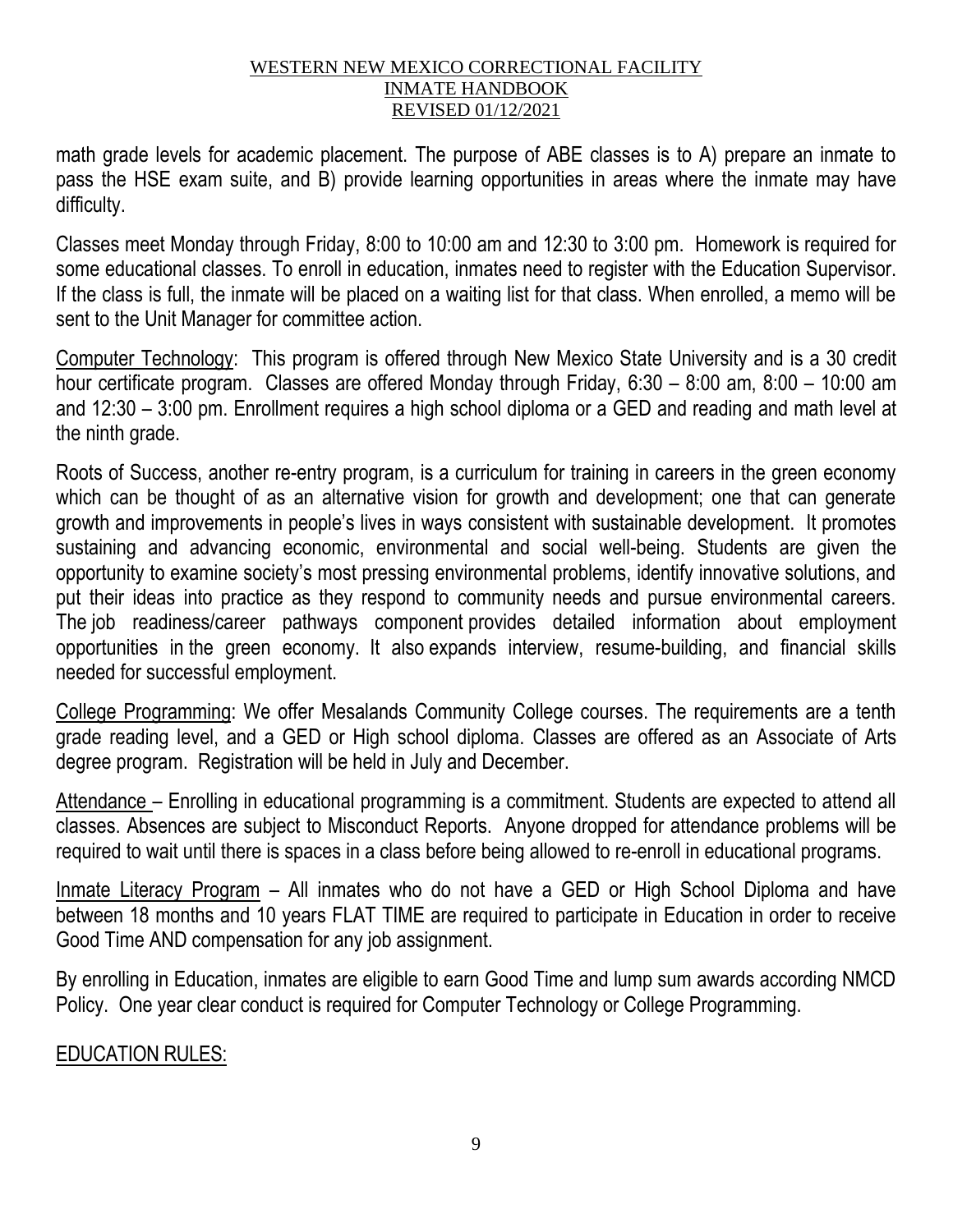math grade levels for academic placement. The purpose of ABE classes is to A) prepare an inmate to pass the HSE exam suite, and B) provide learning opportunities in areas where the inmate may have difficulty.

Classes meet Monday through Friday, 8:00 to 10:00 am and 12:30 to 3:00 pm. Homework is required for some educational classes. To enroll in education, inmates need to register with the Education Supervisor. If the class is full, the inmate will be placed on a waiting list for that class. When enrolled, a memo will be sent to the Unit Manager for committee action.

Computer Technology: This program is offered through New Mexico State University and is a 30 credit hour certificate program. Classes are offered Monday through Friday, 6:30 – 8:00 am, 8:00 – 10:00 am and 12:30 – 3:00 pm. Enrollment requires a high school diploma or a GED and reading and math level at the ninth grade.

Roots of Success, another re-entry program, is a curriculum for training in careers in the green economy which can be thought of as an alternative vision for growth and development; one that can generate growth and improvements in people's lives in ways consistent with sustainable development. It promotes sustaining and advancing economic, environmental and social well-being. Students are given the opportunity to examine society's most pressing environmental problems, identify innovative solutions, and put their ideas into practice as they respond to community needs and pursue environmental careers. The job readiness/career pathways component provides detailed information about employment opportunities in the green economy. It also expands interview, resume-building, and financial skills needed for successful employment.

College Programming: We offer Mesalands Community College courses. The requirements are a tenth grade reading level, and a GED or High school diploma. Classes are offered as an Associate of Arts degree program. Registration will be held in July and December.

Attendance – Enrolling in educational programming is a commitment. Students are expected to attend all classes. Absences are subject to Misconduct Reports. Anyone dropped for attendance problems will be required to wait until there is spaces in a class before being allowed to re-enroll in educational programs.

Inmate Literacy Program – All inmates who do not have a GED or High School Diploma and have between 18 months and 10 years FLAT TIME are required to participate in Education in order to receive Good Time AND compensation for any job assignment.

By enrolling in Education, inmates are eligible to earn Good Time and lump sum awards according NMCD Policy. One year clear conduct is required for Computer Technology or College Programming.

EDUCATION RULES: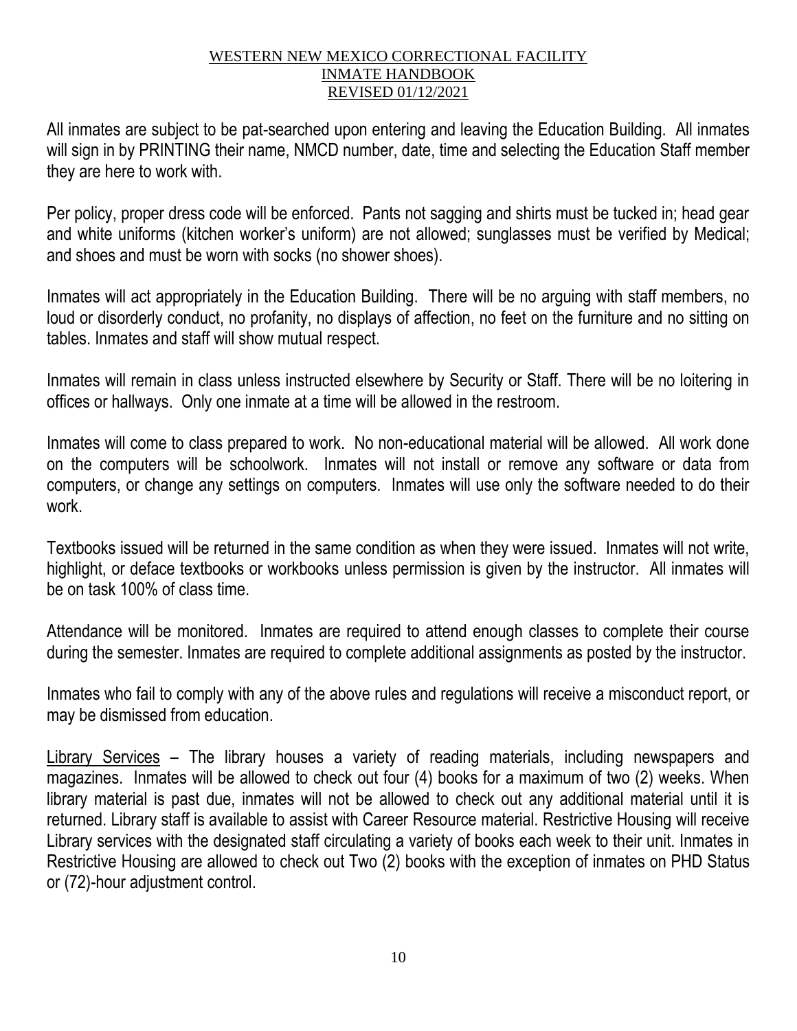All inmates are subject to be pat-searched upon entering and leaving the Education Building. All inmates will sign in by PRINTING their name, NMCD number, date, time and selecting the Education Staff member they are here to work with.

Per policy, proper dress code will be enforced. Pants not sagging and shirts must be tucked in; head gear and white uniforms (kitchen worker's uniform) are not allowed; sunglasses must be verified by Medical; and shoes and must be worn with socks (no shower shoes).

Inmates will act appropriately in the Education Building. There will be no arguing with staff members, no loud or disorderly conduct, no profanity, no displays of affection, no feet on the furniture and no sitting on tables. Inmates and staff will show mutual respect.

Inmates will remain in class unless instructed elsewhere by Security or Staff. There will be no loitering in offices or hallways. Only one inmate at a time will be allowed in the restroom.

Inmates will come to class prepared to work. No non-educational material will be allowed. All work done on the computers will be schoolwork. Inmates will not install or remove any software or data from computers, or change any settings on computers. Inmates will use only the software needed to do their work.

Textbooks issued will be returned in the same condition as when they were issued. Inmates will not write, highlight, or deface textbooks or workbooks unless permission is given by the instructor. All inmates will be on task 100% of class time.

Attendance will be monitored. Inmates are required to attend enough classes to complete their course during the semester. Inmates are required to complete additional assignments as posted by the instructor.

Inmates who fail to comply with any of the above rules and regulations will receive a misconduct report, or may be dismissed from education.

Library Services – The library houses a variety of reading materials, including newspapers and magazines. Inmates will be allowed to check out four (4) books for a maximum of two (2) weeks. When library material is past due, inmates will not be allowed to check out any additional material until it is returned. Library staff is available to assist with Career Resource material. Restrictive Housing will receive Library services with the designated staff circulating a variety of books each week to their unit. Inmates in Restrictive Housing are allowed to check out Two (2) books with the exception of inmates on PHD Status or (72)-hour adjustment control.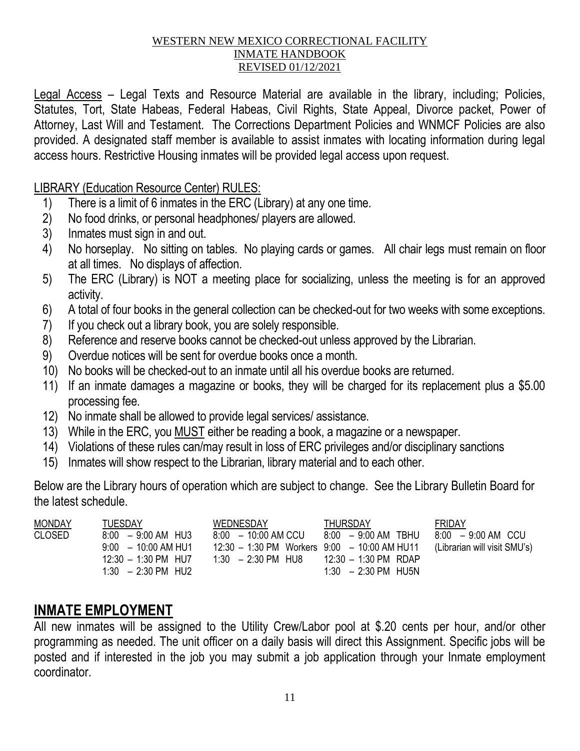Legal Access – Legal Texts and Resource Material are available in the library, including; Policies, Statutes, Tort, State Habeas, Federal Habeas, Civil Rights, State Appeal, Divorce packet, Power of Attorney, Last Will and Testament. The Corrections Department Policies and WNMCF Policies are also provided. A designated staff member is available to assist inmates with locating information during legal access hours. Restrictive Housing inmates will be provided legal access upon request.

LIBRARY (Education Resource Center) RULES:

1) There is a limit of 6 inmates in the ERC (Library) at any one time.
2) No food drinks, or personal headphones/ players are allowed.
3) Inmates must sign in and out.
4) No horseplay. No sitting on tables. No playing cards or games. All chair legs must remain on floor at all times. No displays of affection.
5) The ERC (Library) is NOT a meeting place for socializing, unless the meeting is for an approved activity.
6) A total of four books in the general collection can be checked-out for two weeks with some exceptions.
7) If you check out a library book, you are solely responsible.
8) Reference and reserve books cannot be checked-out unless approved by the Librarian.
9) Overdue notices will be sent for overdue books once a month.
10) No books will be checked-out to an inmate until all his overdue books are returned.
11) If an inmate damages a magazine or books, they will be charged for its replacement plus a $5.00 processing fee.
12) No inmate shall be allowed to provide legal services/ assistance.
13) While in the ERC, you MUST either be reading a book, a magazine or a newspaper.
14) Violations of these rules can/may result in loss of ERC privileges and/or disciplinary sanctions
15) Inmates will show respect to the Librarian, library material and to each other.

Below are the Library hours of operation which are subject to change. See the Library Bulletin Board for the latest schedule.

| MONDAY | TUESDAY | WEDNESDAY | THURSDAY | FRIDAY |
|---|---|---|---|---|
| CLOSED | 8:00 – 9:00 AM HU3 | 8:00 – 10:00 AM CCU | 8:00 – 9:00 AM TBHU | 8:00 – 9:00 AM CCU |
| | 9:00 – 10:00 AM HU1 | 12:30 – 1:30 PM Workers | 9:00 – 10:00 AM HU11 | (Librarian will visit SMU's) |
| | 12:30 – 1:30 PM HU7 | 1:30 – 2:30 PM HU8 | 12:30 – 1:30 PM RDAP | |
| | 1:30 – 2:30 PM HU2 | | 1:30 – 2:30 PM HU5N | |

## INMATE EMPLOYMENT

All new inmates will be assigned to the Utility Crew/Labor pool at $.20 cents per hour, and/or other programming as needed. The unit officer on a daily basis will direct this Assignment. Specific jobs will be posted and if interested in the job you may submit a job application through your Inmate employment coordinator.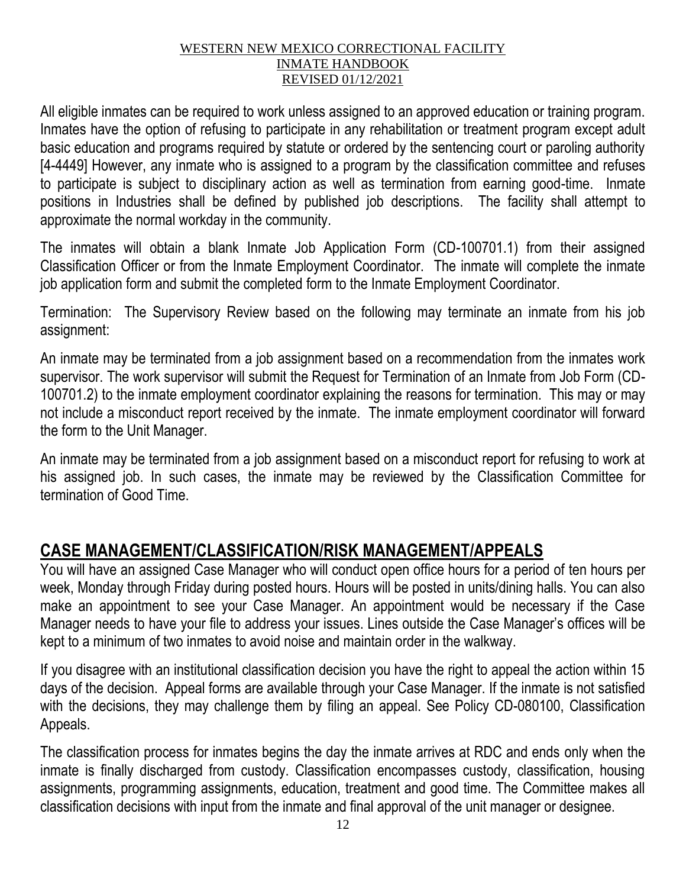All eligible inmates can be required to work unless assigned to an approved education or training program. Inmates have the option of refusing to participate in any rehabilitation or treatment program except adult basic education and programs required by statute or ordered by the sentencing court or paroling authority [4-4449] However, any inmate who is assigned to a program by the classification committee and refuses to participate is subject to disciplinary action as well as termination from earning good-time. Inmate positions in Industries shall be defined by published job descriptions. The facility shall attempt to approximate the normal workday in the community.

The inmates will obtain a blank Inmate Job Application Form (CD-100701.1) from their assigned Classification Officer or from the Inmate Employment Coordinator. The inmate will complete the inmate job application form and submit the completed form to the Inmate Employment Coordinator.

Termination: The Supervisory Review based on the following may terminate an inmate from his job assignment:

An inmate may be terminated from a job assignment based on a recommendation from the inmates work supervisor. The work supervisor will submit the Request for Termination of an Inmate from Job Form (CD-100701.2) to the inmate employment coordinator explaining the reasons for termination. This may or may not include a misconduct report received by the inmate. The inmate employment coordinator will forward the form to the Unit Manager.

An inmate may be terminated from a job assignment based on a misconduct report for refusing to work at his assigned job. In such cases, the inmate may be reviewed by the Classification Committee for termination of Good Time.

## CASE MANAGEMENT/CLASSIFICATION/RISK MANAGEMENT/APPEALS

You will have an assigned Case Manager who will conduct open office hours for a period of ten hours per week, Monday through Friday during posted hours. Hours will be posted in units/dining halls. You can also make an appointment to see your Case Manager. An appointment would be necessary if the Case Manager needs to have your file to address your issues. Lines outside the Case Manager's offices will be kept to a minimum of two inmates to avoid noise and maintain order in the walkway.

If you disagree with an institutional classification decision you have the right to appeal the action within 15 days of the decision. Appeal forms are available through your Case Manager. If the inmate is not satisfied with the decisions, they may challenge them by filing an appeal. See Policy CD-080100, Classification Appeals.

The classification process for inmates begins the day the inmate arrives at RDC and ends only when the inmate is finally discharged from custody. Classification encompasses custody, classification, housing assignments, programming assignments, education, treatment and good time. The Committee makes all classification decisions with input from the inmate and final approval of the unit manager or designee.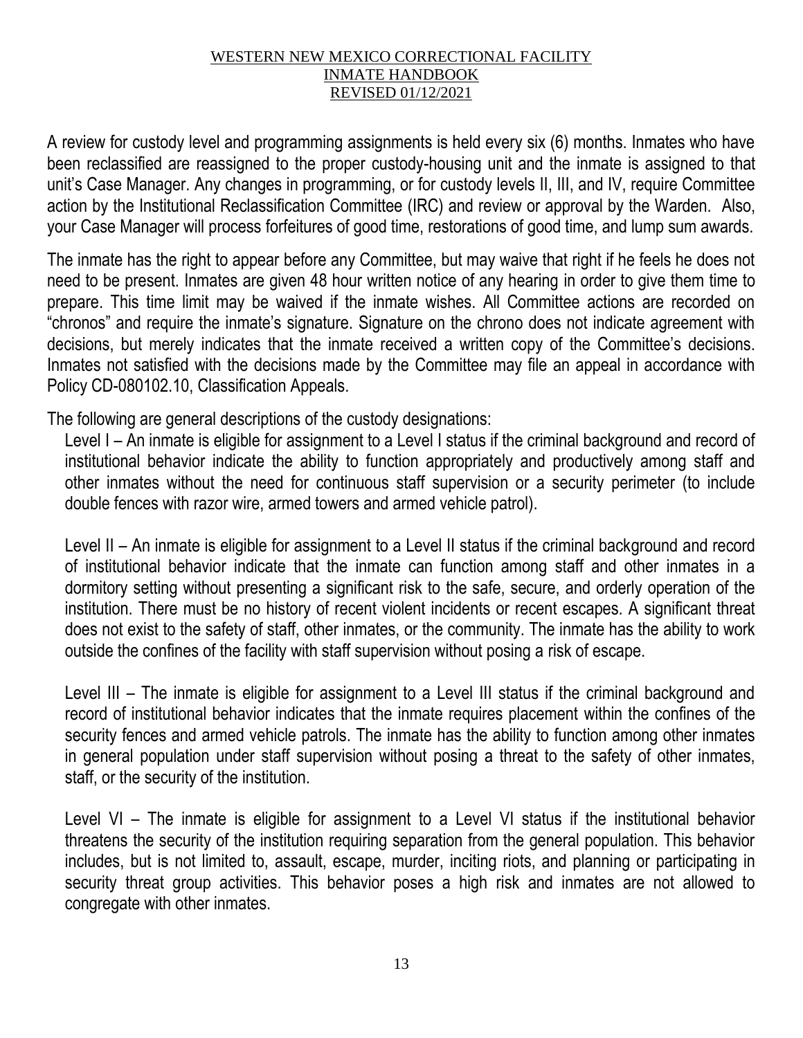A review for custody level and programming assignments is held every six (6) months. Inmates who have been reclassified are reassigned to the proper custody-housing unit and the inmate is assigned to that unit's Case Manager. Any changes in programming, or for custody levels II, III, and IV, require Committee action by the Institutional Reclassification Committee (IRC) and review or approval by the Warden. Also, your Case Manager will process forfeitures of good time, restorations of good time, and lump sum awards.

The inmate has the right to appear before any Committee, but may waive that right if he feels he does not need to be present. Inmates are given 48 hour written notice of any hearing in order to give them time to prepare. This time limit may be waived if the inmate wishes. All Committee actions are recorded on "chronos" and require the inmate's signature. Signature on the chrono does not indicate agreement with decisions, but merely indicates that the inmate received a written copy of the Committee's decisions. Inmates not satisfied with the decisions made by the Committee may file an appeal in accordance with Policy CD-080102.10, Classification Appeals.

The following are general descriptions of the custody designations:

Level I – An inmate is eligible for assignment to a Level I status if the criminal background and record of institutional behavior indicate the ability to function appropriately and productively among staff and other inmates without the need for continuous staff supervision or a security perimeter (to include double fences with razor wire, armed towers and armed vehicle patrol).

Level II – An inmate is eligible for assignment to a Level II status if the criminal background and record of institutional behavior indicate that the inmate can function among staff and other inmates in a dormitory setting without presenting a significant risk to the safe, secure, and orderly operation of the institution. There must be no history of recent violent incidents or recent escapes. A significant threat does not exist to the safety of staff, other inmates, or the community. The inmate has the ability to work outside the confines of the facility with staff supervision without posing a risk of escape.

Level III – The inmate is eligible for assignment to a Level III status if the criminal background and record of institutional behavior indicates that the inmate requires placement within the confines of the security fences and armed vehicle patrols. The inmate has the ability to function among other inmates in general population under staff supervision without posing a threat to the safety of other inmates, staff, or the security of the institution.

Level VI – The inmate is eligible for assignment to a Level VI status if the institutional behavior threatens the security of the institution requiring separation from the general population. This behavior includes, but is not limited to, assault, escape, murder, inciting riots, and planning or participating in security threat group activities. This behavior poses a high risk and inmates are not allowed to congregate with other inmates.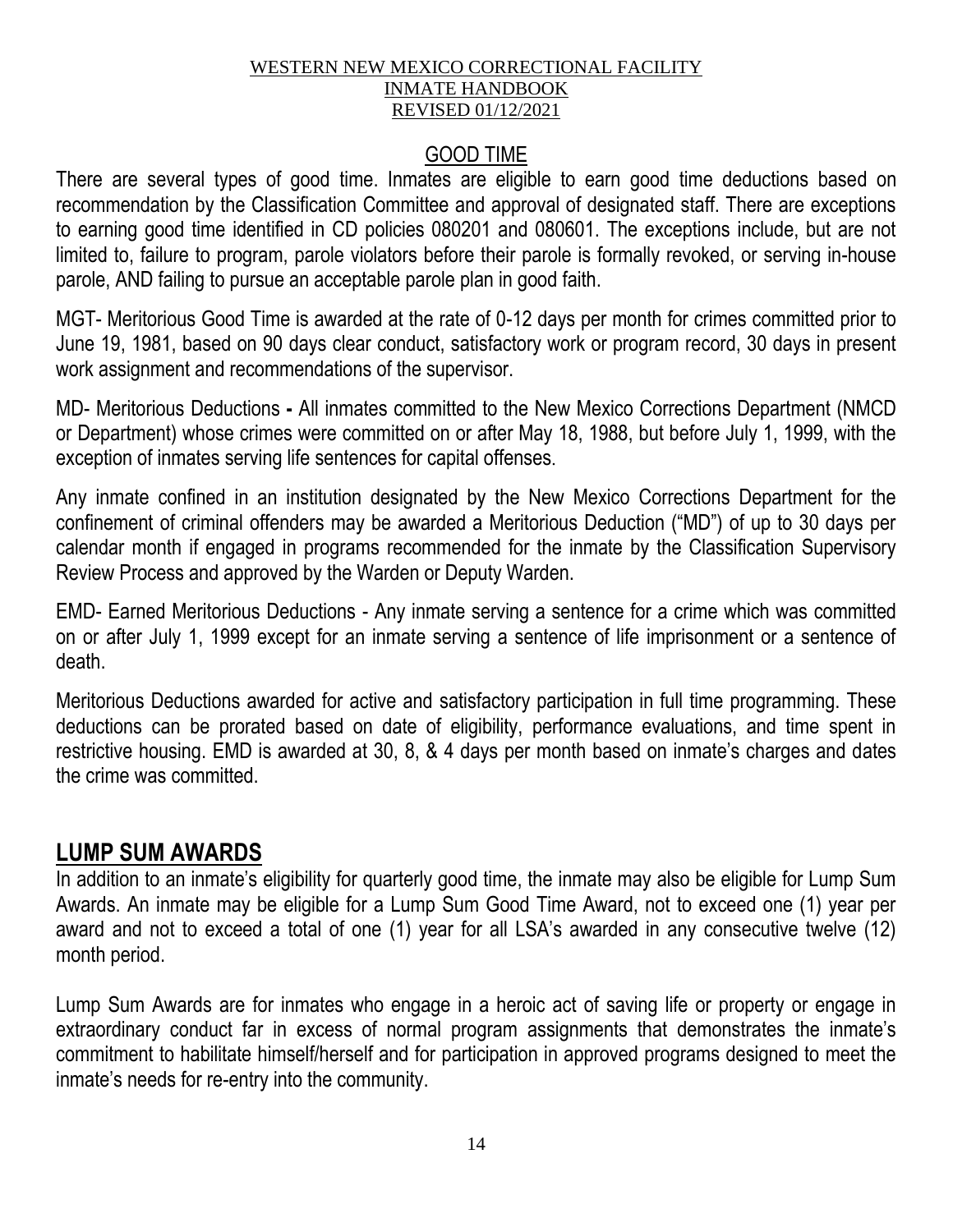## GOOD TIME

There are several types of good time. Inmates are eligible to earn good time deductions based on recommendation by the Classification Committee and approval of designated staff. There are exceptions to earning good time identified in CD policies 080201 and 080601. The exceptions include, but are not limited to, failure to program, parole violators before their parole is formally revoked, or serving in-house parole, AND failing to pursue an acceptable parole plan in good faith.

MGT- Meritorious Good Time is awarded at the rate of 0-12 days per month for crimes committed prior to June 19, 1981, based on 90 days clear conduct, satisfactory work or program record, 30 days in present work assignment and recommendations of the supervisor.

MD- Meritorious Deductions **-** All inmates committed to the New Mexico Corrections Department (NMCD or Department) whose crimes were committed on or after May 18, 1988, but before July 1, 1999, with the exception of inmates serving life sentences for capital offenses.

Any inmate confined in an institution designated by the New Mexico Corrections Department for the confinement of criminal offenders may be awarded a Meritorious Deduction ("MD") of up to 30 days per calendar month if engaged in programs recommended for the inmate by the Classification Supervisory Review Process and approved by the Warden or Deputy Warden.

EMD- Earned Meritorious Deductions - Any inmate serving a sentence for a crime which was committed on or after July 1, 1999 except for an inmate serving a sentence of life imprisonment or a sentence of death.

Meritorious Deductions awarded for active and satisfactory participation in full time programming. These deductions can be prorated based on date of eligibility, performance evaluations, and time spent in restrictive housing. EMD is awarded at 30, 8, & 4 days per month based on inmate's charges and dates the crime was committed.

## LUMP SUM AWARDS

In addition to an inmate's eligibility for quarterly good time, the inmate may also be eligible for Lump Sum Awards. An inmate may be eligible for a Lump Sum Good Time Award, not to exceed one (1) year per award and not to exceed a total of one (1) year for all LSA's awarded in any consecutive twelve (12) month period.

Lump Sum Awards are for inmates who engage in a heroic act of saving life or property or engage in extraordinary conduct far in excess of normal program assignments that demonstrates the inmate's commitment to habilitate himself/herself and for participation in approved programs designed to meet the inmate's needs for re-entry into the community.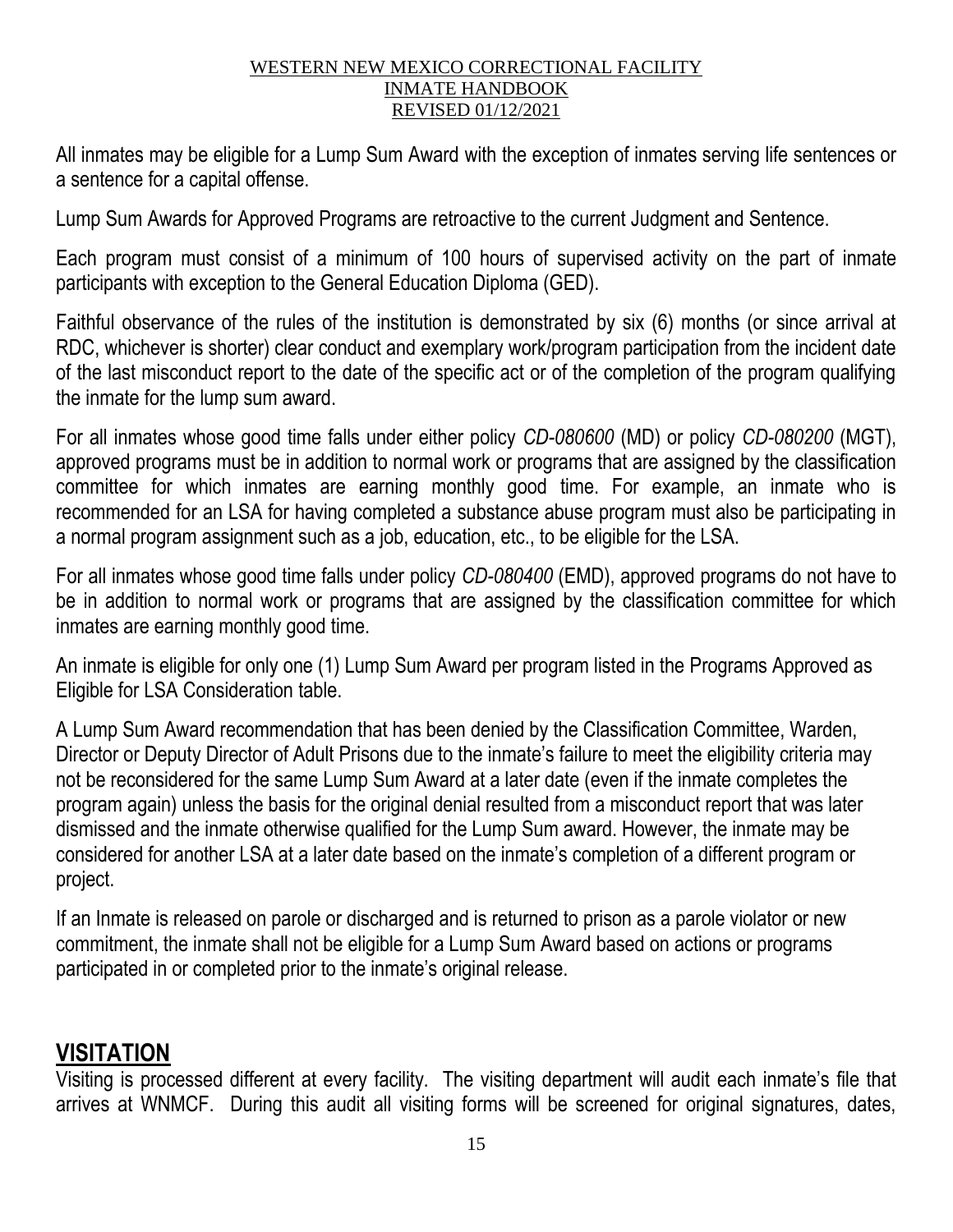All inmates may be eligible for a Lump Sum Award with the exception of inmates serving life sentences or a sentence for a capital offense.

Lump Sum Awards for Approved Programs are retroactive to the current Judgment and Sentence.

Each program must consist of a minimum of 100 hours of supervised activity on the part of inmate participants with exception to the General Education Diploma (GED).

Faithful observance of the rules of the institution is demonstrated by six (6) months (or since arrival at RDC, whichever is shorter) clear conduct and exemplary work/program participation from the incident date of the last misconduct report to the date of the specific act or of the completion of the program qualifying the inmate for the lump sum award.

For all inmates whose good time falls under either policy *CD-080600* (MD) or policy *CD-080200* (MGT), approved programs must be in addition to normal work or programs that are assigned by the classification committee for which inmates are earning monthly good time. For example, an inmate who is recommended for an LSA for having completed a substance abuse program must also be participating in a normal program assignment such as a job, education, etc., to be eligible for the LSA.

For all inmates whose good time falls under policy *CD-080400* (EMD), approved programs do not have to be in addition to normal work or programs that are assigned by the classification committee for which inmates are earning monthly good time.

An inmate is eligible for only one (1) Lump Sum Award per program listed in the Programs Approved as Eligible for LSA Consideration table.

A Lump Sum Award recommendation that has been denied by the Classification Committee, Warden, Director or Deputy Director of Adult Prisons due to the inmate's failure to meet the eligibility criteria may not be reconsidered for the same Lump Sum Award at a later date (even if the inmate completes the program again) unless the basis for the original denial resulted from a misconduct report that was later dismissed and the inmate otherwise qualified for the Lump Sum award. However, the inmate may be considered for another LSA at a later date based on the inmate's completion of a different program or project.

If an Inmate is released on parole or discharged and is returned to prison as a parole violator or new commitment, the inmate shall not be eligible for a Lump Sum Award based on actions or programs participated in or completed prior to the inmate's original release.

## VISITATION

Visiting is processed different at every facility. The visiting department will audit each inmate's file that arrives at WNMCF. During this audit all visiting forms will be screened for original signatures, dates,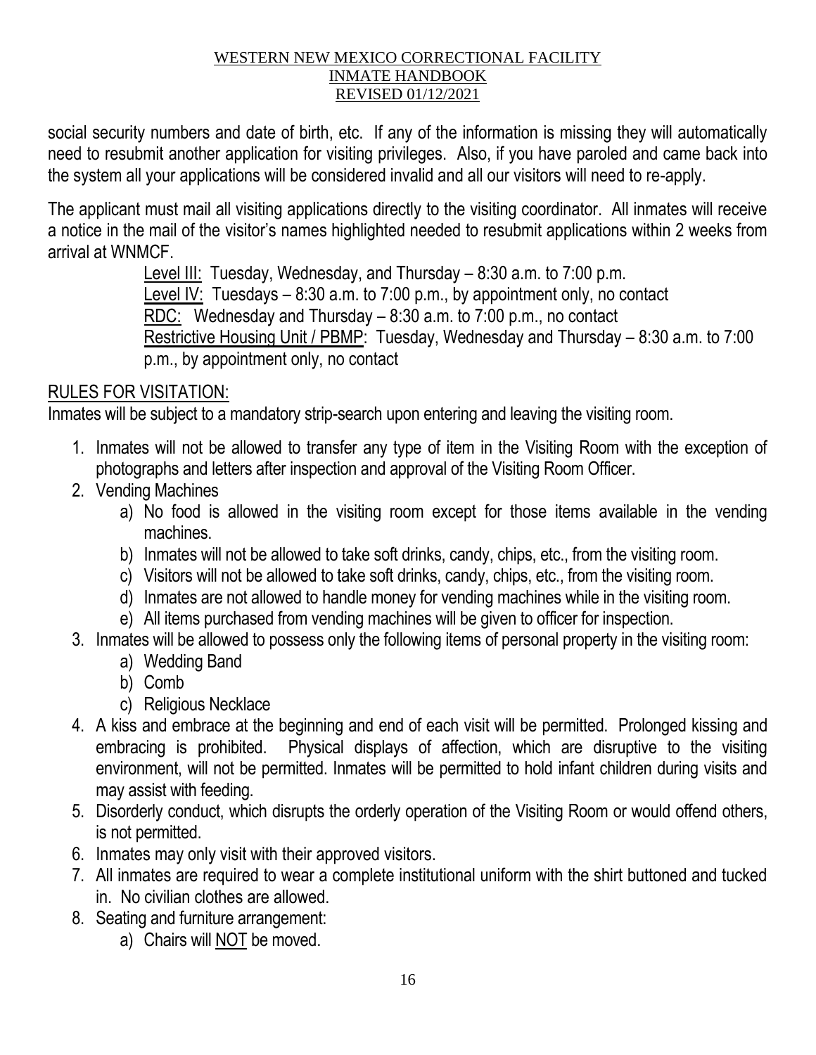social security numbers and date of birth, etc. If any of the information is missing they will automatically need to resubmit another application for visiting privileges. Also, if you have paroled and came back into the system all your applications will be considered invalid and all our visitors will need to re-apply.

The applicant must mail all visiting applications directly to the visiting coordinator. All inmates will receive a notice in the mail of the visitor's names highlighted needed to resubmit applications within 2 weeks from arrival at WNMCF.

Level III: Tuesday, Wednesday, and Thursday – 8:30 a.m. to 7:00 p.m.
Level IV: Tuesdays – 8:30 a.m. to 7:00 p.m., by appointment only, no contact
RDC: Wednesday and Thursday – 8:30 a.m. to 7:00 p.m., no contact
Restrictive Housing Unit / PBMP: Tuesday, Wednesday and Thursday – 8:30 a.m. to 7:00 p.m., by appointment only, no contact

## RULES FOR VISITATION:

Inmates will be subject to a mandatory strip-search upon entering and leaving the visiting room.

1. Inmates will not be allowed to transfer any type of item in the Visiting Room with the exception of photographs and letters after inspection and approval of the Visiting Room Officer.
2. Vending Machines
   a) No food is allowed in the visiting room except for those items available in the vending machines.
   b) Inmates will not be allowed to take soft drinks, candy, chips, etc., from the visiting room.
   c) Visitors will not be allowed to take soft drinks, candy, chips, etc., from the visiting room.
   d) Inmates are not allowed to handle money for vending machines while in the visiting room.
   e) All items purchased from vending machines will be given to officer for inspection.
3. Inmates will be allowed to possess only the following items of personal property in the visiting room:
   a) Wedding Band
   b) Comb
   c) Religious Necklace
4. A kiss and embrace at the beginning and end of each visit will be permitted. Prolonged kissing and embracing is prohibited. Physical displays of affection, which are disruptive to the visiting environment, will not be permitted. Inmates will be permitted to hold infant children during visits and may assist with feeding.
5. Disorderly conduct, which disrupts the orderly operation of the Visiting Room or would offend others, is not permitted.
6. Inmates may only visit with their approved visitors.
7. All inmates are required to wear a complete institutional uniform with the shirt buttoned and tucked in. No civilian clothes are allowed.
8. Seating and furniture arrangement:
   a) Chairs will NOT be moved.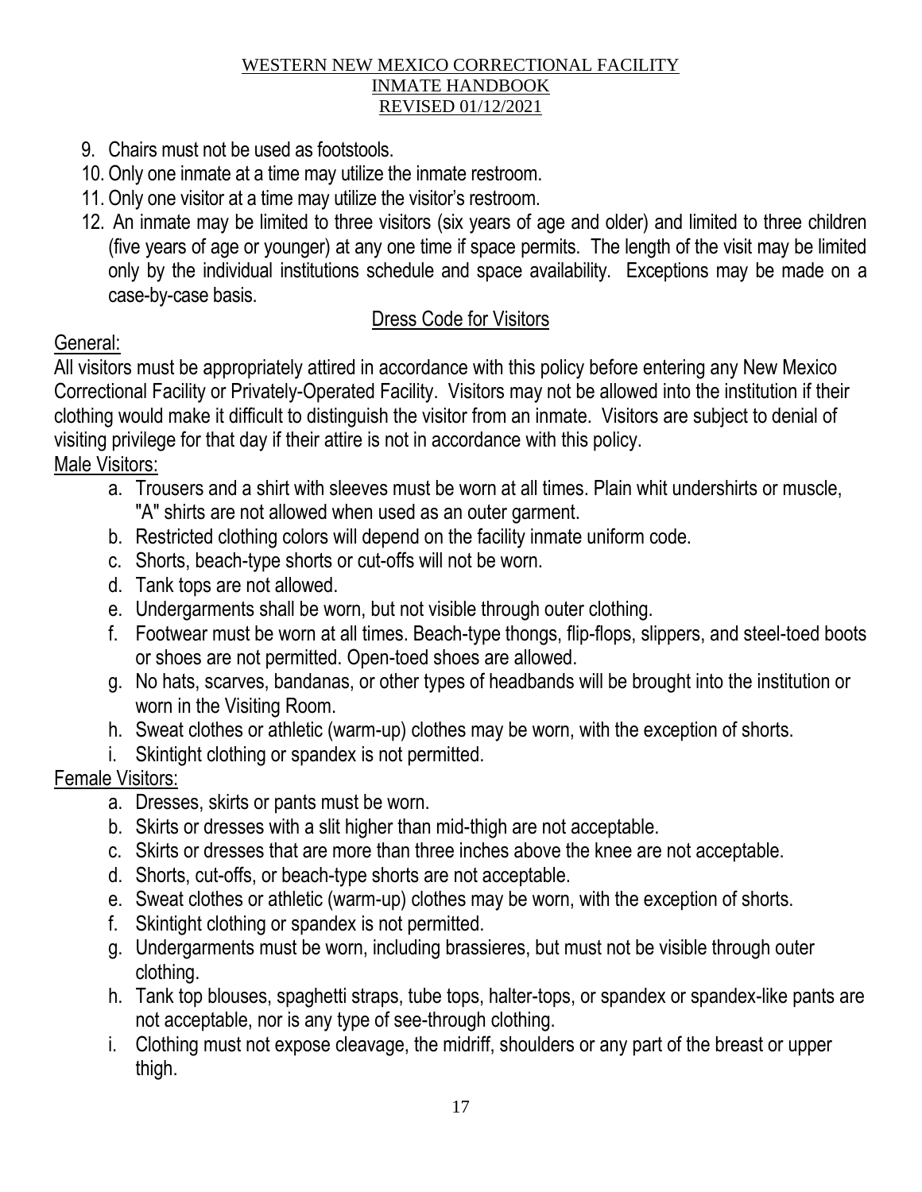9. Chairs must not be used as footstools.
10. Only one inmate at a time may utilize the inmate restroom.
11. Only one visitor at a time may utilize the visitor's restroom.
12. An inmate may be limited to three visitors (six years of age and older) and limited to three children (five years of age or younger) at any one time if space permits. The length of the visit may be limited only by the individual institutions schedule and space availability. Exceptions may be made on a case-by-case basis.

## Dress Code for Visitors

General:

All visitors must be appropriately attired in accordance with this policy before entering any New Mexico Correctional Facility or Privately-Operated Facility. Visitors may not be allowed into the institution if their clothing would make it difficult to distinguish the visitor from an inmate. Visitors are subject to denial of visiting privilege for that day if their attire is not in accordance with this policy.

Male Visitors:

a. Trousers and a shirt with sleeves must be worn at all times. Plain whit undershirts or muscle, "A" shirts are not allowed when used as an outer garment.
b. Restricted clothing colors will depend on the facility inmate uniform code.
c. Shorts, beach-type shorts or cut-offs will not be worn.
d. Tank tops are not allowed.
e. Undergarments shall be worn, but not visible through outer clothing.
f. Footwear must be worn at all times. Beach-type thongs, flip-flops, slippers, and steel-toed boots or shoes are not permitted. Open-toed shoes are allowed.
g. No hats, scarves, bandanas, or other types of headbands will be brought into the institution or worn in the Visiting Room.
h. Sweat clothes or athletic (warm-up) clothes may be worn, with the exception of shorts.
i. Skintight clothing or spandex is not permitted.

Female Visitors:

a. Dresses, skirts or pants must be worn.
b. Skirts or dresses with a slit higher than mid-thigh are not acceptable.
c. Skirts or dresses that are more than three inches above the knee are not acceptable.
d. Shorts, cut-offs, or beach-type shorts are not acceptable.
e. Sweat clothes or athletic (warm-up) clothes may be worn, with the exception of shorts.
f. Skintight clothing or spandex is not permitted.
g. Undergarments must be worn, including brassieres, but must not be visible through outer clothing.
h. Tank top blouses, spaghetti straps, tube tops, halter-tops, or spandex or spandex-like pants are not acceptable, nor is any type of see-through clothing.
i. Clothing must not expose cleavage, the midriff, shoulders or any part of the breast or upper thigh.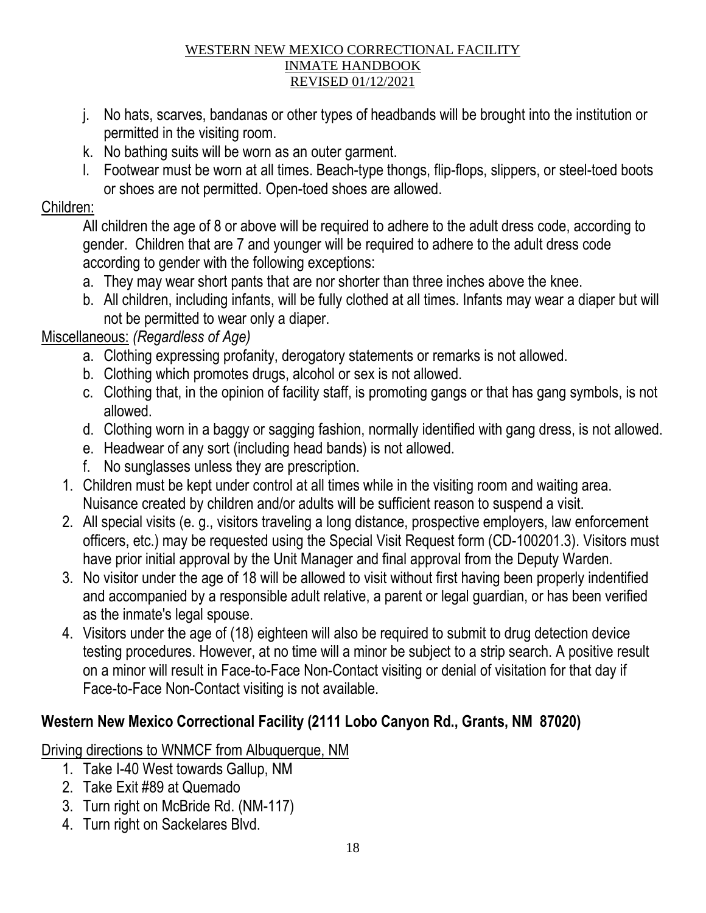j. No hats, scarves, bandanas or other types of headbands will be brought into the institution or permitted in the visiting room.
k. No bathing suits will be worn as an outer garment.
l. Footwear must be worn at all times. Beach-type thongs, flip-flops, slippers, or steel-toed boots or shoes are not permitted. Open-toed shoes are allowed.

Children:

All children the age of 8 or above will be required to adhere to the adult dress code, according to gender. Children that are 7 and younger will be required to adhere to the adult dress code according to gender with the following exceptions:

a. They may wear short pants that are nor shorter than three inches above the knee.
b. All children, including infants, will be fully clothed at all times. Infants may wear a diaper but will not be permitted to wear only a diaper.

Miscellaneous: *(Regardless of Age)*

a. Clothing expressing profanity, derogatory statements or remarks is not allowed.
b. Clothing which promotes drugs, alcohol or sex is not allowed.
c. Clothing that, in the opinion of facility staff, is promoting gangs or that has gang symbols, is not allowed.
d. Clothing worn in a baggy or sagging fashion, normally identified with gang dress, is not allowed.
e. Headwear of any sort (including head bands) is not allowed.
f. No sunglasses unless they are prescription.

1. Children must be kept under control at all times while in the visiting room and waiting area. Nuisance created by children and/or adults will be sufficient reason to suspend a visit.
2. All special visits (e. g., visitors traveling a long distance, prospective employers, law enforcement officers, etc.) may be requested using the Special Visit Request form (CD-100201.3). Visitors must have prior initial approval by the Unit Manager and final approval from the Deputy Warden.
3. No visitor under the age of 18 will be allowed to visit without first having been properly indentified and accompanied by a responsible adult relative, a parent or legal guardian, or has been verified as the inmate's legal spouse.
4. Visitors under the age of (18) eighteen will also be required to submit to drug detection device testing procedures. However, at no time will a minor be subject to a strip search. A positive result on a minor will result in Face-to-Face Non-Contact visiting or denial of visitation for that day if Face-to-Face Non-Contact visiting is not available.

**Western New Mexico Correctional Facility (2111 Lobo Canyon Rd., Grants, NM 87020)**

Driving directions to WNMCF from Albuquerque, NM

1. Take I-40 West towards Gallup, NM
2. Take Exit #89 at Quemado
3. Turn right on McBride Rd. (NM-117)
4. Turn right on Sackelares Blvd.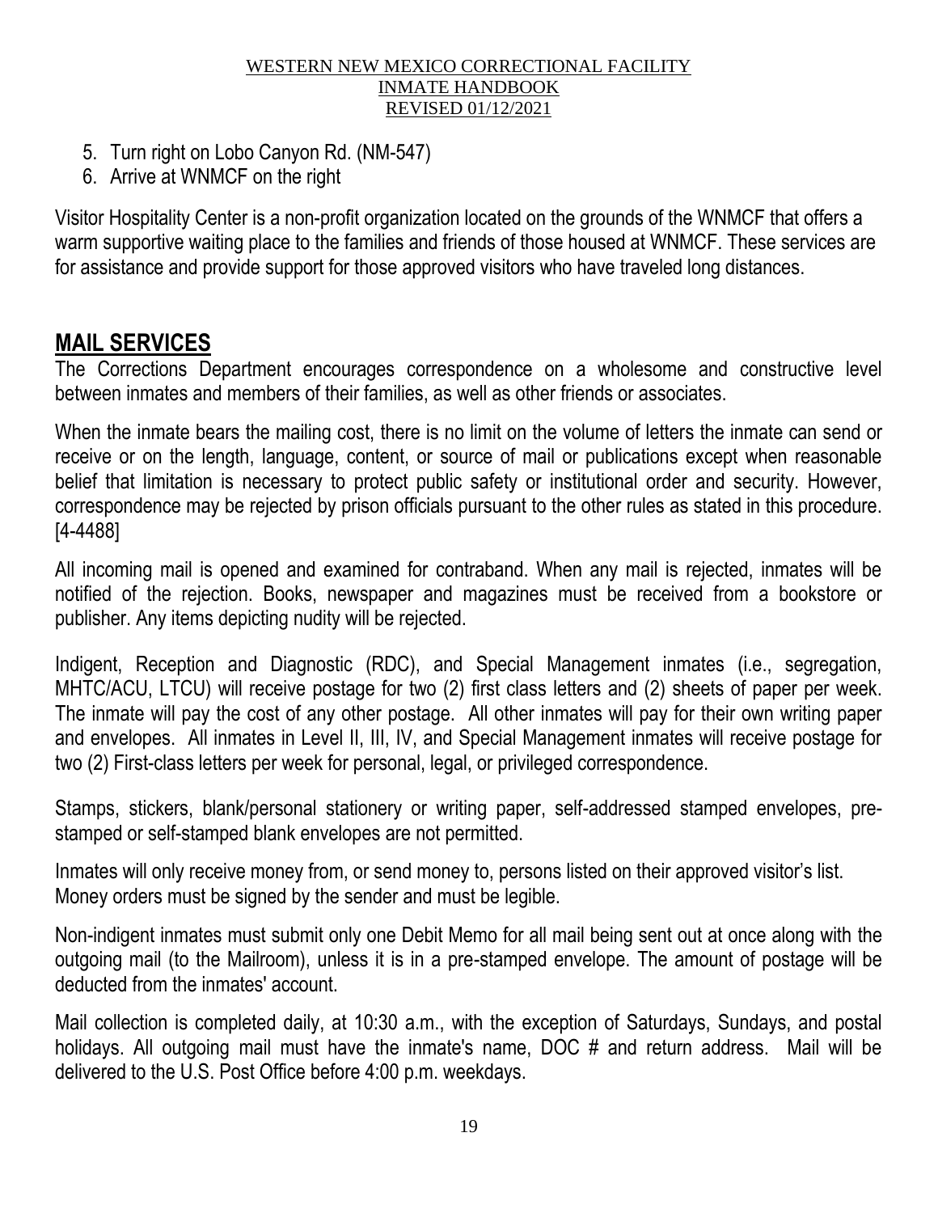5. Turn right on Lobo Canyon Rd. (NM-547)
6. Arrive at WNMCF on the right

Visitor Hospitality Center is a non-profit organization located on the grounds of the WNMCF that offers a warm supportive waiting place to the families and friends of those housed at WNMCF. These services are for assistance and provide support for those approved visitors who have traveled long distances.

## MAIL SERVICES

The Corrections Department encourages correspondence on a wholesome and constructive level between inmates and members of their families, as well as other friends or associates.

When the inmate bears the mailing cost, there is no limit on the volume of letters the inmate can send or receive or on the length, language, content, or source of mail or publications except when reasonable belief that limitation is necessary to protect public safety or institutional order and security. However, correspondence may be rejected by prison officials pursuant to the other rules as stated in this procedure. [4-4488]

All incoming mail is opened and examined for contraband. When any mail is rejected, inmates will be notified of the rejection. Books, newspaper and magazines must be received from a bookstore or publisher. Any items depicting nudity will be rejected.

Indigent, Reception and Diagnostic (RDC), and Special Management inmates (i.e., segregation, MHTC/ACU, LTCU) will receive postage for two (2) first class letters and (2) sheets of paper per week. The inmate will pay the cost of any other postage. All other inmates will pay for their own writing paper and envelopes. All inmates in Level II, III, IV, and Special Management inmates will receive postage for two (2) First-class letters per week for personal, legal, or privileged correspondence.

Stamps, stickers, blank/personal stationery or writing paper, self-addressed stamped envelopes, pre-stamped or self-stamped blank envelopes are not permitted.

Inmates will only receive money from, or send money to, persons listed on their approved visitor's list. Money orders must be signed by the sender and must be legible.

Non-indigent inmates must submit only one Debit Memo for all mail being sent out at once along with the outgoing mail (to the Mailroom), unless it is in a pre-stamped envelope. The amount of postage will be deducted from the inmates' account.

Mail collection is completed daily, at 10:30 a.m., with the exception of Saturdays, Sundays, and postal holidays. All outgoing mail must have the inmate's name, DOC # and return address. Mail will be delivered to the U.S. Post Office before 4:00 p.m. weekdays.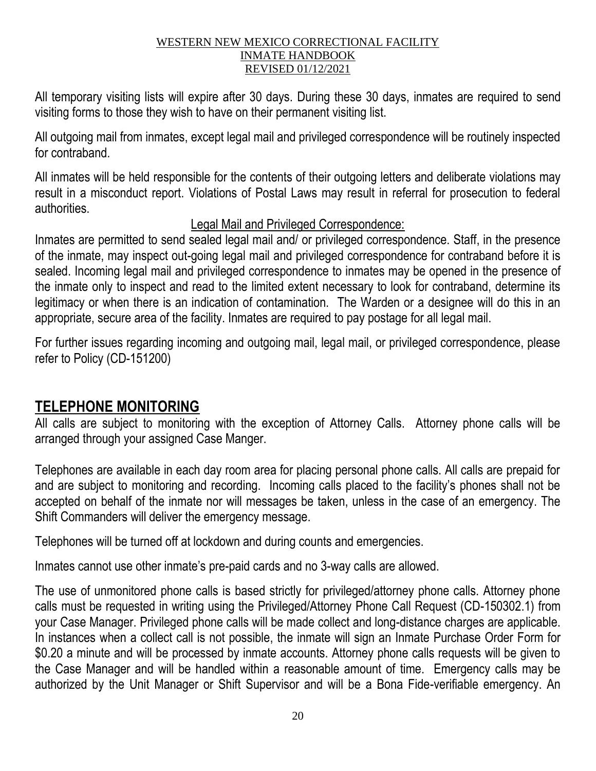All temporary visiting lists will expire after 30 days. During these 30 days, inmates are required to send visiting forms to those they wish to have on their permanent visiting list.

All outgoing mail from inmates, except legal mail and privileged correspondence will be routinely inspected for contraband.

All inmates will be held responsible for the contents of their outgoing letters and deliberate violations may result in a misconduct report. Violations of Postal Laws may result in referral for prosecution to federal authorities.

Legal Mail and Privileged Correspondence:

Inmates are permitted to send sealed legal mail and/ or privileged correspondence. Staff, in the presence of the inmate, may inspect out-going legal mail and privileged correspondence for contraband before it is sealed. Incoming legal mail and privileged correspondence to inmates may be opened in the presence of the inmate only to inspect and read to the limited extent necessary to look for contraband, determine its legitimacy or when there is an indication of contamination. The Warden or a designee will do this in an appropriate, secure area of the facility. Inmates are required to pay postage for all legal mail.

For further issues regarding incoming and outgoing mail, legal mail, or privileged correspondence, please refer to Policy (CD-151200)

## TELEPHONE MONITORING

All calls are subject to monitoring with the exception of Attorney Calls. Attorney phone calls will be arranged through your assigned Case Manger.

Telephones are available in each day room area for placing personal phone calls. All calls are prepaid for and are subject to monitoring and recording. Incoming calls placed to the facility's phones shall not be accepted on behalf of the inmate nor will messages be taken, unless in the case of an emergency. The Shift Commanders will deliver the emergency message.

Telephones will be turned off at lockdown and during counts and emergencies.

Inmates cannot use other inmate's pre-paid cards and no 3-way calls are allowed.

The use of unmonitored phone calls is based strictly for privileged/attorney phone calls. Attorney phone calls must be requested in writing using the Privileged/Attorney Phone Call Request (CD-150302.1) from your Case Manager. Privileged phone calls will be made collect and long-distance charges are applicable. In instances when a collect call is not possible, the inmate will sign an Inmate Purchase Order Form for $0.20 a minute and will be processed by inmate accounts. Attorney phone calls requests will be given to the Case Manager and will be handled within a reasonable amount of time. Emergency calls may be authorized by the Unit Manager or Shift Supervisor and will be a Bona Fide-verifiable emergency. An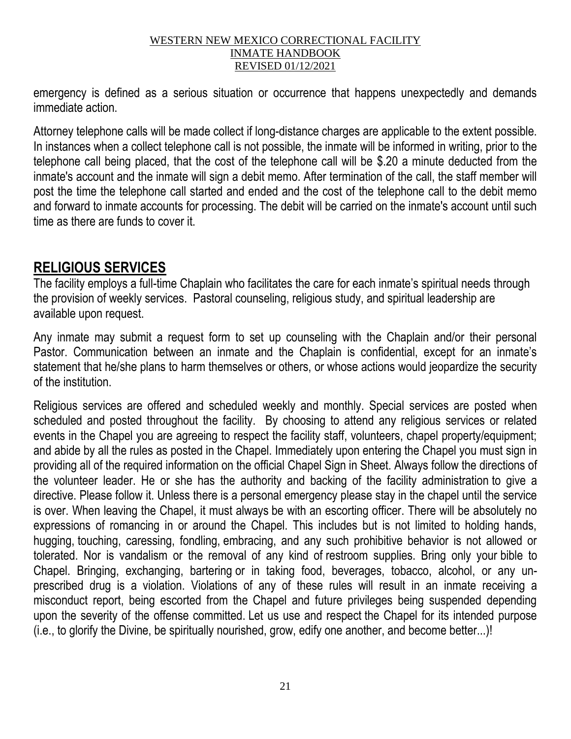emergency is defined as a serious situation or occurrence that happens unexpectedly and demands immediate action.

Attorney telephone calls will be made collect if long-distance charges are applicable to the extent possible. In instances when a collect telephone call is not possible, the inmate will be informed in writing, prior to the telephone call being placed, that the cost of the telephone call will be $.20 a minute deducted from the inmate's account and the inmate will sign a debit memo. After termination of the call, the staff member will post the time the telephone call started and ended and the cost of the telephone call to the debit memo and forward to inmate accounts for processing. The debit will be carried on the inmate's account until such time as there are funds to cover it.

## RELIGIOUS SERVICES

The facility employs a full-time Chaplain who facilitates the care for each inmate's spiritual needs through the provision of weekly services. Pastoral counseling, religious study, and spiritual leadership are available upon request.

Any inmate may submit a request form to set up counseling with the Chaplain and/or their personal Pastor. Communication between an inmate and the Chaplain is confidential, except for an inmate's statement that he/she plans to harm themselves or others, or whose actions would jeopardize the security of the institution.

Religious services are offered and scheduled weekly and monthly. Special services are posted when scheduled and posted throughout the facility. By choosing to attend any religious services or related events in the Chapel you are agreeing to respect the facility staff, volunteers, chapel property/equipment; and abide by all the rules as posted in the Chapel. Immediately upon entering the Chapel you must sign in providing all of the required information on the official Chapel Sign in Sheet. Always follow the directions of the volunteer leader. He or she has the authority and backing of the facility administration to give a directive. Please follow it. Unless there is a personal emergency please stay in the chapel until the service is over. When leaving the Chapel, it must always be with an escorting officer. There will be absolutely no expressions of romancing in or around the Chapel. This includes but is not limited to holding hands, hugging, touching, caressing, fondling, embracing, and any such prohibitive behavior is not allowed or tolerated. Nor is vandalism or the removal of any kind of restroom supplies. Bring only your bible to Chapel. Bringing, exchanging, bartering or in taking food, beverages, tobacco, alcohol, or any un-prescribed drug is a violation. Violations of any of these rules will result in an inmate receiving a misconduct report, being escorted from the Chapel and future privileges being suspended depending upon the severity of the offense committed. Let us use and respect the Chapel for its intended purpose (i.e., to glorify the Divine, be spiritually nourished, grow, edify one another, and become better...)!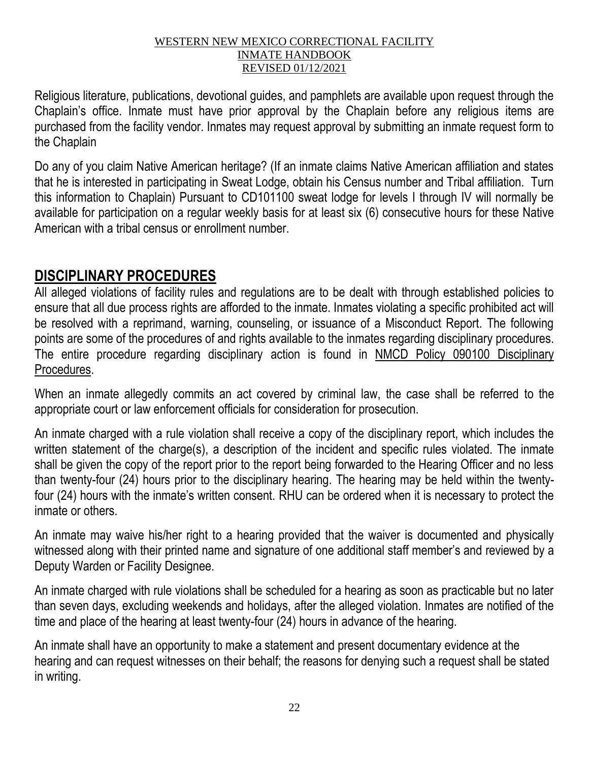Religious literature, publications, devotional guides, and pamphlets are available upon request through the Chaplain's office. Inmate must have prior approval by the Chaplain before any religious items are purchased from the facility vendor. Inmates may request approval by submitting an inmate request form to the Chaplain

Do any of you claim Native American heritage? (If an inmate claims Native American affiliation and states that he is interested in participating in Sweat Lodge, obtain his Census number and Tribal affiliation. Turn this information to Chaplain) Pursuant to CD101100 sweat lodge for levels I through IV will normally be available for participation on a regular weekly basis for at least six (6) consecutive hours for these Native American with a tribal census or enrollment number.

## DISCIPLINARY PROCEDURES

All alleged violations of facility rules and regulations are to be dealt with through established policies to ensure that all due process rights are afforded to the inmate. Inmates violating a specific prohibited act will be resolved with a reprimand, warning, counseling, or issuance of a Misconduct Report. The following points are some of the procedures of and rights available to the inmates regarding disciplinary procedures. The entire procedure regarding disciplinary action is found in NMCD Policy 090100 Disciplinary Procedures.

When an inmate allegedly commits an act covered by criminal law, the case shall be referred to the appropriate court or law enforcement officials for consideration for prosecution.

An inmate charged with a rule violation shall receive a copy of the disciplinary report, which includes the written statement of the charge(s), a description of the incident and specific rules violated. The inmate shall be given the copy of the report prior to the report being forwarded to the Hearing Officer and no less than twenty-four (24) hours prior to the disciplinary hearing. The hearing may be held within the twenty-four (24) hours with the inmate's written consent. RHU can be ordered when it is necessary to protect the inmate or others.

An inmate may waive his/her right to a hearing provided that the waiver is documented and physically witnessed along with their printed name and signature of one additional staff member's and reviewed by a Deputy Warden or Facility Designee.

An inmate charged with rule violations shall be scheduled for a hearing as soon as practicable but no later than seven days, excluding weekends and holidays, after the alleged violation. Inmates are notified of the time and place of the hearing at least twenty-four (24) hours in advance of the hearing.

An inmate shall have an opportunity to make a statement and present documentary evidence at the hearing and can request witnesses on their behalf; the reasons for denying such a request shall be stated in writing.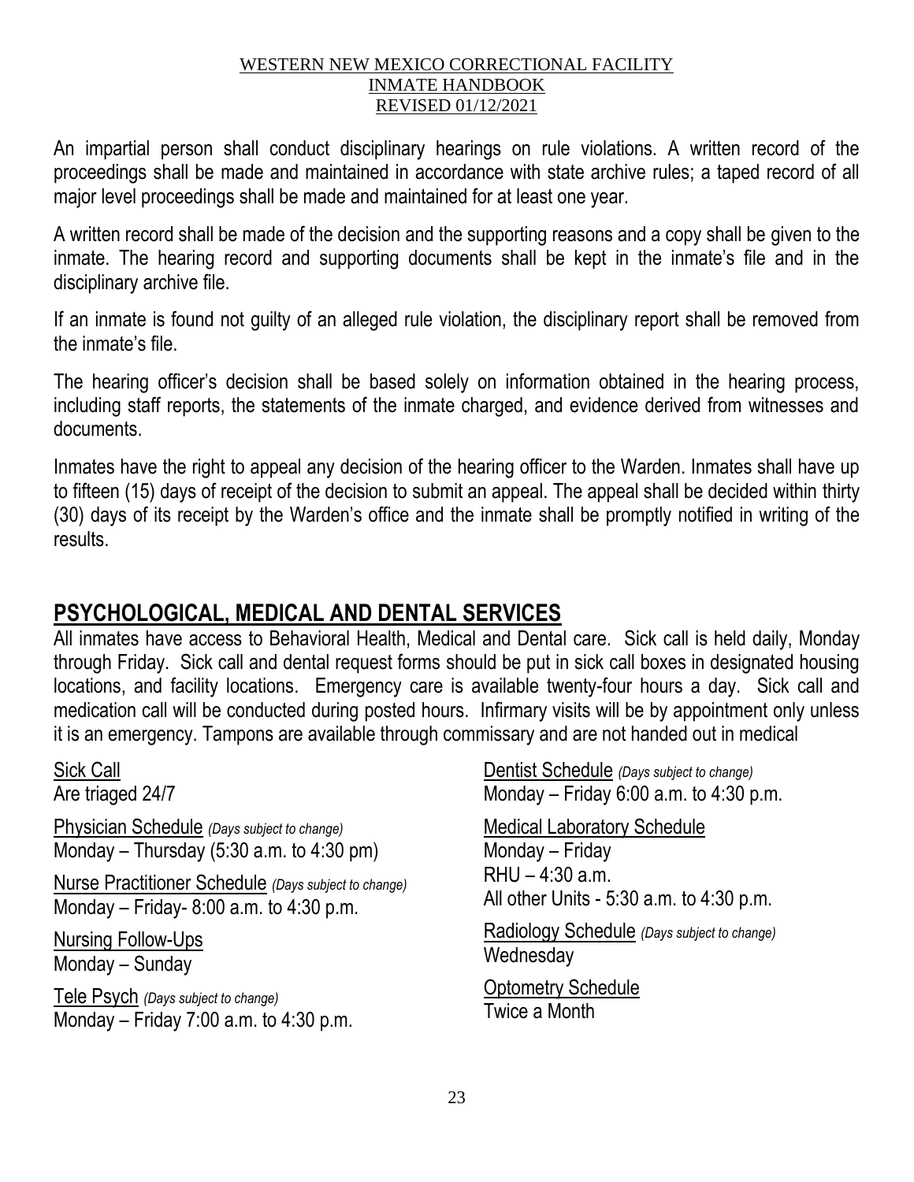An impartial person shall conduct disciplinary hearings on rule violations. A written record of the proceedings shall be made and maintained in accordance with state archive rules; a taped record of all major level proceedings shall be made and maintained for at least one year.

A written record shall be made of the decision and the supporting reasons and a copy shall be given to the inmate. The hearing record and supporting documents shall be kept in the inmate's file and in the disciplinary archive file.

If an inmate is found not guilty of an alleged rule violation, the disciplinary report shall be removed from the inmate's file.

The hearing officer's decision shall be based solely on information obtained in the hearing process, including staff reports, the statements of the inmate charged, and evidence derived from witnesses and documents.

Inmates have the right to appeal any decision of the hearing officer to the Warden. Inmates shall have up to fifteen (15) days of receipt of the decision to submit an appeal. The appeal shall be decided within thirty (30) days of its receipt by the Warden's office and the inmate shall be promptly notified in writing of the results.

## PSYCHOLOGICAL, MEDICAL AND DENTAL SERVICES

All inmates have access to Behavioral Health, Medical and Dental care. Sick call is held daily, Monday through Friday. Sick call and dental request forms should be put in sick call boxes in designated housing locations, and facility locations. Emergency care is available twenty-four hours a day. Sick call and medication call will be conducted during posted hours. Infirmary visits will be by appointment only unless it is an emergency. Tampons are available through commissary and are not handed out in medical

Sick Call
Are triaged 24/7

Physician Schedule *(Days subject to change)*
Monday – Thursday (5:30 a.m. to 4:30 pm)

Nurse Practitioner Schedule *(Days subject to change)*
Monday – Friday- 8:00 a.m. to 4:30 p.m.

Nursing Follow-Ups
Monday – Sunday

Tele Psych *(Days subject to change)*
Monday – Friday 7:00 a.m. to 4:30 p.m.

Dentist Schedule *(Days subject to change)*
Monday – Friday 6:00 a.m. to 4:30 p.m.

Medical Laboratory Schedule
Monday – Friday
RHU – 4:30 a.m.
All other Units - 5:30 a.m. to 4:30 p.m.

Radiology Schedule *(Days subject to change)*
Wednesday

Optometry Schedule
Twice a Month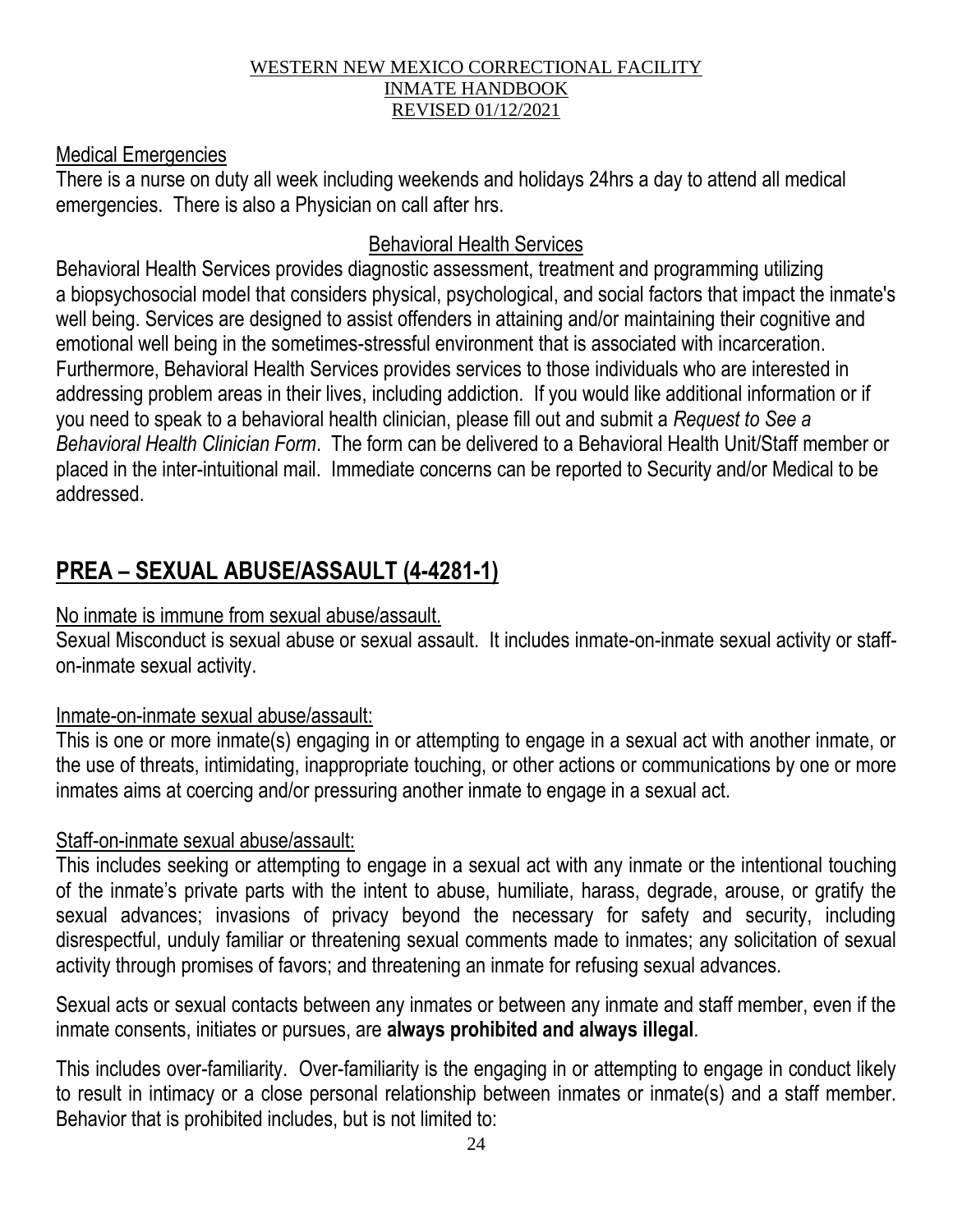Medical Emergencies

There is a nurse on duty all week including weekends and holidays 24hrs a day to attend all medical emergencies. There is also a Physician on call after hrs.

Behavioral Health Services

Behavioral Health Services provides diagnostic assessment, treatment and programming utilizing a biopsychosocial model that considers physical, psychological, and social factors that impact the inmate's well being. Services are designed to assist offenders in attaining and/or maintaining their cognitive and emotional well being in the sometimes-stressful environment that is associated with incarceration. Furthermore, Behavioral Health Services provides services to those individuals who are interested in addressing problem areas in their lives, including addiction. If you would like additional information or if you need to speak to a behavioral health clinician, please fill out and submit a *Request to See a Behavioral Health Clinician Form*. The form can be delivered to a Behavioral Health Unit/Staff member or placed in the inter-intuitional mail. Immediate concerns can be reported to Security and/or Medical to be addressed.

## PREA – SEXUAL ABUSE/ASSAULT (4-4281-1)

No inmate is immune from sexual abuse/assault.

Sexual Misconduct is sexual abuse or sexual assault. It includes inmate-on-inmate sexual activity or staff-on-inmate sexual activity.

Inmate-on-inmate sexual abuse/assault:

This is one or more inmate(s) engaging in or attempting to engage in a sexual act with another inmate, or the use of threats, intimidating, inappropriate touching, or other actions or communications by one or more inmates aims at coercing and/or pressuring another inmate to engage in a sexual act.

Staff-on-inmate sexual abuse/assault:

This includes seeking or attempting to engage in a sexual act with any inmate or the intentional touching of the inmate's private parts with the intent to abuse, humiliate, harass, degrade, arouse, or gratify the sexual advances; invasions of privacy beyond the necessary for safety and security, including disrespectful, unduly familiar or threatening sexual comments made to inmates; any solicitation of sexual activity through promises of favors; and threatening an inmate for refusing sexual advances.

Sexual acts or sexual contacts between any inmates or between any inmate and staff member, even if the inmate consents, initiates or pursues, are **always prohibited and always illegal**.

This includes over-familiarity. Over-familiarity is the engaging in or attempting to engage in conduct likely to result in intimacy or a close personal relationship between inmates or inmate(s) and a staff member. Behavior that is prohibited includes, but is not limited to: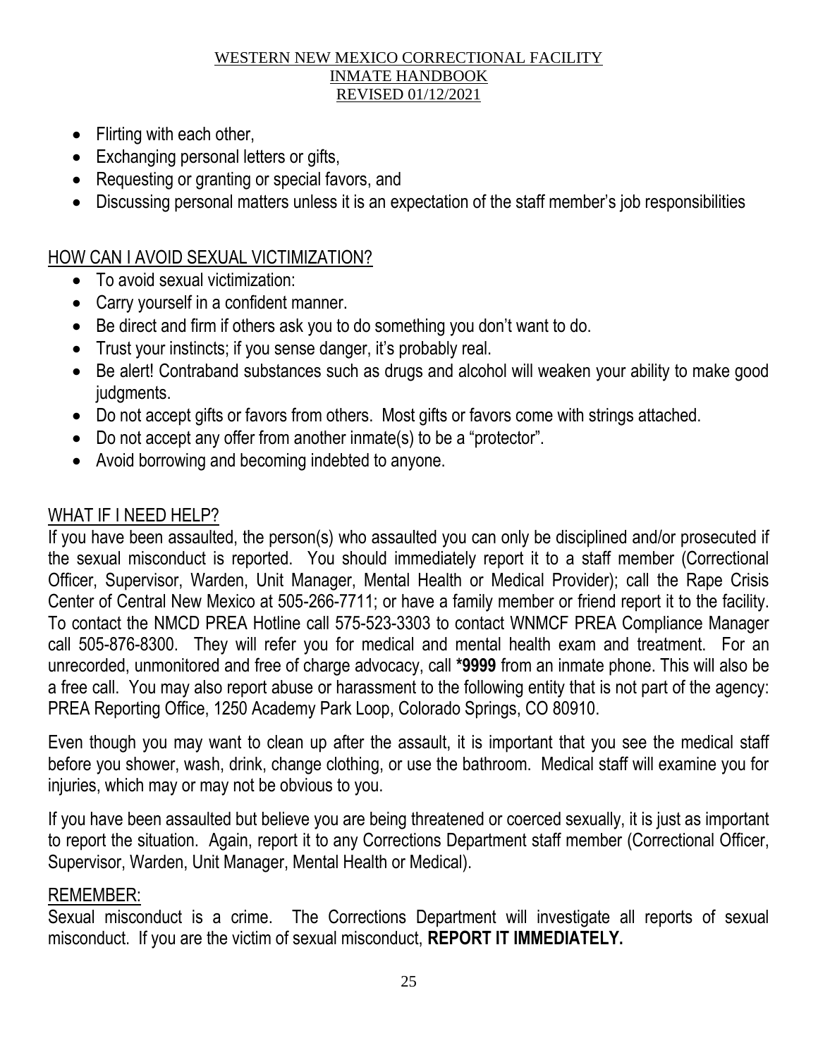- Flirting with each other,
- Exchanging personal letters or gifts,
- Requesting or granting or special favors, and
- Discussing personal matters unless it is an expectation of the staff member's job responsibilities

## HOW CAN I AVOID SEXUAL VICTIMIZATION?

- To avoid sexual victimization:
- Carry yourself in a confident manner.
- Be direct and firm if others ask you to do something you don't want to do.
- Trust your instincts; if you sense danger, it's probably real.
- Be alert! Contraband substances such as drugs and alcohol will weaken your ability to make good judgments.
- Do not accept gifts or favors from others. Most gifts or favors come with strings attached.
- Do not accept any offer from another inmate(s) to be a "protector".
- Avoid borrowing and becoming indebted to anyone.

## WHAT IF I NEED HELP?

If you have been assaulted, the person(s) who assaulted you can only be disciplined and/or prosecuted if the sexual misconduct is reported. You should immediately report it to a staff member (Correctional Officer, Supervisor, Warden, Unit Manager, Mental Health or Medical Provider); call the Rape Crisis Center of Central New Mexico at 505-266-7711; or have a family member or friend report it to the facility. To contact the NMCD PREA Hotline call 575-523-3303 to contact WNMCF PREA Compliance Manager call 505-876-8300. They will refer you for medical and mental health exam and treatment. For an unrecorded, unmonitored and free of charge advocacy, call ***9999** from an inmate phone. This will also be a free call. You may also report abuse or harassment to the following entity that is not part of the agency: PREA Reporting Office, 1250 Academy Park Loop, Colorado Springs, CO 80910.

Even though you may want to clean up after the assault, it is important that you see the medical staff before you shower, wash, drink, change clothing, or use the bathroom. Medical staff will examine you for injuries, which may or may not be obvious to you.

If you have been assaulted but believe you are being threatened or coerced sexually, it is just as important to report the situation. Again, report it to any Corrections Department staff member (Correctional Officer, Supervisor, Warden, Unit Manager, Mental Health or Medical).

## REMEMBER:

Sexual misconduct is a crime. The Corrections Department will investigate all reports of sexual misconduct. If you are the victim of sexual misconduct, **REPORT IT IMMEDIATELY.**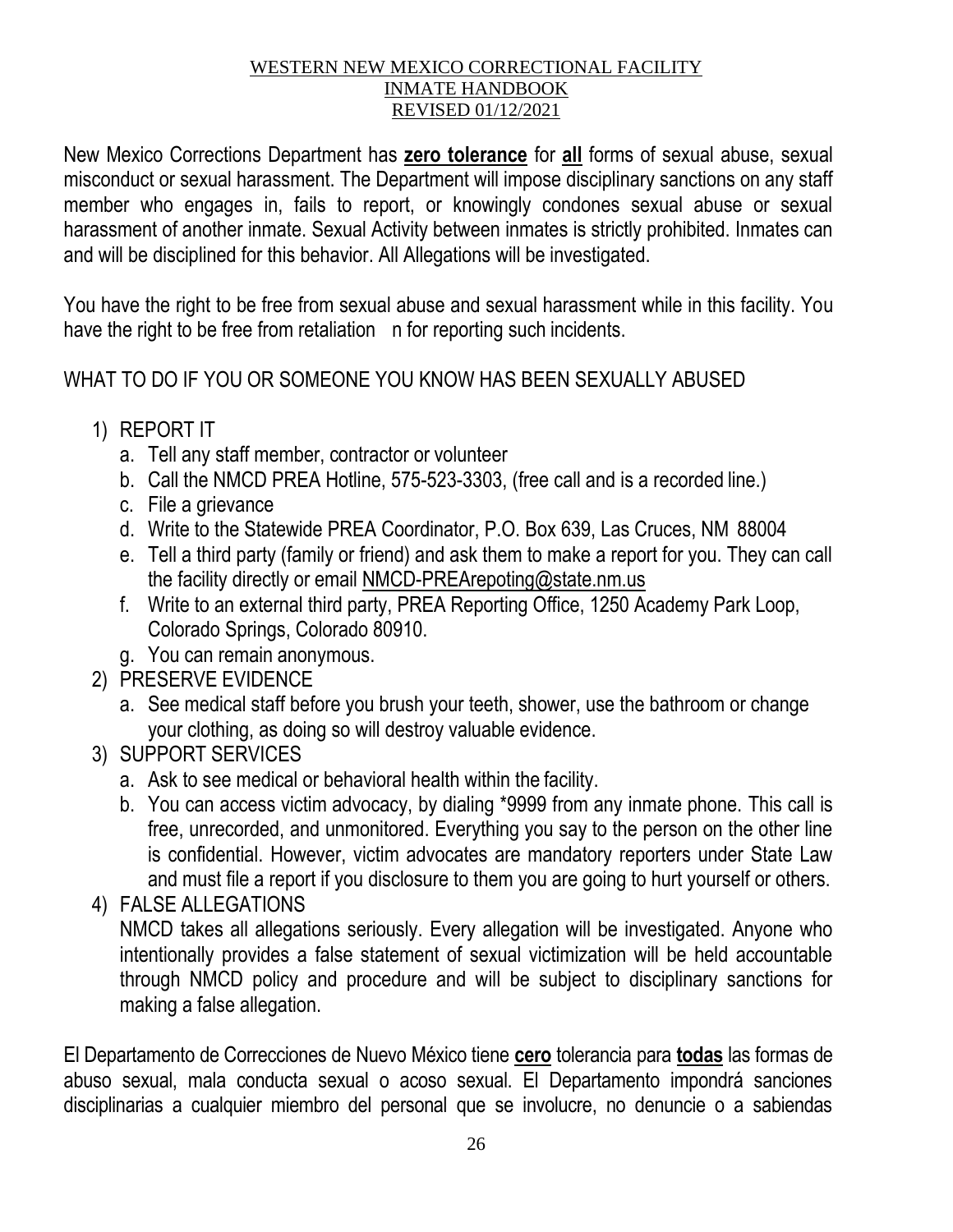New Mexico Corrections Department has **zero tolerance** for **all** forms of sexual abuse, sexual misconduct or sexual harassment. The Department will impose disciplinary sanctions on any staff member who engages in, fails to report, or knowingly condones sexual abuse or sexual harassment of another inmate. Sexual Activity between inmates is strictly prohibited. Inmates can and will be disciplined for this behavior. All Allegations will be investigated.

You have the right to be free from sexual abuse and sexual harassment while in this facility. You have the right to be free from retaliation n for reporting such incidents.

WHAT TO DO IF YOU OR SOMEONE YOU KNOW HAS BEEN SEXUALLY ABUSED

1) REPORT IT
   a. Tell any staff member, contractor or volunteer
   b. Call the NMCD PREA Hotline, 575-523-3303, (free call and is a recorded line.)
   c. File a grievance
   d. Write to the Statewide PREA Coordinator, P.O. Box 639, Las Cruces, NM 88004
   e. Tell a third party (family or friend) and ask them to make a report for you. They can call the facility directly or email NMCD-PREArepoting@state.nm.us
   f. Write to an external third party, PREA Reporting Office, 1250 Academy Park Loop, Colorado Springs, Colorado 80910.
   g. You can remain anonymous.
2) PRESERVE EVIDENCE
   a. See medical staff before you brush your teeth, shower, use the bathroom or change your clothing, as doing so will destroy valuable evidence.
3) SUPPORT SERVICES
   a. Ask to see medical or behavioral health within the facility.
   b. You can access victim advocacy, by dialing *9999 from any inmate phone. This call is free, unrecorded, and unmonitored. Everything you say to the person on the other line is confidential. However, victim advocates are mandatory reporters under State Law and must file a report if you disclosure to them you are going to hurt yourself or others.
4) FALSE ALLEGATIONS

   NMCD takes all allegations seriously. Every allegation will be investigated. Anyone who intentionally provides a false statement of sexual victimization will be held accountable through NMCD policy and procedure and will be subject to disciplinary sanctions for making a false allegation.

El Departamento de Correcciones de Nuevo México tiene **cero** tolerancia para **todas** las formas de abuso sexual, mala conducta sexual o acoso sexual. El Departamento impondrá sanciones disciplinarias a cualquier miembro del personal que se involucre, no denuncie o a sabiendas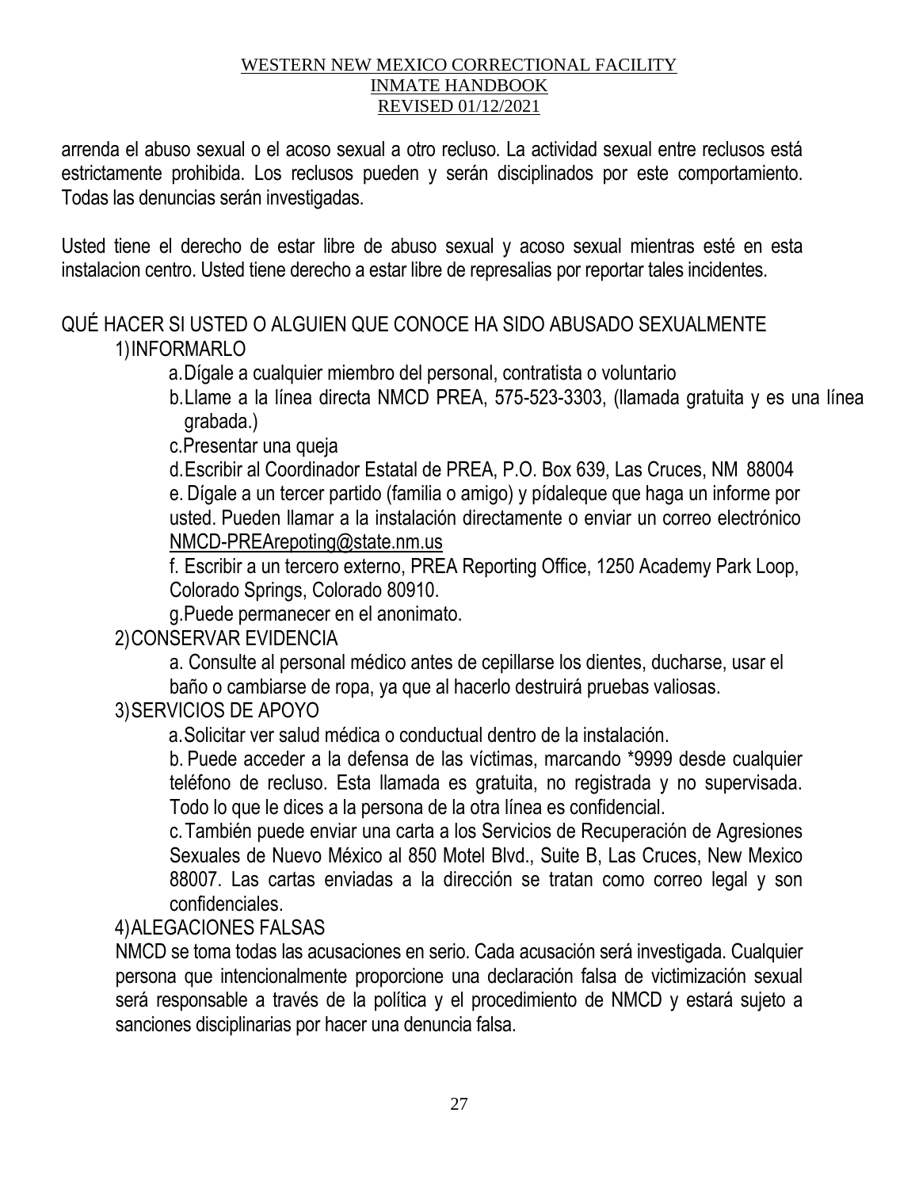arrenda el abuso sexual o el acoso sexual a otro recluso. La actividad sexual entre reclusos está estrictamente prohibida. Los reclusos pueden y serán disciplinados por este comportamiento. Todas las denuncias serán investigadas.

Usted tiene el derecho de estar libre de abuso sexual y acoso sexual mientras esté en esta instalacion centro. Usted tiene derecho a estar libre de represalias por reportar tales incidentes.

QUÉ HACER SI USTED O ALGUIEN QUE CONOCE HA SIDO ABUSADO SEXUALMENTE

1) INFORMARLO
   a. Dígale a cualquier miembro del personal, contratista o voluntario
   b. Llame a la línea directa NMCD PREA, 575-523-3303, (llamada gratuita y es una línea grabada.)
   c. Presentar una queja
   d. Escribir al Coordinador Estatal de PREA, P.O. Box 639, Las Cruces, NM 88004
   e. Dígale a un tercer partido (familia o amigo) y pídaleque que haga un informe por usted. Pueden llamar a la instalación directamente o enviar un correo electrónico NMCD-PREArepoting@state.nm.us
   f. Escribir a un tercero externo, PREA Reporting Office, 1250 Academy Park Loop, Colorado Springs, Colorado 80910.
   g. Puede permanecer en el anonimato.
2) CONSERVAR EVIDENCIA
   a. Consulte al personal médico antes de cepillarse los dientes, ducharse, usar el baño o cambiarse de ropa, ya que al hacerlo destruirá pruebas valiosas.
3) SERVICIOS DE APOYO
   a. Solicitar ver salud médica o conductual dentro de la instalación.
   b. Puede acceder a la defensa de las víctimas, marcando *9999 desde cualquier teléfono de recluso. Esta llamada es gratuita, no registrada y no supervisada. Todo lo que le dices a la persona de la otra línea es confidencial.
   c. También puede enviar una carta a los Servicios de Recuperación de Agresiones Sexuales de Nuevo México al 850 Motel Blvd., Suite B, Las Cruces, New Mexico 88007. Las cartas enviadas a la dirección se tratan como correo legal y son confidenciales.
4) ALEGACIONES FALSAS

   NMCD se toma todas las acusaciones en serio. Cada acusación será investigada. Cualquier persona que intencionalmente proporcione una declaración falsa de victimización sexual será responsable a través de la política y el procedimiento de NMCD y estará sujeto a sanciones disciplinarias por hacer una denuncia falsa.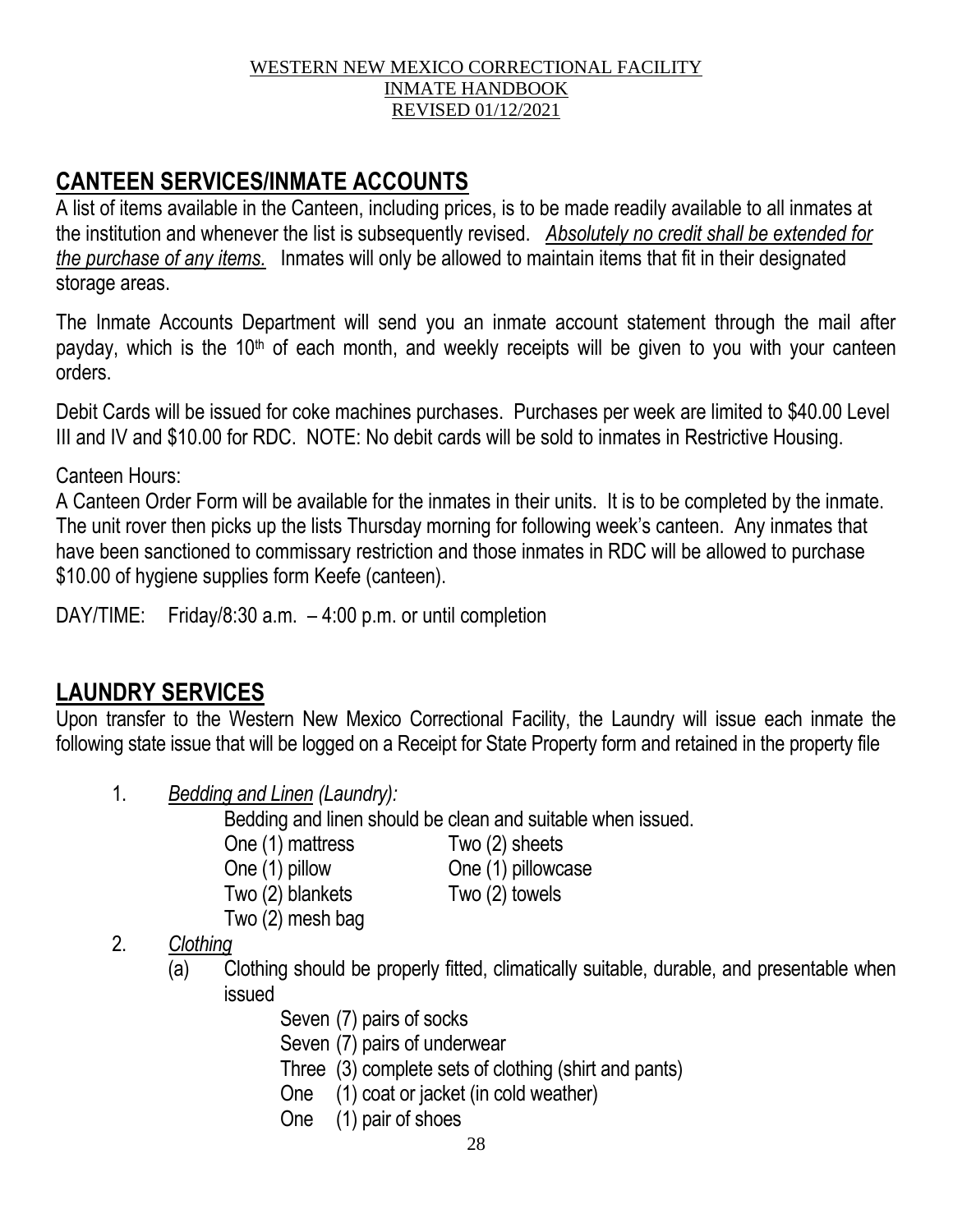## CANTEEN SERVICES/INMATE ACCOUNTS

A list of items available in the Canteen, including prices, is to be made readily available to all inmates at the institution and whenever the list is subsequently revised. *Absolutely no credit shall be extended for the purchase of any items.* Inmates will only be allowed to maintain items that fit in their designated storage areas.

The Inmate Accounts Department will send you an inmate account statement through the mail after payday, which is the 10th of each month, and weekly receipts will be given to you with your canteen orders.

Debit Cards will be issued for coke machines purchases. Purchases per week are limited to $40.00 Level III and IV and $10.00 for RDC. NOTE: No debit cards will be sold to inmates in Restrictive Housing.

Canteen Hours:
A Canteen Order Form will be available for the inmates in their units. It is to be completed by the inmate. The unit rover then picks up the lists Thursday morning for following week's canteen. Any inmates that have been sanctioned to commissary restriction and those inmates in RDC will be allowed to purchase $10.00 of hygiene supplies form Keefe (canteen).

DAY/TIME: Friday/8:30 a.m. – 4:00 p.m. or until completion

## LAUNDRY SERVICES

Upon transfer to the Western New Mexico Correctional Facility, the Laundry will issue each inmate the following state issue that will be logged on a Receipt for State Property form and retained in the property file

1. *Bedding and Linen (Laundry):*

   Bedding and linen should be clean and suitable when issued.

   One (1) mattress
   Two (2) sheets
   One (1) pillow
   One (1) pillowcase
   Two (2) blankets
   Two (2) towels
   Two (2) mesh bag

2. *Clothing*
   (a) Clothing should be properly fitted, climatically suitable, durable, and presentable when issued

      Seven (7) pairs of socks
      Seven (7) pairs of underwear
      Three (3) complete sets of clothing (shirt and pants)
      One (1) coat or jacket (in cold weather)
      One (1) pair of shoes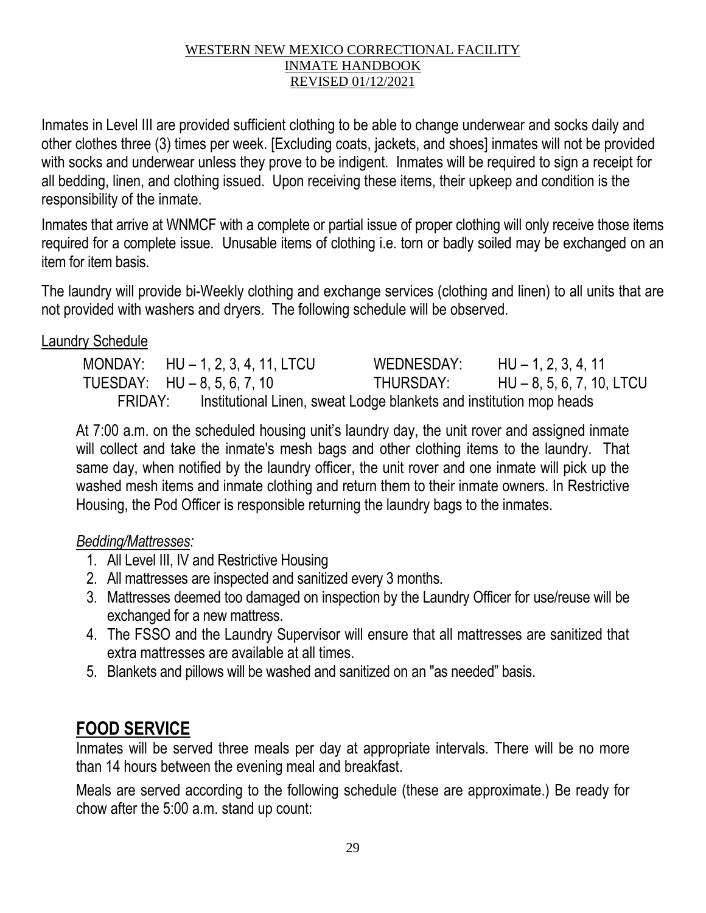Inmates in Level III are provided sufficient clothing to be able to change underwear and socks daily and other clothes three (3) times per week. [Excluding coats, jackets, and shoes] inmates will not be provided with socks and underwear unless they prove to be indigent. Inmates will be required to sign a receipt for all bedding, linen, and clothing issued. Upon receiving these items, their upkeep and condition is the responsibility of the inmate.

Inmates that arrive at WNMCF with a complete or partial issue of proper clothing will only receive those items required for a complete issue. Unusable items of clothing i.e. torn or badly soiled may be exchanged on an item for item basis.

The laundry will provide bi-Weekly clothing and exchange services (clothing and linen) to all units that are not provided with washers and dryers. The following schedule will be observed.

<u>Laundry Schedule</u>

| | | | |
|---|---|---|---|
| MONDAY: | HU – 1, 2, 3, 4, 11, LTCU | WEDNESDAY: | HU – 1, 2, 3, 4, 11 |
| TUESDAY: | HU – 8, 5, 6, 7, 10 | THURSDAY: | HU – 8, 5, 6, 7, 10, LTCU |
| FRIDAY: | Institutional Linen, sweat Lodge blankets and institution mop heads | | |

At 7:00 a.m. on the scheduled housing unit's laundry day, the unit rover and assigned inmate will collect and take the inmate's mesh bags and other clothing items to the laundry. That same day, when notified by the laundry officer, the unit rover and one inmate will pick up the washed mesh items and inmate clothing and return them to their inmate owners. In Restrictive Housing, the Pod Officer is responsible returning the laundry bags to the inmates.

*<u>Bedding/Mattresses:</u>*

1. All Level III, IV and Restrictive Housing
2. All mattresses are inspected and sanitized every 3 months.
3. Mattresses deemed too damaged on inspection by the Laundry Officer for use/reuse will be exchanged for a new mattress.
4. The FSSO and the Laundry Supervisor will ensure that all mattresses are sanitized that extra mattresses are available at all times.
5. Blankets and pillows will be washed and sanitized on an "as needed" basis.

## FOOD SERVICE

Inmates will be served three meals per day at appropriate intervals. There will be no more than 14 hours between the evening meal and breakfast.

Meals are served according to the following schedule (these are approximate.) Be ready for chow after the 5:00 a.m. stand up count: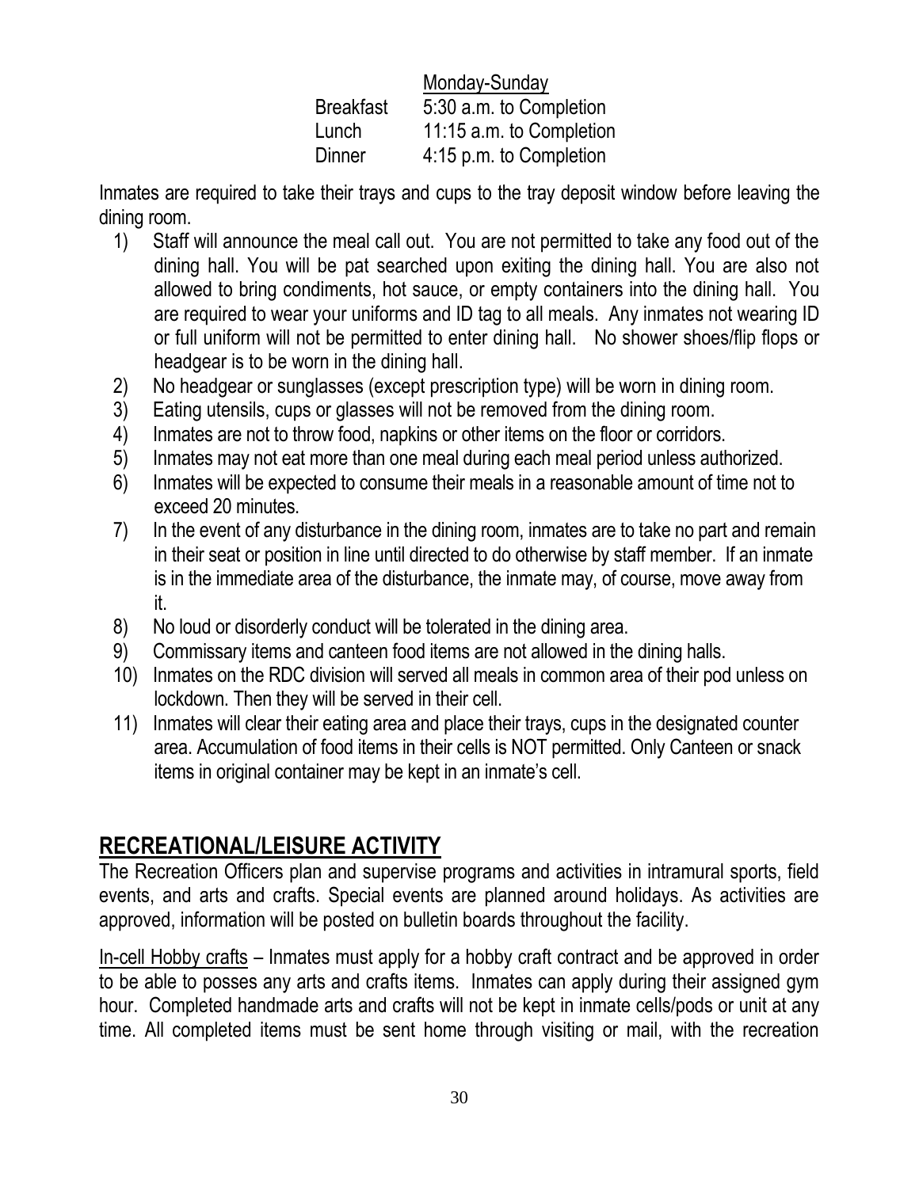| | Monday-Sunday |
|---|---|
| Breakfast | 5:30 a.m. to Completion |
| Lunch | 11:15 a.m. to Completion |
| Dinner | 4:15 p.m. to Completion |

Inmates are required to take their trays and cups to the tray deposit window before leaving the dining room.

1) Staff will announce the meal call out. You are not permitted to take any food out of the dining hall. You will be pat searched upon exiting the dining hall. You are also not allowed to bring condiments, hot sauce, or empty containers into the dining hall. You are required to wear your uniforms and ID tag to all meals. Any inmates not wearing ID or full uniform will not be permitted to enter dining hall. No shower shoes/flip flops or headgear is to be worn in the dining hall.
2) No headgear or sunglasses (except prescription type) will be worn in dining room.
3) Eating utensils, cups or glasses will not be removed from the dining room.
4) Inmates are not to throw food, napkins or other items on the floor or corridors.
5) Inmates may not eat more than one meal during each meal period unless authorized.
6) Inmates will be expected to consume their meals in a reasonable amount of time not to exceed 20 minutes.
7) In the event of any disturbance in the dining room, inmates are to take no part and remain in their seat or position in line until directed to do otherwise by staff member. If an inmate is in the immediate area of the disturbance, the inmate may, of course, move away from it.
8) No loud or disorderly conduct will be tolerated in the dining area.
9) Commissary items and canteen food items are not allowed in the dining halls.
10) Inmates on the RDC division will served all meals in common area of their pod unless on lockdown. Then they will be served in their cell.
11) Inmates will clear their eating area and place their trays, cups in the designated counter area. Accumulation of food items in their cells is NOT permitted. Only Canteen or snack items in original container may be kept in an inmate's cell.

## RECREATIONAL/LEISURE ACTIVITY

The Recreation Officers plan and supervise programs and activities in intramural sports, field events, and arts and crafts. Special events are planned around holidays. As activities are approved, information will be posted on bulletin boards throughout the facility.

In-cell Hobby crafts – Inmates must apply for a hobby craft contract and be approved in order to be able to posses any arts and crafts items. Inmates can apply during their assigned gym hour. Completed handmade arts and crafts will not be kept in inmate cells/pods or unit at any time. All completed items must be sent home through visiting or mail, with the recreation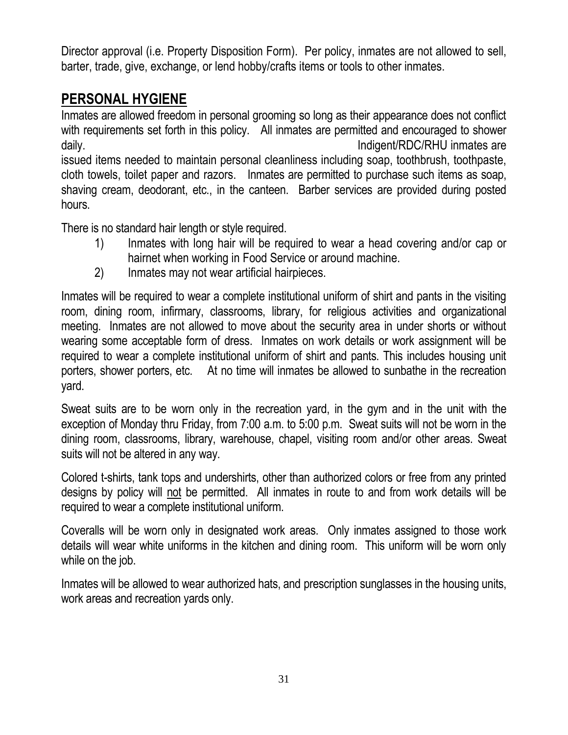Director approval (i.e. Property Disposition Form). Per policy, inmates are not allowed to sell, barter, trade, give, exchange, or lend hobby/crafts items or tools to other inmates.

## PERSONAL HYGIENE

Inmates are allowed freedom in personal grooming so long as their appearance does not conflict with requirements set forth in this policy. All inmates are permitted and encouraged to shower daily. Indigent/RDC/RHU inmates are issued items needed to maintain personal cleanliness including soap, toothbrush, toothpaste, cloth towels, toilet paper and razors. Inmates are permitted to purchase such items as soap, shaving cream, deodorant, etc., in the canteen. Barber services are provided during posted hours.

There is no standard hair length or style required.

1) Inmates with long hair will be required to wear a head covering and/or cap or hairnet when working in Food Service or around machine.
2) Inmates may not wear artificial hairpieces.

Inmates will be required to wear a complete institutional uniform of shirt and pants in the visiting room, dining room, infirmary, classrooms, library, for religious activities and organizational meeting. Inmates are not allowed to move about the security area in under shorts or without wearing some acceptable form of dress. Inmates on work details or work assignment will be required to wear a complete institutional uniform of shirt and pants. This includes housing unit porters, shower porters, etc. At no time will inmates be allowed to sunbathe in the recreation yard.

Sweat suits are to be worn only in the recreation yard, in the gym and in the unit with the exception of Monday thru Friday, from 7:00 a.m. to 5:00 p.m. Sweat suits will not be worn in the dining room, classrooms, library, warehouse, chapel, visiting room and/or other areas. Sweat suits will not be altered in any way.

Colored t-shirts, tank tops and undershirts, other than authorized colors or free from any printed designs by policy will not be permitted. All inmates in route to and from work details will be required to wear a complete institutional uniform.

Coveralls will be worn only in designated work areas. Only inmates assigned to those work details will wear white uniforms in the kitchen and dining room. This uniform will be worn only while on the job.

Inmates will be allowed to wear authorized hats, and prescription sunglasses in the housing units, work areas and recreation yards only.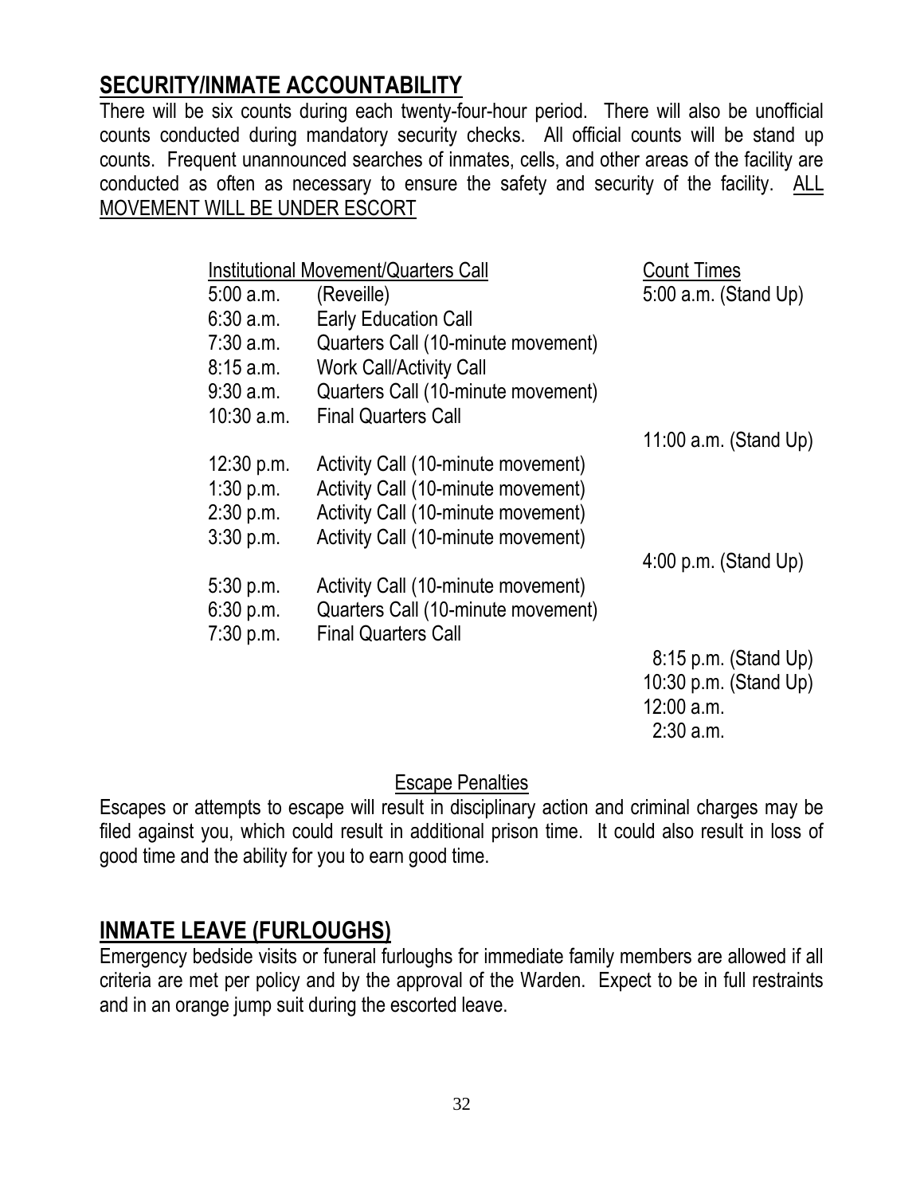## SECURITY/INMATE ACCOUNTABILITY

There will be six counts during each twenty-four-hour period. There will also be unofficial counts conducted during mandatory security checks. All official counts will be stand up counts. Frequent unannounced searches of inmates, cells, and other areas of the facility are conducted as often as necessary to ensure the safety and security of the facility. <u>ALL MOVEMENT WILL BE UNDER ESCORT</u>

| Institutional Movement/Quarters Call | | Count Times |
|---|---|---|
| 5:00 a.m. | (Reveille) | 5:00 a.m. (Stand Up) |
| 6:30 a.m. | Early Education Call | |
| 7:30 a.m. | Quarters Call (10-minute movement) | |
| 8:15 a.m. | Work Call/Activity Call | |
| 9:30 a.m. | Quarters Call (10-minute movement) | |
| 10:30 a.m. | Final Quarters Call | |
| | | 11:00 a.m. (Stand Up) |
| 12:30 p.m. | Activity Call (10-minute movement) | |
| 1:30 p.m. | Activity Call (10-minute movement) | |
| 2:30 p.m. | Activity Call (10-minute movement) | |
| 3:30 p.m. | Activity Call (10-minute movement) | |
| | | 4:00 p.m. (Stand Up) |
| 5:30 p.m. | Activity Call (10-minute movement) | |
| 6:30 p.m. | Quarters Call (10-minute movement) | |
| 7:30 p.m. | Final Quarters Call | |
| | | 8:15 p.m. (Stand Up) |
| | | 10:30 p.m. (Stand Up) |
| | | 12:00 a.m. |
| | | 2:30 a.m. |

<u>Escape Penalties</u>

Escapes or attempts to escape will result in disciplinary action and criminal charges may be filed against you, which could result in additional prison time. It could also result in loss of good time and the ability for you to earn good time.

## INMATE LEAVE (FURLOUGHS)

Emergency bedside visits or funeral furloughs for immediate family members are allowed if all criteria are met per policy and by the approval of the Warden. Expect to be in full restraints and in an orange jump suit during the escorted leave.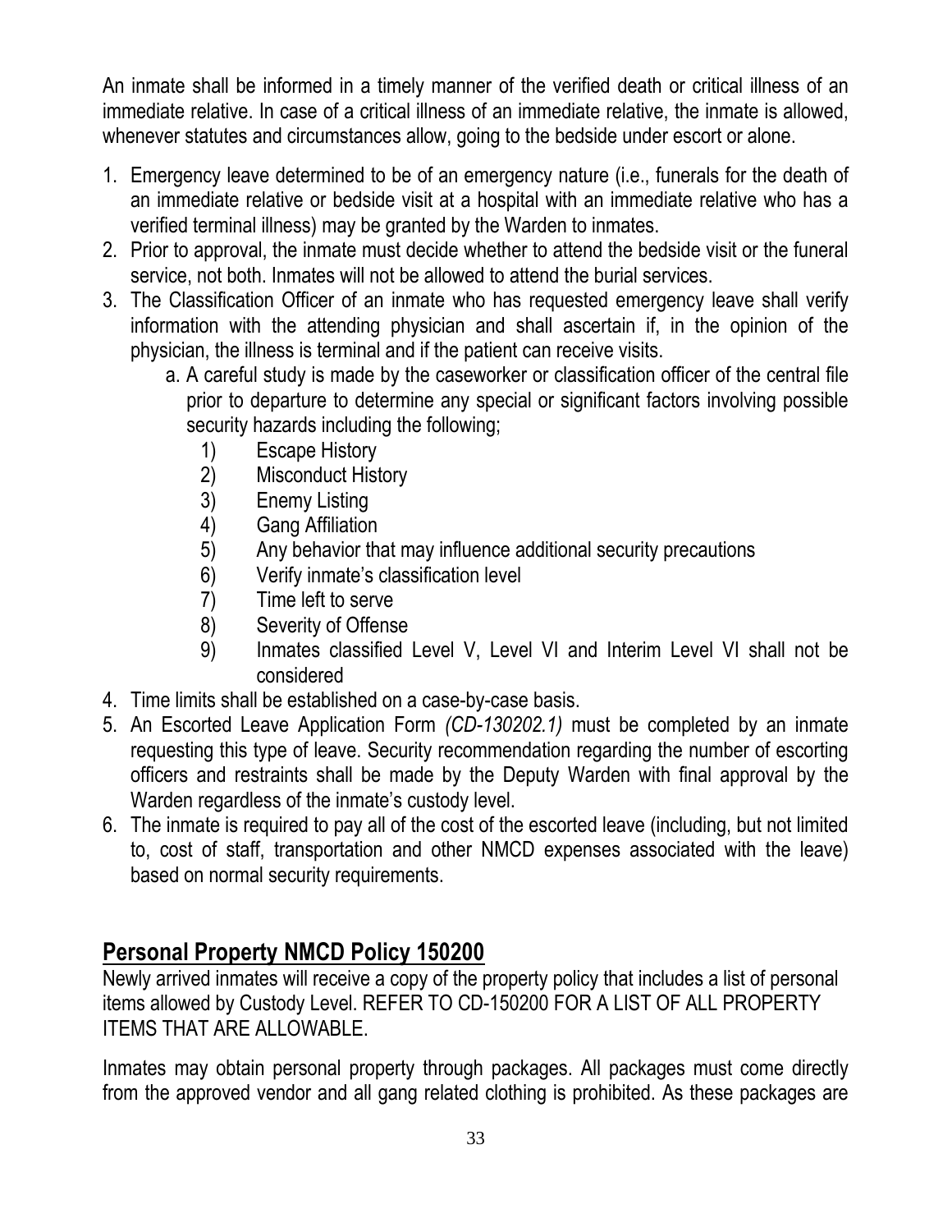An inmate shall be informed in a timely manner of the verified death or critical illness of an immediate relative. In case of a critical illness of an immediate relative, the inmate is allowed, whenever statutes and circumstances allow, going to the bedside under escort or alone.

1. Emergency leave determined to be of an emergency nature (i.e., funerals for the death of an immediate relative or bedside visit at a hospital with an immediate relative who has a verified terminal illness) may be granted by the Warden to inmates.
2. Prior to approval, the inmate must decide whether to attend the bedside visit or the funeral service, not both. Inmates will not be allowed to attend the burial services.
3. The Classification Officer of an inmate who has requested emergency leave shall verify information with the attending physician and shall ascertain if, in the opinion of the physician, the illness is terminal and if the patient can receive visits.
    a. A careful study is made by the caseworker or classification officer of the central file prior to departure to determine any special or significant factors involving possible security hazards including the following;
        1) Escape History
        2) Misconduct History
        3) Enemy Listing
        4) Gang Affiliation
        5) Any behavior that may influence additional security precautions
        6) Verify inmate's classification level
        7) Time left to serve
        8) Severity of Offense
        9) Inmates classified Level V, Level VI and Interim Level VI shall not be considered
4. Time limits shall be established on a case-by-case basis.
5. An Escorted Leave Application Form *(CD-130202.1)* must be completed by an inmate requesting this type of leave. Security recommendation regarding the number of escorting officers and restraints shall be made by the Deputy Warden with final approval by the Warden regardless of the inmate's custody level.
6. The inmate is required to pay all of the cost of the escorted leave (including, but not limited to, cost of staff, transportation and other NMCD expenses associated with the leave) based on normal security requirements.

## Personal Property NMCD Policy 150200

Newly arrived inmates will receive a copy of the property policy that includes a list of personal items allowed by Custody Level. REFER TO CD-150200 FOR A LIST OF ALL PROPERTY ITEMS THAT ARE ALLOWABLE.

Inmates may obtain personal property through packages. All packages must come directly from the approved vendor and all gang related clothing is prohibited. As these packages are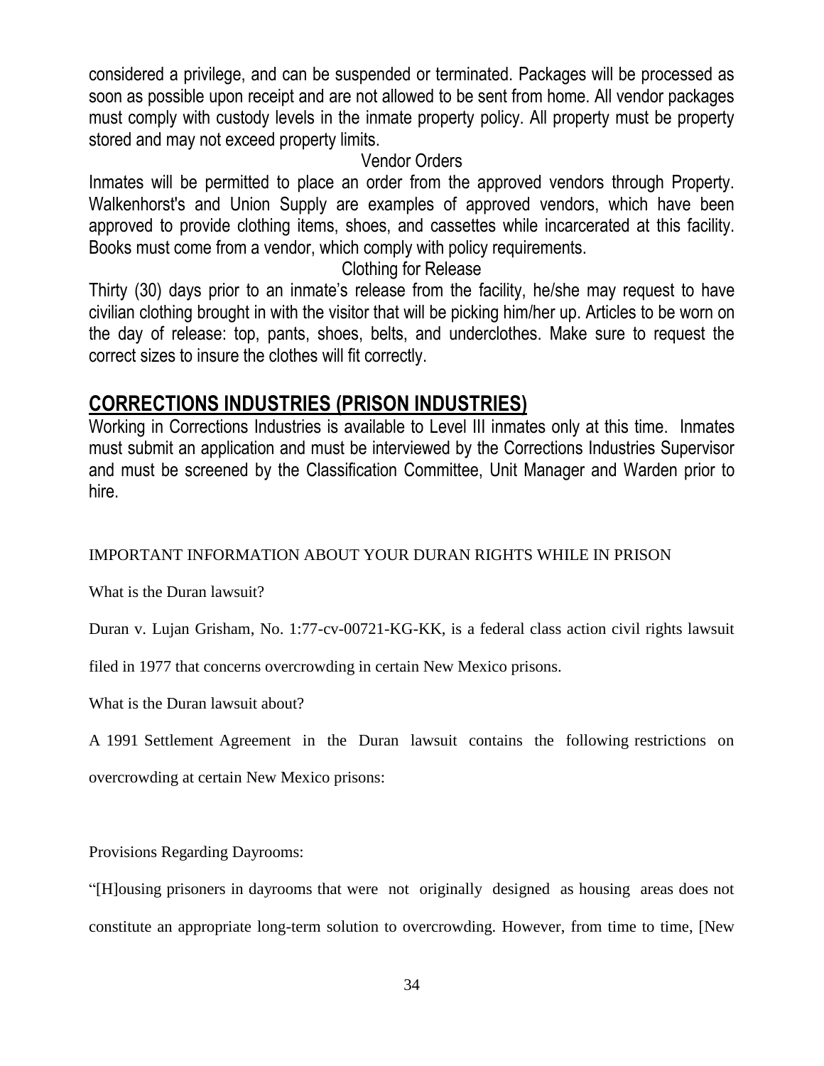considered a privilege, and can be suspended or terminated. Packages will be processed as soon as possible upon receipt and are not allowed to be sent from home. All vendor packages must comply with custody levels in the inmate property policy. All property must be property stored and may not exceed property limits.

Vendor Orders

Inmates will be permitted to place an order from the approved vendors through Property. Walkenhorst's and Union Supply are examples of approved vendors, which have been approved to provide clothing items, shoes, and cassettes while incarcerated at this facility. Books must come from a vendor, which comply with policy requirements.

Clothing for Release

Thirty (30) days prior to an inmate's release from the facility, he/she may request to have civilian clothing brought in with the visitor that will be picking him/her up. Articles to be worn on the day of release: top, pants, shoes, belts, and underclothes. Make sure to request the correct sizes to insure the clothes will fit correctly.

## CORRECTIONS INDUSTRIES (PRISON INDUSTRIES)

Working in Corrections Industries is available to Level III inmates only at this time. Inmates must submit an application and must be interviewed by the Corrections Industries Supervisor and must be screened by the Classification Committee, Unit Manager and Warden prior to hire.

IMPORTANT INFORMATION ABOUT YOUR DURAN RIGHTS WHILE IN PRISON

What is the Duran lawsuit?

Duran v. Lujan Grisham, No. 1:77-cv-00721-KG-KK, is a federal class action civil rights lawsuit filed in 1977 that concerns overcrowding in certain New Mexico prisons.

What is the Duran lawsuit about?

A 1991 Settlement Agreement in the Duran lawsuit contains the following restrictions on overcrowding at certain New Mexico prisons:

Provisions Regarding Dayrooms:

"[H]ousing prisoners in dayrooms that were not originally designed as housing areas does not constitute an appropriate long-term solution to overcrowding. However, from time to time, [New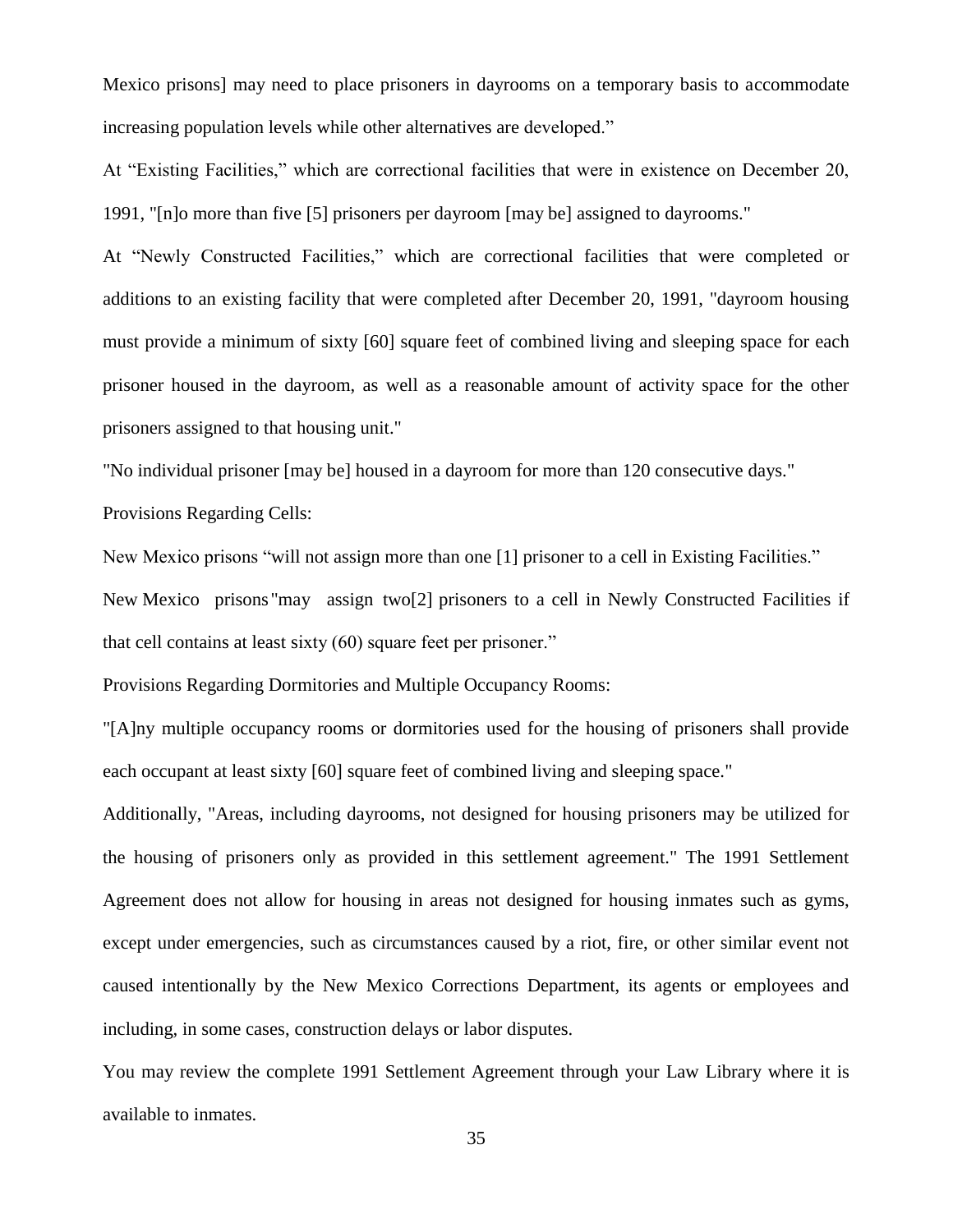Mexico prisons] may need to place prisoners in dayrooms on a temporary basis to accommodate increasing population levels while other alternatives are developed."

At "Existing Facilities," which are correctional facilities that were in existence on December 20, 1991, "[n]o more than five [5] prisoners per dayroom [may be] assigned to dayrooms."

At "Newly Constructed Facilities," which are correctional facilities that were completed or additions to an existing facility that were completed after December 20, 1991, "dayroom housing must provide a minimum of sixty [60] square feet of combined living and sleeping space for each prisoner housed in the dayroom, as well as a reasonable amount of activity space for the other prisoners assigned to that housing unit."

"No individual prisoner [may be] housed in a dayroom for more than 120 consecutive days."

Provisions Regarding Cells:

New Mexico prisons "will not assign more than one [1] prisoner to a cell in Existing Facilities."

New Mexico prisons "may assign two[2] prisoners to a cell in Newly Constructed Facilities if that cell contains at least sixty (60) square feet per prisoner."

Provisions Regarding Dormitories and Multiple Occupancy Rooms:

"[A]ny multiple occupancy rooms or dormitories used for the housing of prisoners shall provide each occupant at least sixty [60] square feet of combined living and sleeping space."

Additionally, "Areas, including dayrooms, not designed for housing prisoners may be utilized for the housing of prisoners only as provided in this settlement agreement." The 1991 Settlement Agreement does not allow for housing in areas not designed for housing inmates such as gyms, except under emergencies, such as circumstances caused by a riot, fire, or other similar event not caused intentionally by the New Mexico Corrections Department, its agents or employees and including, in some cases, construction delays or labor disputes.

You may review the complete 1991 Settlement Agreement through your Law Library where it is available to inmates.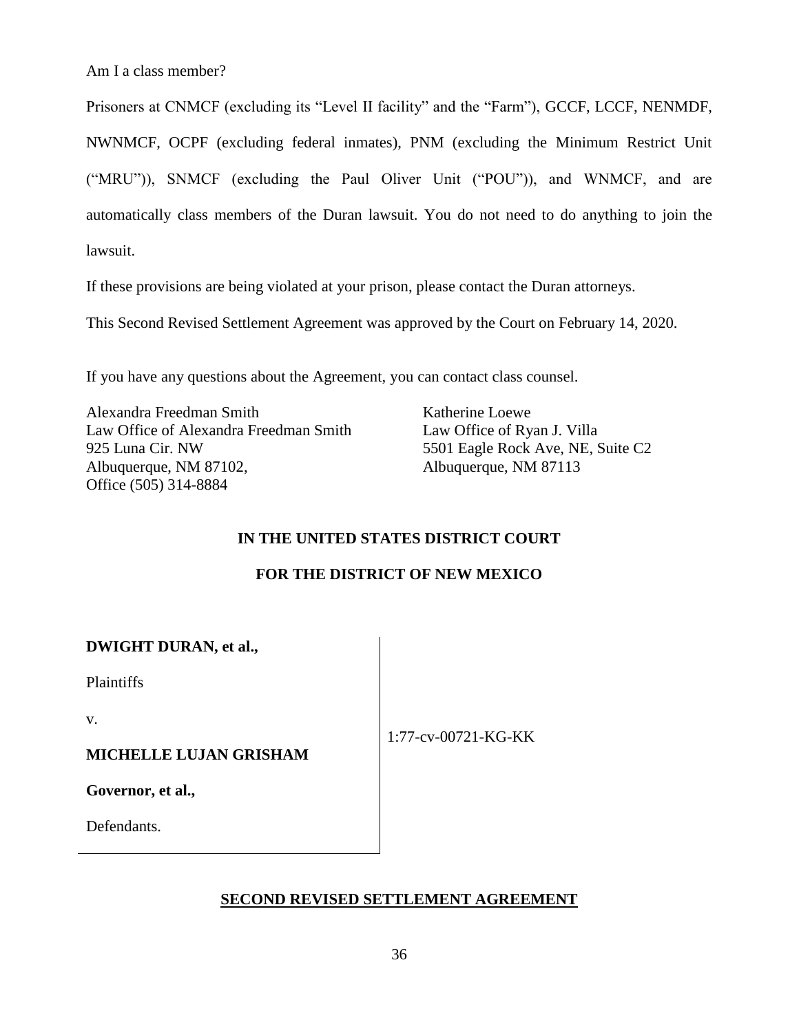Am I a class member?

Prisoners at CNMCF (excluding its "Level II facility" and the "Farm"), GCCF, LCCF, NENMDF, NWNMCF, OCPF (excluding federal inmates), PNM (excluding the Minimum Restrict Unit ("MRU")), SNMCF (excluding the Paul Oliver Unit ("POU")), and WNMCF, and are automatically class members of the Duran lawsuit. You do not need to do anything to join the lawsuit.

If these provisions are being violated at your prison, please contact the Duran attorneys.

This Second Revised Settlement Agreement was approved by the Court on February 14, 2020.

If you have any questions about the Agreement, you can contact class counsel.

Alexandra Freedman Smith
Law Office of Alexandra Freedman Smith
925 Luna Cir. NW
Albuquerque, NM 87102,
Office (505) 314-8884

Katherine Loewe
Law Office of Ryan J. Villa
5501 Eagle Rock Ave, NE, Suite C2
Albuquerque, NM 87113

**IN THE UNITED STATES DISTRICT COURT**

**FOR THE DISTRICT OF NEW MEXICO**

**DWIGHT DURAN, et al.,**

Plaintiffs

v.

**MICHELLE LUJAN GRISHAM**

**Governor, et al.,**

Defendants.

1:77-cv-00721-KG-KK

**SECOND REVISED SETTLEMENT AGREEMENT**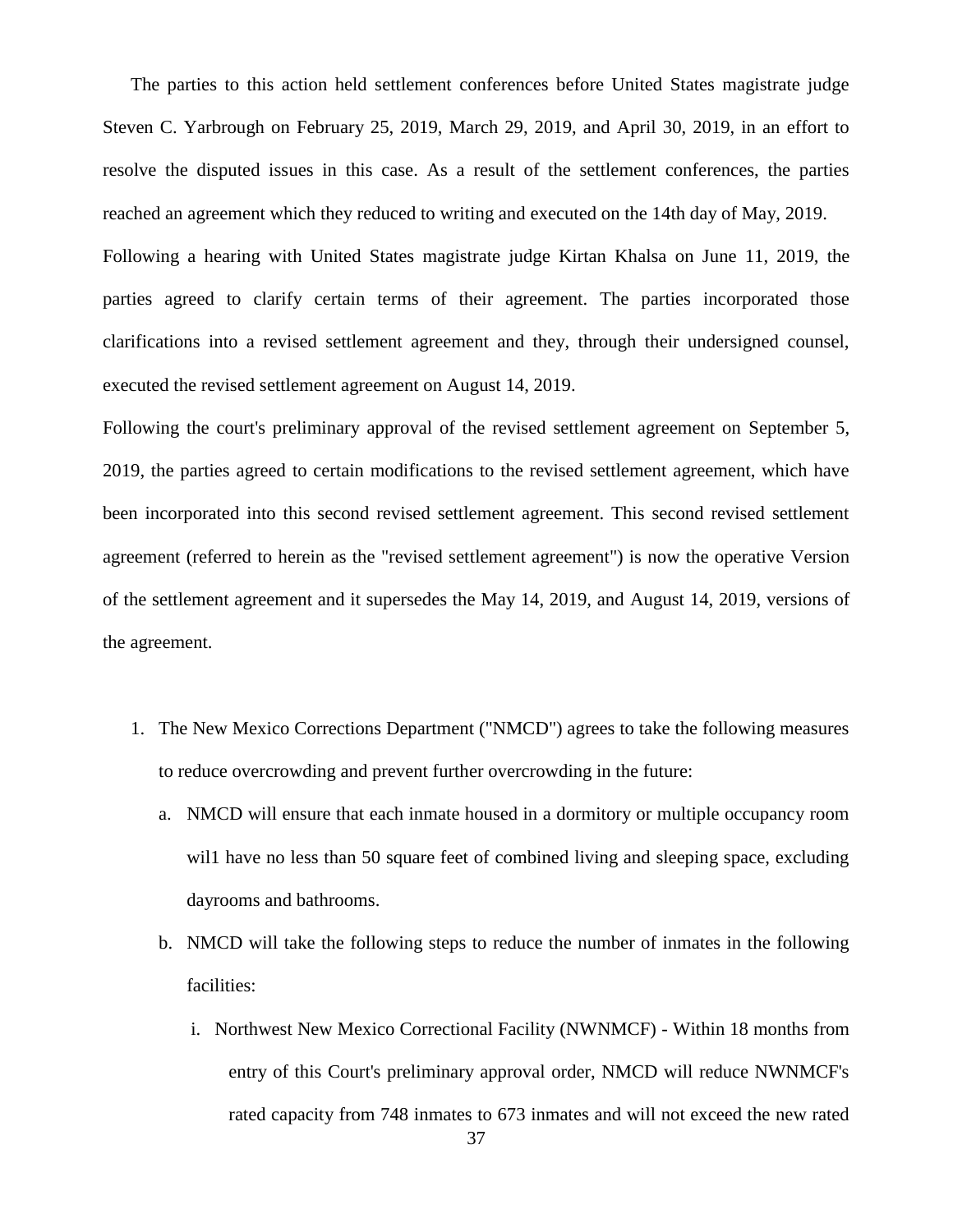The parties to this action held settlement conferences before United States magistrate judge Steven C. Yarbrough on February 25, 2019, March 29, 2019, and April 30, 2019, in an effort to resolve the disputed issues in this case. As a result of the settlement conferences, the parties reached an agreement which they reduced to writing and executed on the 14th day of May, 2019. Following a hearing with United States magistrate judge Kirtan Khalsa on June 11, 2019, the parties agreed to clarify certain terms of their agreement. The parties incorporated those clarifications into a revised settlement agreement and they, through their undersigned counsel, executed the revised settlement agreement on August 14, 2019.

Following the court's preliminary approval of the revised settlement agreement on September 5, 2019, the parties agreed to certain modifications to the revised settlement agreement, which have been incorporated into this second revised settlement agreement. This second revised settlement agreement (referred to herein as the "revised settlement agreement") is now the operative Version of the settlement agreement and it supersedes the May 14, 2019, and August 14, 2019, versions of the agreement.

1. The New Mexico Corrections Department ("NMCD") agrees to take the following measures to reduce overcrowding and prevent further overcrowding in the future:
   a. NMCD will ensure that each inmate housed in a dormitory or multiple occupancy room wil1 have no less than 50 square feet of combined living and sleeping space, excluding dayrooms and bathrooms.
   b. NMCD will take the following steps to reduce the number of inmates in the following facilities:
      i. Northwest New Mexico Correctional Facility (NWNMCF) - Within 18 months from entry of this Court's preliminary approval order, NMCD will reduce NWNMCF's rated capacity from 748 inmates to 673 inmates and will not exceed the new rated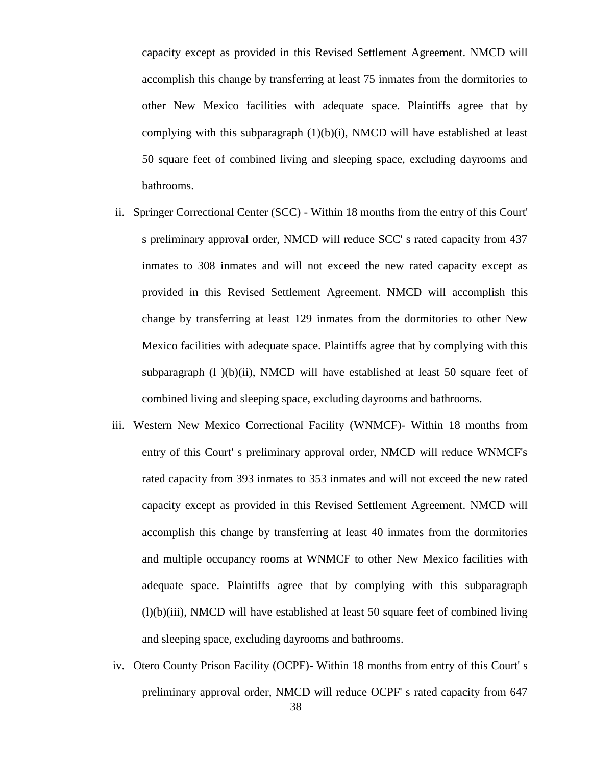capacity except as provided in this Revised Settlement Agreement. NMCD will accomplish this change by transferring at least 75 inmates from the dormitories to other New Mexico facilities with adequate space. Plaintiffs agree that by complying with this subparagraph (1)(b)(i), NMCD will have established at least 50 square feet of combined living and sleeping space, excluding dayrooms and bathrooms.

ii. Springer Correctional Center (SCC) - Within 18 months from the entry of this Court' s preliminary approval order, NMCD will reduce SCC' s rated capacity from 437 inmates to 308 inmates and will not exceed the new rated capacity except as provided in this Revised Settlement Agreement. NMCD will accomplish this change by transferring at least 129 inmates from the dormitories to other New Mexico facilities with adequate space. Plaintiffs agree that by complying with this subparagraph (l )(b)(ii), NMCD will have established at least 50 square feet of combined living and sleeping space, excluding dayrooms and bathrooms.

iii. Western New Mexico Correctional Facility (WNMCF)- Within 18 months from entry of this Court' s preliminary approval order, NMCD will reduce WNMCF's rated capacity from 393 inmates to 353 inmates and will not exceed the new rated capacity except as provided in this Revised Settlement Agreement. NMCD will accomplish this change by transferring at least 40 inmates from the dormitories and multiple occupancy rooms at WNMCF to other New Mexico facilities with adequate space. Plaintiffs agree that by complying with this subparagraph (l)(b)(iii), NMCD will have established at least 50 square feet of combined living and sleeping space, excluding dayrooms and bathrooms.

iv. Otero County Prison Facility (OCPF)- Within 18 months from entry of this Court' s preliminary approval order, NMCD will reduce OCPF' s rated capacity from 647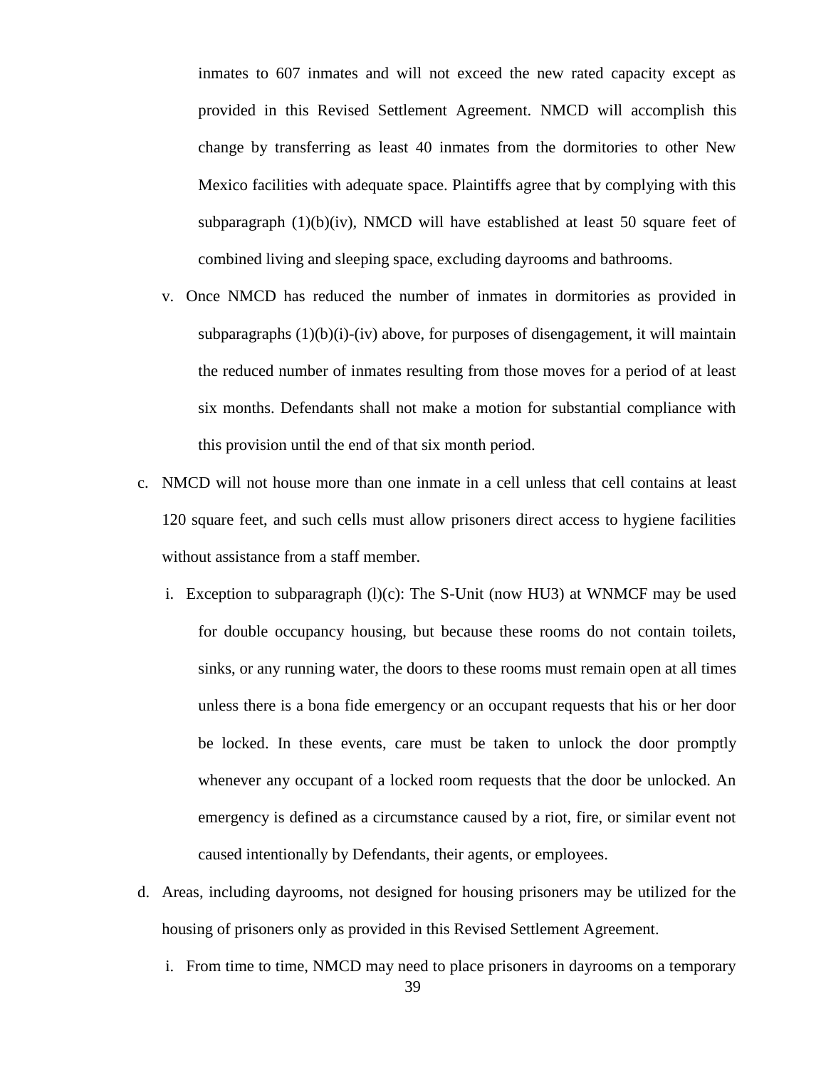inmates to 607 inmates and will not exceed the new rated capacity except as provided in this Revised Settlement Agreement. NMCD will accomplish this change by transferring as least 40 inmates from the dormitories to other New Mexico facilities with adequate space. Plaintiffs agree that by complying with this subparagraph (1)(b)(iv), NMCD will have established at least 50 square feet of combined living and sleeping space, excluding dayrooms and bathrooms.

v. Once NMCD has reduced the number of inmates in dormitories as provided in subparagraphs (1)(b)(i)-(iv) above, for purposes of disengagement, it will maintain the reduced number of inmates resulting from those moves for a period of at least six months. Defendants shall not make a motion for substantial compliance with this provision until the end of that six month period.

c. NMCD will not house more than one inmate in a cell unless that cell contains at least 120 square feet, and such cells must allow prisoners direct access to hygiene facilities without assistance from a staff member.

   i. Exception to subparagraph (l)(c): The S-Unit (now HU3) at WNMCF may be used for double occupancy housing, but because these rooms do not contain toilets, sinks, or any running water, the doors to these rooms must remain open at all times unless there is a bona fide emergency or an occupant requests that his or her door be locked. In these events, care must be taken to unlock the door promptly whenever any occupant of a locked room requests that the door be unlocked. An emergency is defined as a circumstance caused by a riot, fire, or similar event not caused intentionally by Defendants, their agents, or employees.

d. Areas, including dayrooms, not designed for housing prisoners may be utilized for the housing of prisoners only as provided in this Revised Settlement Agreement.

   i. From time to time, NMCD may need to place prisoners in dayrooms on a temporary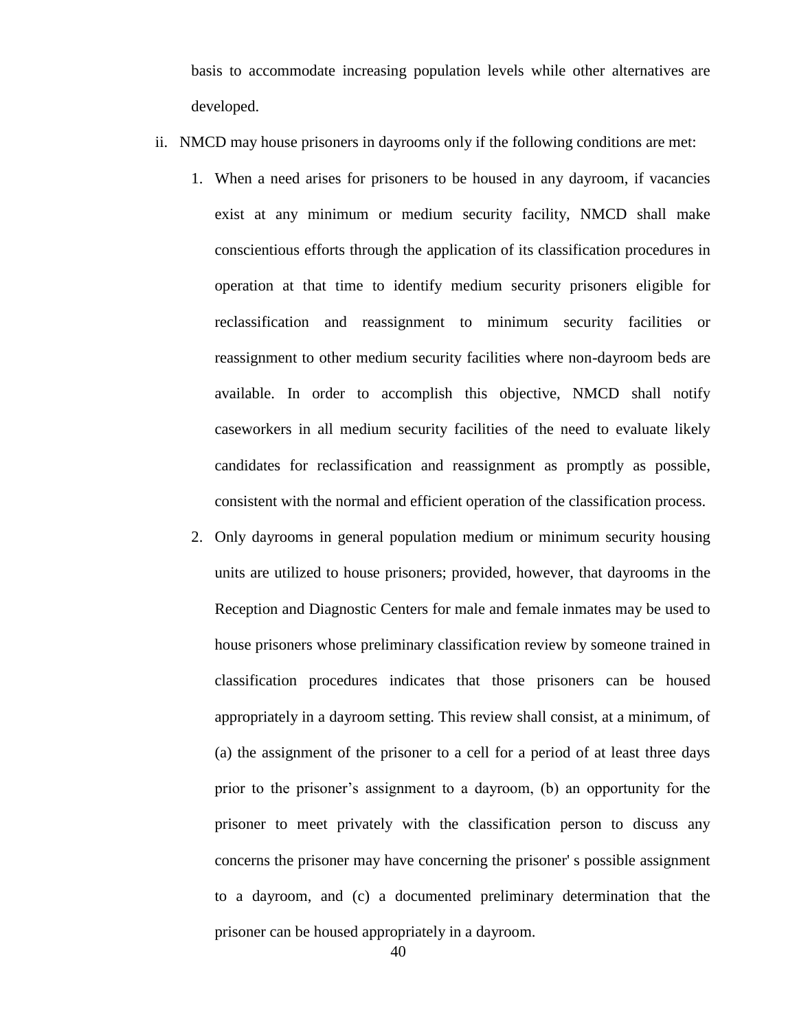basis to accommodate increasing population levels while other alternatives are developed.

ii. NMCD may house prisoners in dayrooms only if the following conditions are met:

   1. When a need arises for prisoners to be housed in any dayroom, if vacancies exist at any minimum or medium security facility, NMCD shall make conscientious efforts through the application of its classification procedures in operation at that time to identify medium security prisoners eligible for reclassification and reassignment to minimum security facilities or reassignment to other medium security facilities where non-dayroom beds are available. In order to accomplish this objective, NMCD shall notify caseworkers in all medium security facilities of the need to evaluate likely candidates for reclassification and reassignment as promptly as possible, consistent with the normal and efficient operation of the classification process.

   2. Only dayrooms in general population medium or minimum security housing units are utilized to house prisoners; provided, however, that dayrooms in the Reception and Diagnostic Centers for male and female inmates may be used to house prisoners whose preliminary classification review by someone trained in classification procedures indicates that those prisoners can be housed appropriately in a dayroom setting. This review shall consist, at a minimum, of (a) the assignment of the prisoner to a cell for a period of at least three days prior to the prisoner's assignment to a dayroom, (b) an opportunity for the prisoner to meet privately with the classification person to discuss any concerns the prisoner may have concerning the prisoner' s possible assignment to a dayroom, and (c) a documented preliminary determination that the prisoner can be housed appropriately in a dayroom.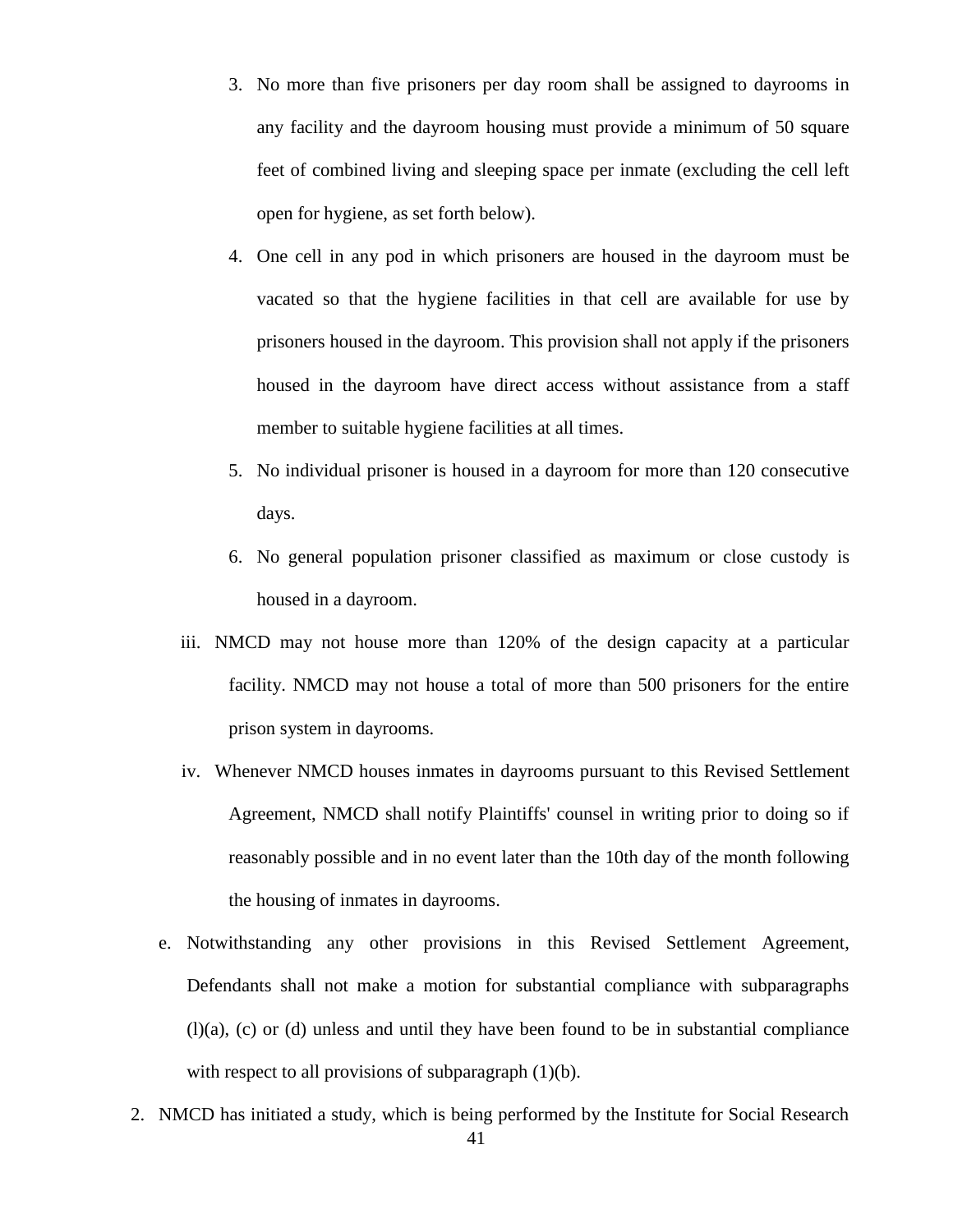3. No more than five prisoners per day room shall be assigned to dayrooms in any facility and the dayroom housing must provide a minimum of 50 square feet of combined living and sleeping space per inmate (excluding the cell left open for hygiene, as set forth below).

4. One cell in any pod in which prisoners are housed in the dayroom must be vacated so that the hygiene facilities in that cell are available for use by prisoners housed in the dayroom. This provision shall not apply if the prisoners housed in the dayroom have direct access without assistance from a staff member to suitable hygiene facilities at all times.

5. No individual prisoner is housed in a dayroom for more than 120 consecutive days.

6. No general population prisoner classified as maximum or close custody is housed in a dayroom.

iii. NMCD may not house more than 120% of the design capacity at a particular facility. NMCD may not house a total of more than 500 prisoners for the entire prison system in dayrooms.

iv. Whenever NMCD houses inmates in dayrooms pursuant to this Revised Settlement Agreement, NMCD shall notify Plaintiffs' counsel in writing prior to doing so if reasonably possible and in no event later than the 10th day of the month following the housing of inmates in dayrooms.

e. Notwithstanding any other provisions in this Revised Settlement Agreement, Defendants shall not make a motion for substantial compliance with subparagraphs (l)(a), (c) or (d) unless and until they have been found to be in substantial compliance with respect to all provisions of subparagraph (1)(b).

2. NMCD has initiated a study, which is being performed by the Institute for Social Research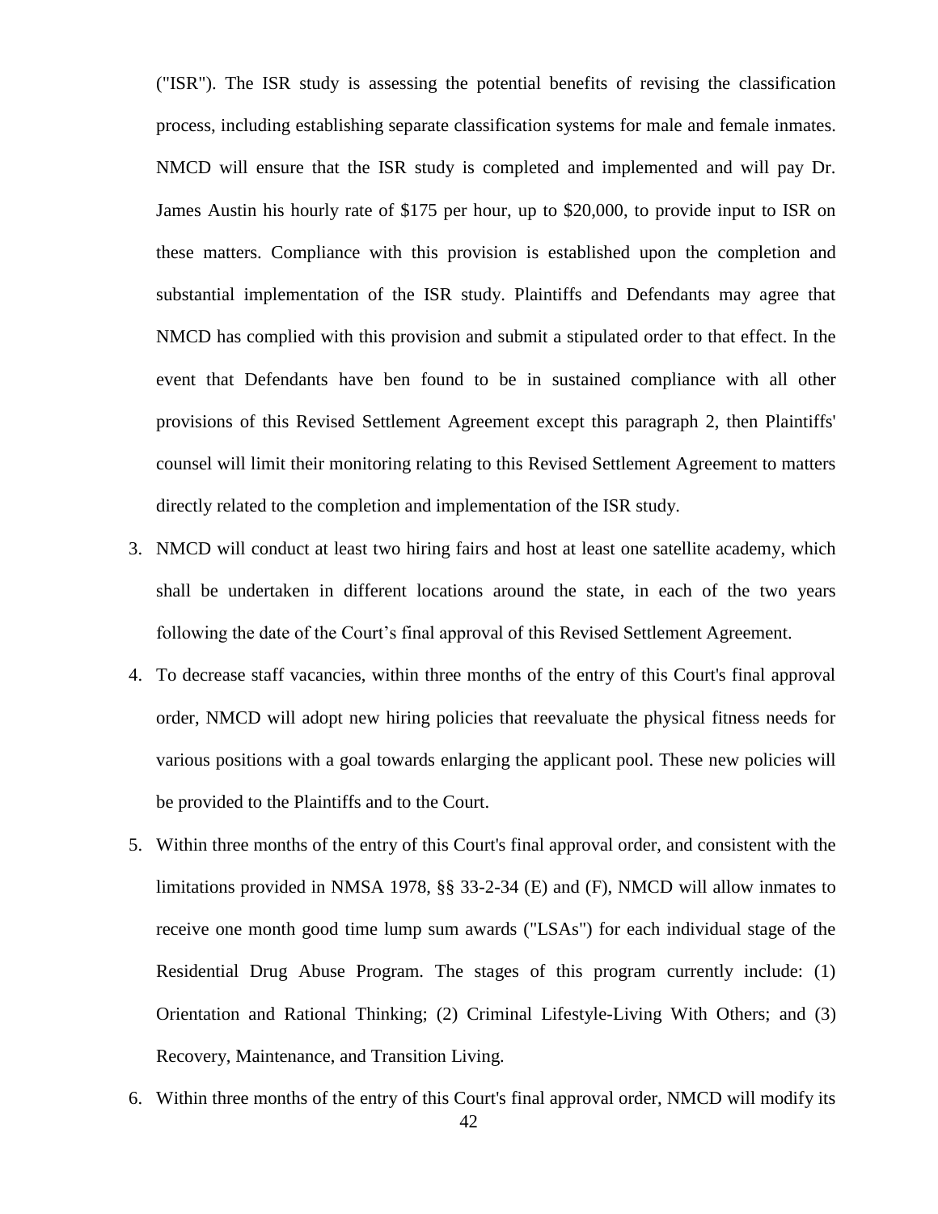("ISR"). The ISR study is assessing the potential benefits of revising the classification process, including establishing separate classification systems for male and female inmates. NMCD will ensure that the ISR study is completed and implemented and will pay Dr. James Austin his hourly rate of $175 per hour, up to $20,000, to provide input to ISR on these matters. Compliance with this provision is established upon the completion and substantial implementation of the ISR study. Plaintiffs and Defendants may agree that NMCD has complied with this provision and submit a stipulated order to that effect. In the event that Defendants have ben found to be in sustained compliance with all other provisions of this Revised Settlement Agreement except this paragraph 2, then Plaintiffs' counsel will limit their monitoring relating to this Revised Settlement Agreement to matters directly related to the completion and implementation of the ISR study.

3. NMCD will conduct at least two hiring fairs and host at least one satellite academy, which shall be undertaken in different locations around the state, in each of the two years following the date of the Court's final approval of this Revised Settlement Agreement.

4. To decrease staff vacancies, within three months of the entry of this Court's final approval order, NMCD will adopt new hiring policies that reevaluate the physical fitness needs for various positions with a goal towards enlarging the applicant pool. These new policies will be provided to the Plaintiffs and to the Court.

5. Within three months of the entry of this Court's final approval order, and consistent with the limitations provided in NMSA 1978, §§ 33-2-34 (E) and (F), NMCD will allow inmates to receive one month good time lump sum awards ("LSAs") for each individual stage of the Residential Drug Abuse Program. The stages of this program currently include: (1) Orientation and Rational Thinking; (2) Criminal Lifestyle-Living With Others; and (3) Recovery, Maintenance, and Transition Living.

6. Within three months of the entry of this Court's final approval order, NMCD will modify its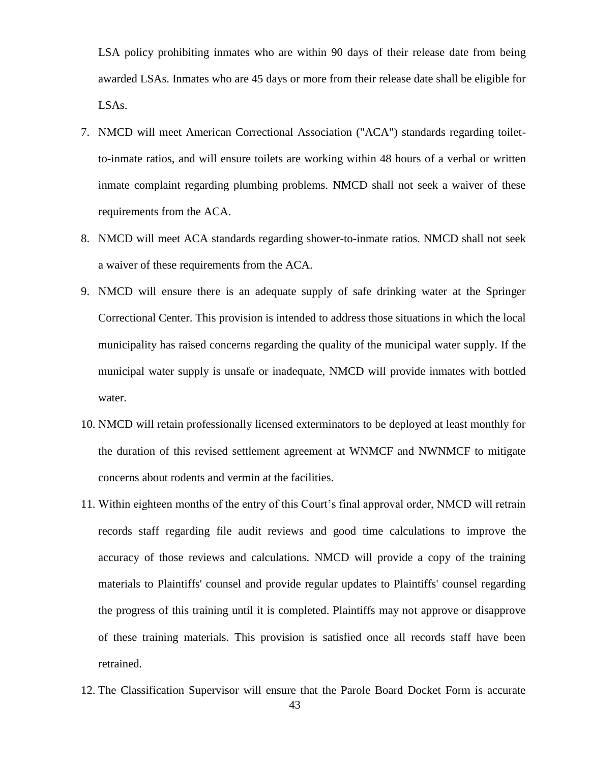LSA policy prohibiting inmates who are within 90 days of their release date from being awarded LSAs. Inmates who are 45 days or more from their release date shall be eligible for LSAs.

7. NMCD will meet American Correctional Association ("ACA") standards regarding toilet-to-inmate ratios, and will ensure toilets are working within 48 hours of a verbal or written inmate complaint regarding plumbing problems. NMCD shall not seek a waiver of these requirements from the ACA.
8. NMCD will meet ACA standards regarding shower-to-inmate ratios. NMCD shall not seek a waiver of these requirements from the ACA.
9. NMCD will ensure there is an adequate supply of safe drinking water at the Springer Correctional Center. This provision is intended to address those situations in which the local municipality has raised concerns regarding the quality of the municipal water supply. If the municipal water supply is unsafe or inadequate, NMCD will provide inmates with bottled water.
10. NMCD will retain professionally licensed exterminators to be deployed at least monthly for the duration of this revised settlement agreement at WNMCF and NWNMCF to mitigate concerns about rodents and vermin at the facilities.
11. Within eighteen months of the entry of this Court's final approval order, NMCD will retrain records staff regarding file audit reviews and good time calculations to improve the accuracy of those reviews and calculations. NMCD will provide a copy of the training materials to Plaintiffs' counsel and provide regular updates to Plaintiffs' counsel regarding the progress of this training until it is completed. Plaintiffs may not approve or disapprove of these training materials. This provision is satisfied once all records staff have been retrained.
12. The Classification Supervisor will ensure that the Parole Board Docket Form is accurate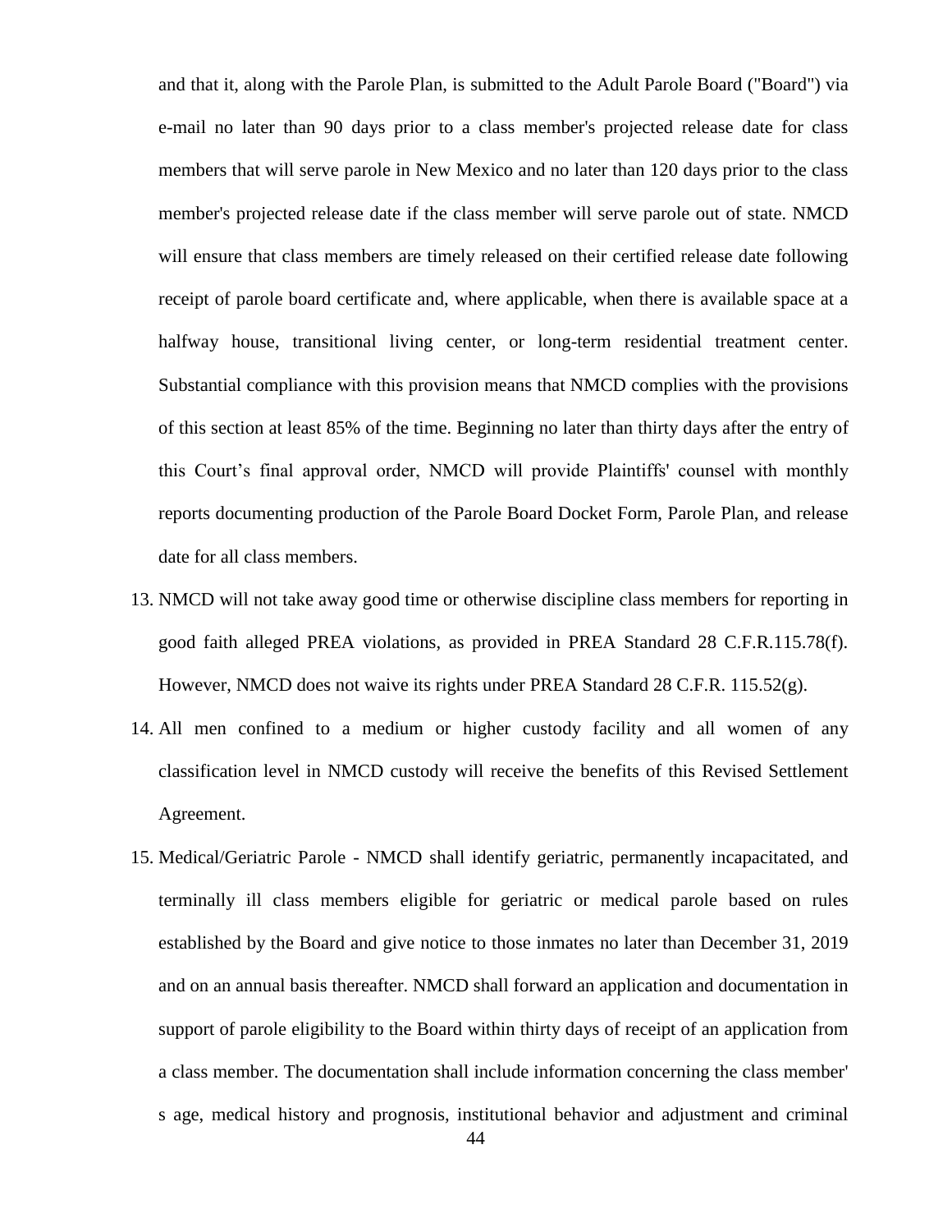and that it, along with the Parole Plan, is submitted to the Adult Parole Board ("Board") via e-mail no later than 90 days prior to a class member's projected release date for class members that will serve parole in New Mexico and no later than 120 days prior to the class member's projected release date if the class member will serve parole out of state. NMCD will ensure that class members are timely released on their certified release date following receipt of parole board certificate and, where applicable, when there is available space at a halfway house, transitional living center, or long-term residential treatment center. Substantial compliance with this provision means that NMCD complies with the provisions of this section at least 85% of the time. Beginning no later than thirty days after the entry of this Court's final approval order, NMCD will provide Plaintiffs' counsel with monthly reports documenting production of the Parole Board Docket Form, Parole Plan, and release date for all class members.

13. NMCD will not take away good time or otherwise discipline class members for reporting in good faith alleged PREA violations, as provided in PREA Standard 28 C.F.R.115.78(f). However, NMCD does not waive its rights under PREA Standard 28 C.F.R. 115.52(g).

14. All men confined to a medium or higher custody facility and all women of any classification level in NMCD custody will receive the benefits of this Revised Settlement Agreement.

15. Medical/Geriatric Parole - NMCD shall identify geriatric, permanently incapacitated, and terminally ill class members eligible for geriatric or medical parole based on rules established by the Board and give notice to those inmates no later than December 31, 2019 and on an annual basis thereafter. NMCD shall forward an application and documentation in support of parole eligibility to the Board within thirty days of receipt of an application from a class member. The documentation shall include information concerning the class member' s age, medical history and prognosis, institutional behavior and adjustment and criminal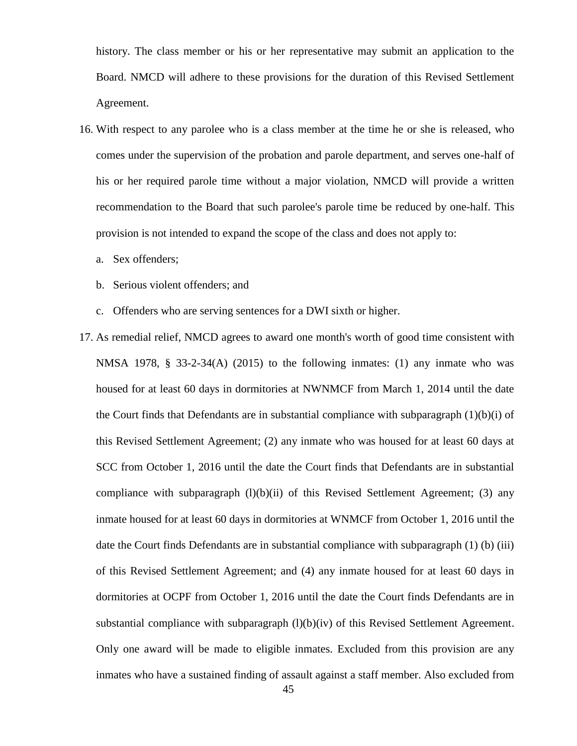history. The class member or his or her representative may submit an application to the Board. NMCD will adhere to these provisions for the duration of this Revised Settlement Agreement.

16. With respect to any parolee who is a class member at the time he or she is released, who comes under the supervision of the probation and parole department, and serves one-half of his or her required parole time without a major violation, NMCD will provide a written recommendation to the Board that such parolee's parole time be reduced by one-half. This provision is not intended to expand the scope of the class and does not apply to:

    a. Sex offenders;

    b. Serious violent offenders; and

    c. Offenders who are serving sentences for a DWI sixth or higher.

17. As remedial relief, NMCD agrees to award one month's worth of good time consistent with NMSA 1978, § 33-2-34(A) (2015) to the following inmates: (1) any inmate who was housed for at least 60 days in dormitories at NWNMCF from March 1, 2014 until the date the Court finds that Defendants are in substantial compliance with subparagraph (1)(b)(i) of this Revised Settlement Agreement; (2) any inmate who was housed for at least 60 days at SCC from October 1, 2016 until the date the Court finds that Defendants are in substantial compliance with subparagraph (l)(b)(ii) of this Revised Settlement Agreement; (3) any inmate housed for at least 60 days in dormitories at WNMCF from October 1, 2016 until the date the Court finds Defendants are in substantial compliance with subparagraph (1) (b) (iii) of this Revised Settlement Agreement; and (4) any inmate housed for at least 60 days in dormitories at OCPF from October 1, 2016 until the date the Court finds Defendants are in substantial compliance with subparagraph (l)(b)(iv) of this Revised Settlement Agreement. Only one award will be made to eligible inmates. Excluded from this provision are any inmates who have a sustained finding of assault against a staff member. Also excluded from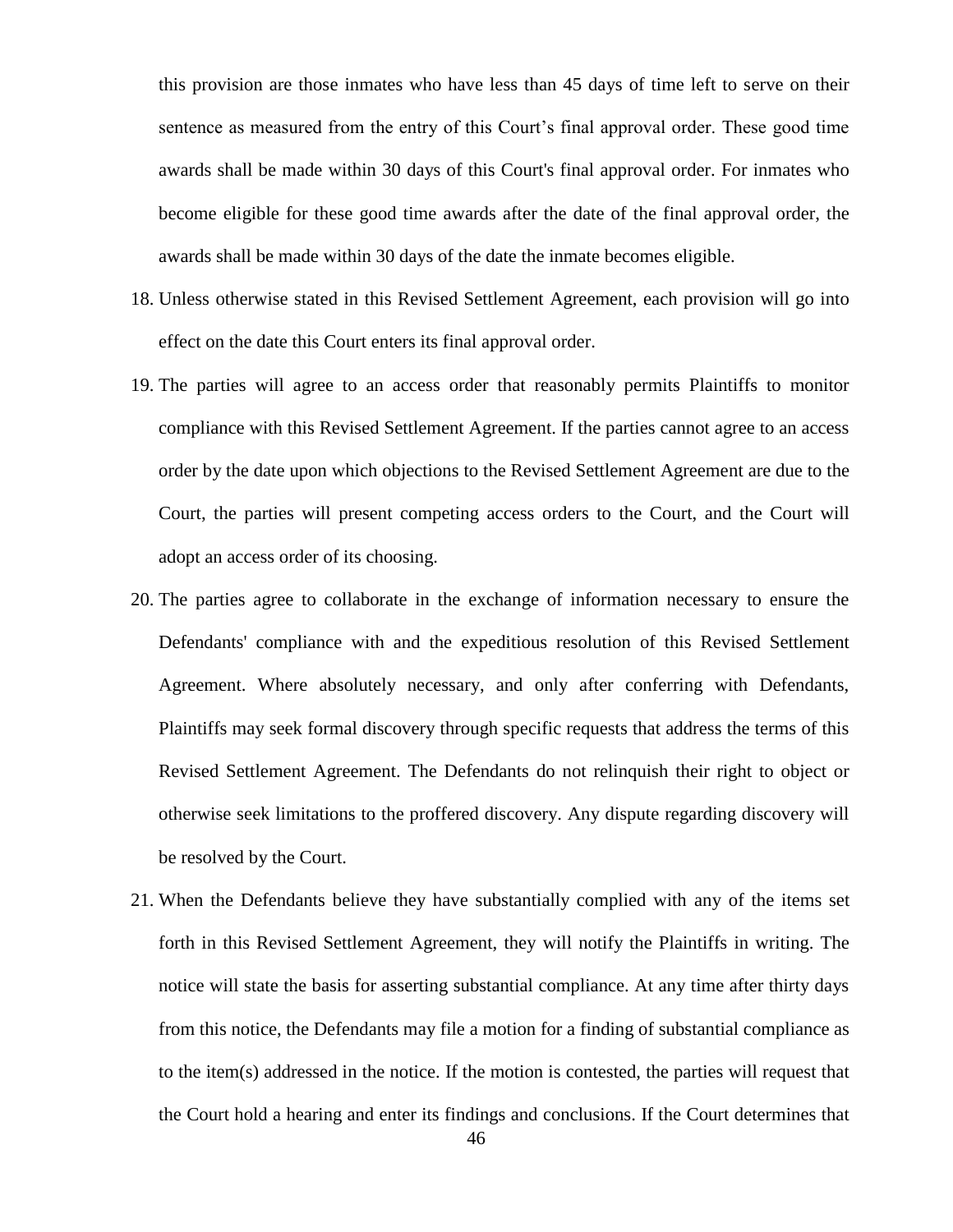this provision are those inmates who have less than 45 days of time left to serve on their sentence as measured from the entry of this Court's final approval order. These good time awards shall be made within 30 days of this Court's final approval order. For inmates who become eligible for these good time awards after the date of the final approval order, the awards shall be made within 30 days of the date the inmate becomes eligible.

18. Unless otherwise stated in this Revised Settlement Agreement, each provision will go into effect on the date this Court enters its final approval order.

19. The parties will agree to an access order that reasonably permits Plaintiffs to monitor compliance with this Revised Settlement Agreement. If the parties cannot agree to an access order by the date upon which objections to the Revised Settlement Agreement are due to the Court, the parties will present competing access orders to the Court, and the Court will adopt an access order of its choosing.

20. The parties agree to collaborate in the exchange of information necessary to ensure the Defendants' compliance with and the expeditious resolution of this Revised Settlement Agreement. Where absolutely necessary, and only after conferring with Defendants, Plaintiffs may seek formal discovery through specific requests that address the terms of this Revised Settlement Agreement. The Defendants do not relinquish their right to object or otherwise seek limitations to the proffered discovery. Any dispute regarding discovery will be resolved by the Court.

21. When the Defendants believe they have substantially complied with any of the items set forth in this Revised Settlement Agreement, they will notify the Plaintiffs in writing. The notice will state the basis for asserting substantial compliance. At any time after thirty days from this notice, the Defendants may file a motion for a finding of substantial compliance as to the item(s) addressed in the notice. If the motion is contested, the parties will request that the Court hold a hearing and enter its findings and conclusions. If the Court determines that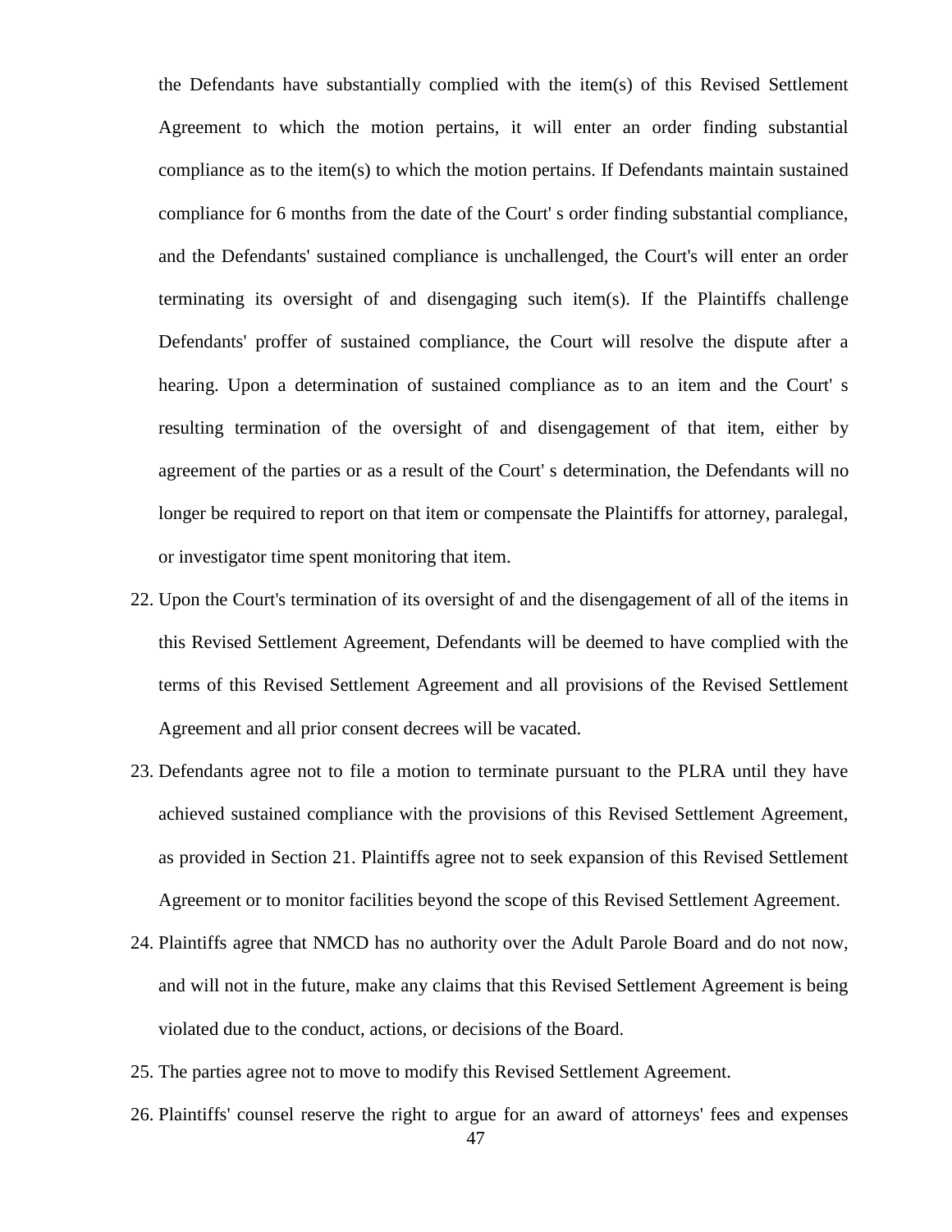the Defendants have substantially complied with the item(s) of this Revised Settlement Agreement to which the motion pertains, it will enter an order finding substantial compliance as to the item(s) to which the motion pertains. If Defendants maintain sustained compliance for 6 months from the date of the Court' s order finding substantial compliance, and the Defendants' sustained compliance is unchallenged, the Court's will enter an order terminating its oversight of and disengaging such item(s). If the Plaintiffs challenge Defendants' proffer of sustained compliance, the Court will resolve the dispute after a hearing. Upon a determination of sustained compliance as to an item and the Court' s resulting termination of the oversight of and disengagement of that item, either by agreement of the parties or as a result of the Court' s determination, the Defendants will no longer be required to report on that item or compensate the Plaintiffs for attorney, paralegal, or investigator time spent monitoring that item.

22. Upon the Court's termination of its oversight of and the disengagement of all of the items in this Revised Settlement Agreement, Defendants will be deemed to have complied with the terms of this Revised Settlement Agreement and all provisions of the Revised Settlement Agreement and all prior consent decrees will be vacated.

23. Defendants agree not to file a motion to terminate pursuant to the PLRA until they have achieved sustained compliance with the provisions of this Revised Settlement Agreement, as provided in Section 21. Plaintiffs agree not to seek expansion of this Revised Settlement Agreement or to monitor facilities beyond the scope of this Revised Settlement Agreement.

24. Plaintiffs agree that NMCD has no authority over the Adult Parole Board and do not now, and will not in the future, make any claims that this Revised Settlement Agreement is being violated due to the conduct, actions, or decisions of the Board.

25. The parties agree not to move to modify this Revised Settlement Agreement.

26. Plaintiffs' counsel reserve the right to argue for an award of attorneys' fees and expenses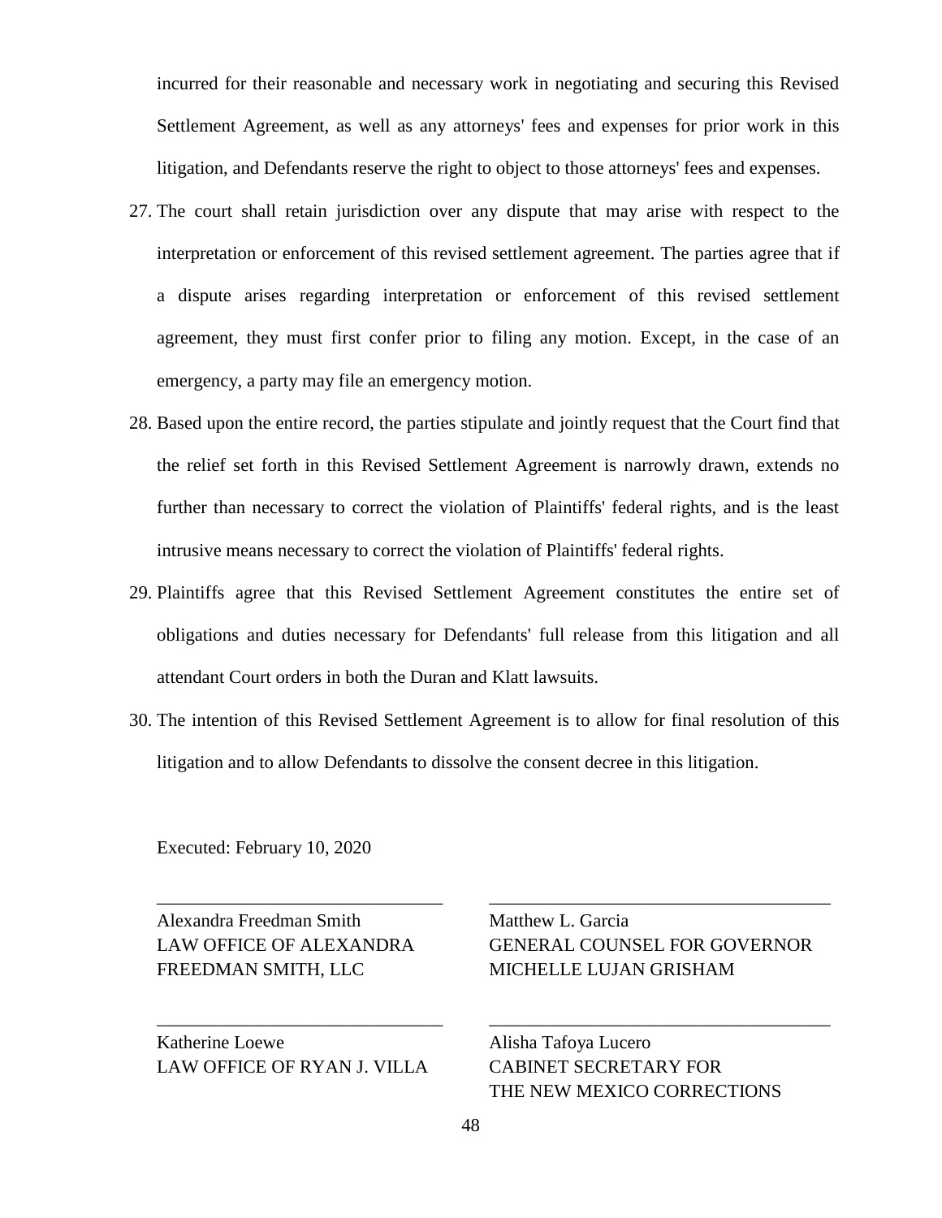incurred for their reasonable and necessary work in negotiating and securing this Revised Settlement Agreement, as well as any attorneys' fees and expenses for prior work in this litigation, and Defendants reserve the right to object to those attorneys' fees and expenses.

27. The court shall retain jurisdiction over any dispute that may arise with respect to the interpretation or enforcement of this revised settlement agreement. The parties agree that if a dispute arises regarding interpretation or enforcement of this revised settlement agreement, they must first confer prior to filing any motion. Except, in the case of an emergency, a party may file an emergency motion.

28. Based upon the entire record, the parties stipulate and jointly request that the Court find that the relief set forth in this Revised Settlement Agreement is narrowly drawn, extends no further than necessary to correct the violation of Plaintiffs' federal rights, and is the least intrusive means necessary to correct the violation of Plaintiffs' federal rights.

29. Plaintiffs agree that this Revised Settlement Agreement constitutes the entire set of obligations and duties necessary for Defendants' full release from this litigation and all attendant Court orders in both the Duran and Klatt lawsuits.

30. The intention of this Revised Settlement Agreement is to allow for final resolution of this litigation and to allow Defendants to dissolve the consent decree in this litigation.

Executed: February 10, 2020

_______________________________
Alexandra Freedman Smith
LAW OFFICE OF ALEXANDRA FREEDMAN SMITH, LLC

_______________________________
Matthew L. Garcia
GENERAL COUNSEL FOR GOVERNOR MICHELLE LUJAN GRISHAM

_______________________________
Katherine Loewe
LAW OFFICE OF RYAN J. VILLA

_______________________________
Alisha Tafoya Lucero
CABINET SECRETARY FOR THE NEW MEXICO CORRECTIONS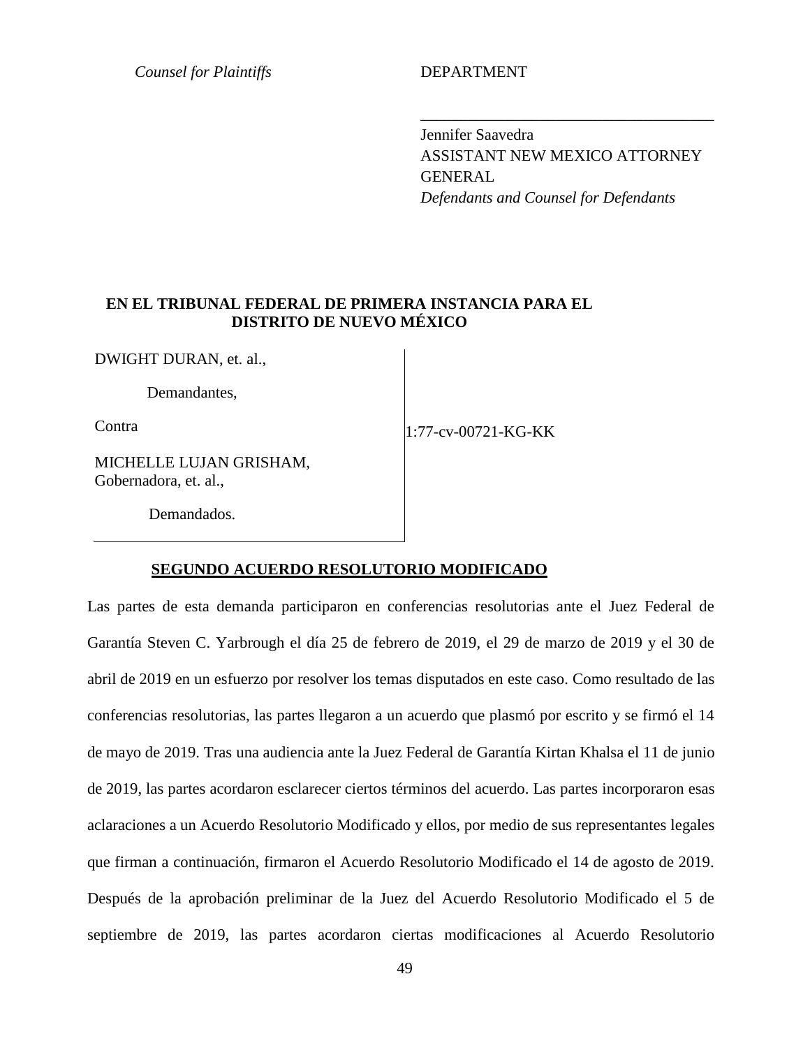*Counset for Plaintiffs*

DEPARTMENT

\_\_\_\_\_\_\_\_\_\_\_\_\_\_\_\_\_\_\_\_\_\_\_\_\_\_\_\_\_\_\_\_\_\_\_\_\_

Jennifer Saavedra
ASSISTANT NEW MEXICO ATTORNEY GENERAL
*Defendants and Counsel for Defendants*

**EN EL TRIBUNAL FEDERAL DE PRIMERA INSTANCIA PARA EL DISTRITO DE NUEVO MÉXICO**

| | |
|---|---|
| DWIGHT DURAN, et. al.,<br><br>Demandantes,<br><br>Contra<br><br>MICHELLE LUJAN GRISHAM,<br>Gobernadora, et. al.,<br><br>Demandados. | 1:77-cv-00721-KG-KK |

**SEGUNDO ACUERDO RESOLUTORIO MODIFICADO**

Las partes de esta demanda participaron en conferencias resolutorias ante el Juez Federal de Garantía Steven C. Yarbrough el día 25 de febrero de 2019, el 29 de marzo de 2019 y el 30 de abril de 2019 en un esfuerzo por resolver los temas disputados en este caso. Como resultado de las conferencias resolutorias, las partes llegaron a un acuerdo que plasmó por escrito y se firmó el 14 de mayo de 2019. Tras una audiencia ante la Juez Federal de Garantía Kirtan Khalsa el 11 de junio de 2019, las partes acordaron esclarecer ciertos términos del acuerdo. Las partes incorporaron esas aclaraciones a un Acuerdo Resolutorio Modificado y ellos, por medio de sus representantes legales que firman a continuación, firmaron el Acuerdo Resolutorio Modificado el 14 de agosto de 2019. Después de la aprobación preliminar de la Juez del Acuerdo Resolutorio Modificado el 5 de septiembre de 2019, las partes acordaron ciertas modificaciones al Acuerdo Resolutorio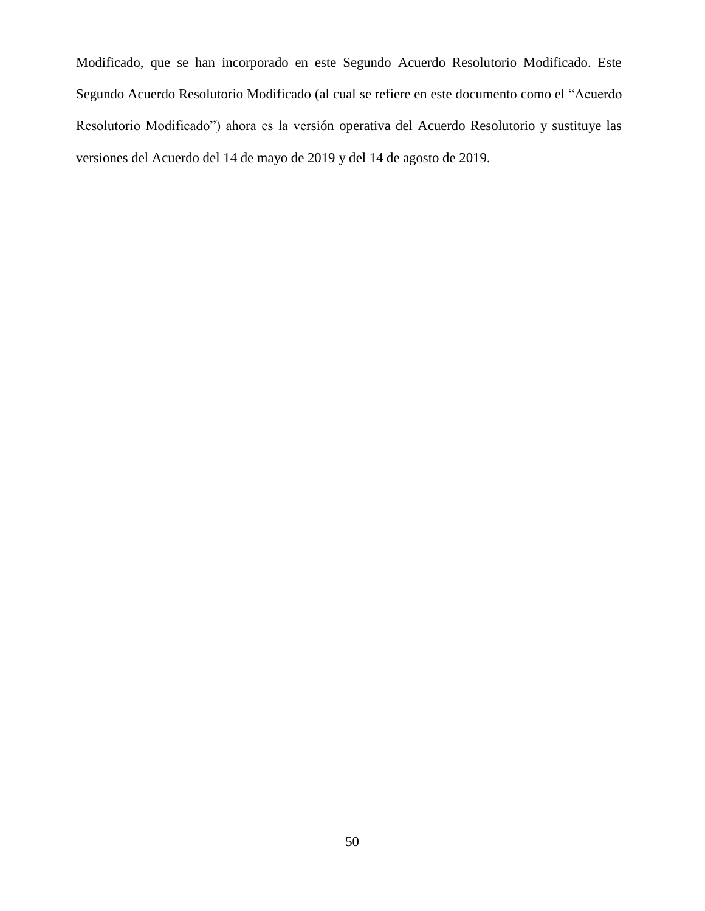Modificado, que se han incorporado en este Segundo Acuerdo Resolutorio Modificado. Este Segundo Acuerdo Resolutorio Modificado (al cual se refiere en este documento como el "Acuerdo Resolutorio Modificado") ahora es la versión operativa del Acuerdo Resolutorio y sustituye las versiones del Acuerdo del 14 de mayo de 2019 y del 14 de agosto de 2019.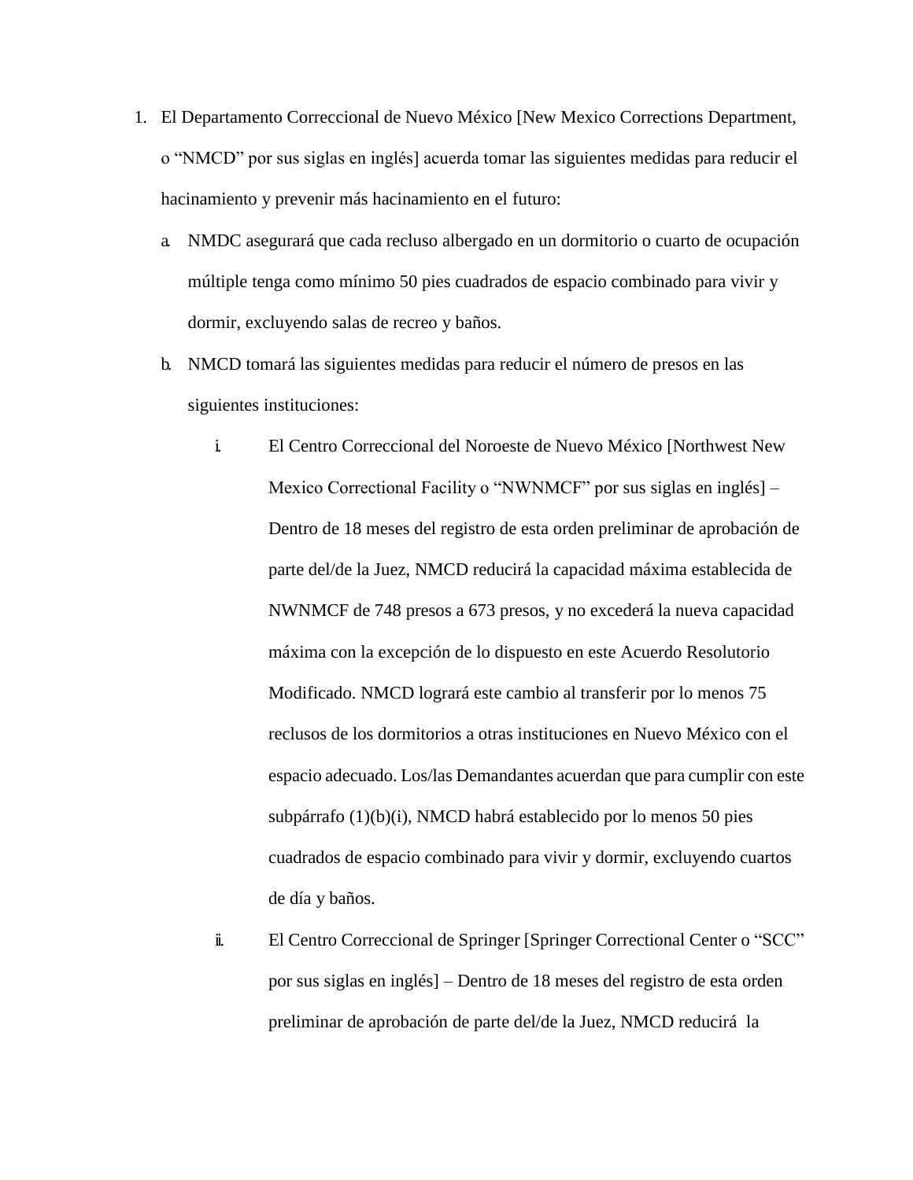1. El Departamento Correccional de Nuevo México [New Mexico Corrections Department, o "NMCD" por sus siglas en inglés] acuerda tomar las siguientes medidas para reducir el hacinamiento y prevenir más hacinamiento en el futuro:

   a. NMDC asegurará que cada recluso albergado en un dormitorio o cuarto de ocupación múltiple tenga como mínimo 50 pies cuadrados de espacio combinado para vivir y dormir, excluyendo salas de recreo y baños.

   b. NMCD tomará las siguientes medidas para reducir el número de presos en las siguientes instituciones:

      i. El Centro Correccional del Noroeste de Nuevo México [Northwest New Mexico Correctional Facility o "NWNMCF" por sus siglas en inglés] – Dentro de 18 meses del registro de esta orden preliminar de aprobación de parte del/de la Juez, NMCD reducirá la capacidad máxima establecida de NWNMCF de 748 presos a 673 presos, y no excederá la nueva capacidad máxima con la excepción de lo dispuesto en este Acuerdo Resolutorio Modificado. NMCD logrará este cambio al transferir por lo menos 75 reclusos de los dormitorios a otras instituciones en Nuevo México con el espacio adecuado. Los/las Demandantes acuerdan que para cumplir con este subpárrafo (1)(b)(i), NMCD habrá establecido por lo menos 50 pies cuadrados de espacio combinado para vivir y dormir, excluyendo cuartos de día y baños.

      ii. El Centro Correccional de Springer [Springer Correctional Center o "SCC" por sus siglas en inglés] – Dentro de 18 meses del registro de esta orden preliminar de aprobación de parte del/de la Juez, NMCD reducirá la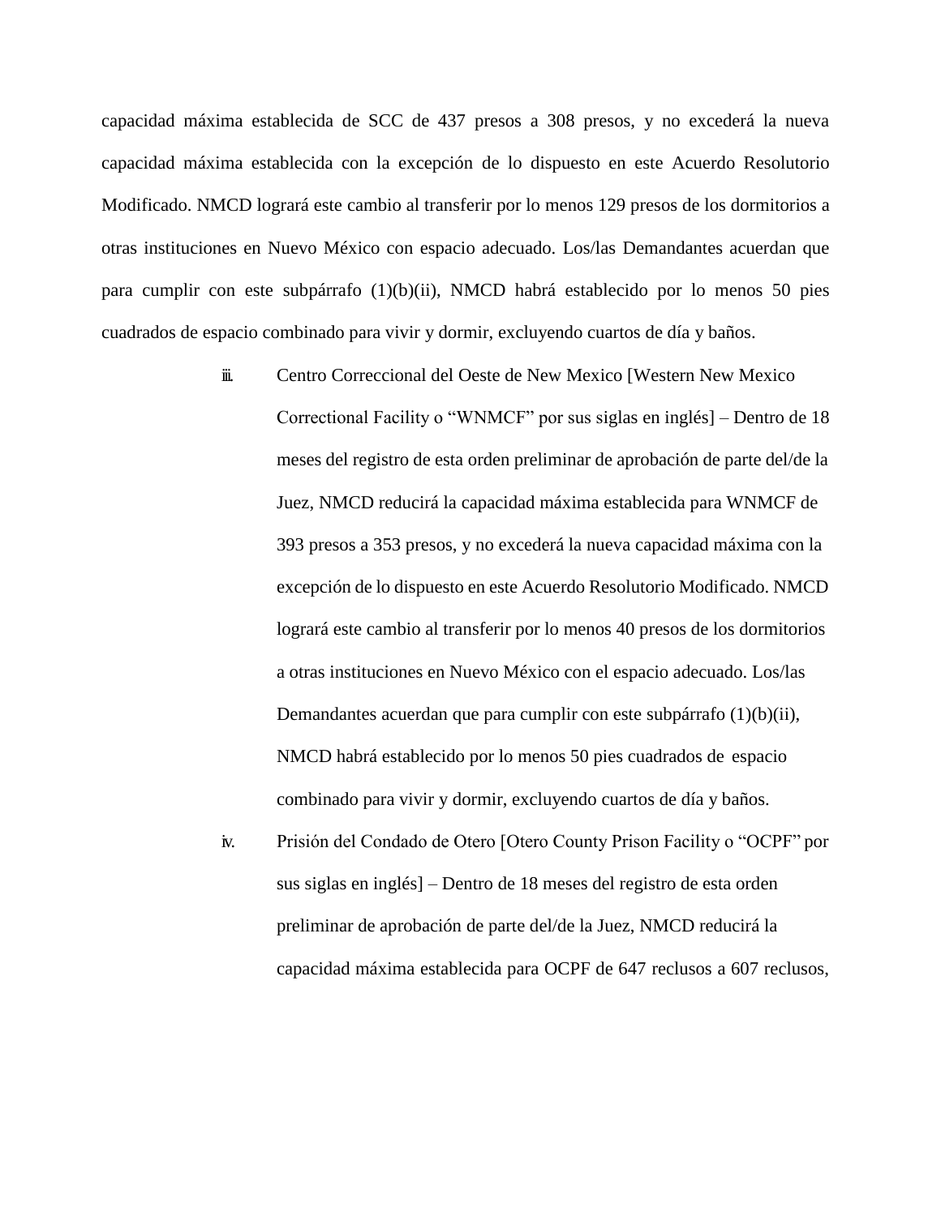capacidad máxima establecida de SCC de 437 presos a 308 presos, y no excederá la nueva capacidad máxima establecida con la excepción de lo dispuesto en este Acuerdo Resolutorio Modificado. NMCD logrará este cambio al transferir por lo menos 129 presos de los dormitorios a otras instituciones en Nuevo México con espacio adecuado. Los/las Demandantes acuerdan que para cumplir con este subpárrafo (1)(b)(ii), NMCD habrá establecido por lo menos 50 pies cuadrados de espacio combinado para vivir y dormir, excluyendo cuartos de día y baños.

iii. Centro Correccional del Oeste de New Mexico [Western New Mexico Correctional Facility o "WNMCF" por sus siglas en inglés] – Dentro de 18 meses del registro de esta orden preliminar de aprobación de parte del/de la Juez, NMCD reducirá la capacidad máxima establecida para WNMCF de 393 presos a 353 presos, y no excederá la nueva capacidad máxima con la excepción de lo dispuesto en este Acuerdo Resolutorio Modificado. NMCD logrará este cambio al transferir por lo menos 40 presos de los dormitorios a otras instituciones en Nuevo México con el espacio adecuado. Los/las Demandantes acuerdan que para cumplir con este subpárrafo (1)(b)(ii), NMCD habrá establecido por lo menos 50 pies cuadrados de espacio combinado para vivir y dormir, excluyendo cuartos de día y baños.

iv. Prisión del Condado de Otero [Otero County Prison Facility o "OCPF" por sus siglas en inglés] – Dentro de 18 meses del registro de esta orden preliminar de aprobación de parte del/de la Juez, NMCD reducirá la capacidad máxima establecida para OCPF de 647 reclusos a 607 reclusos,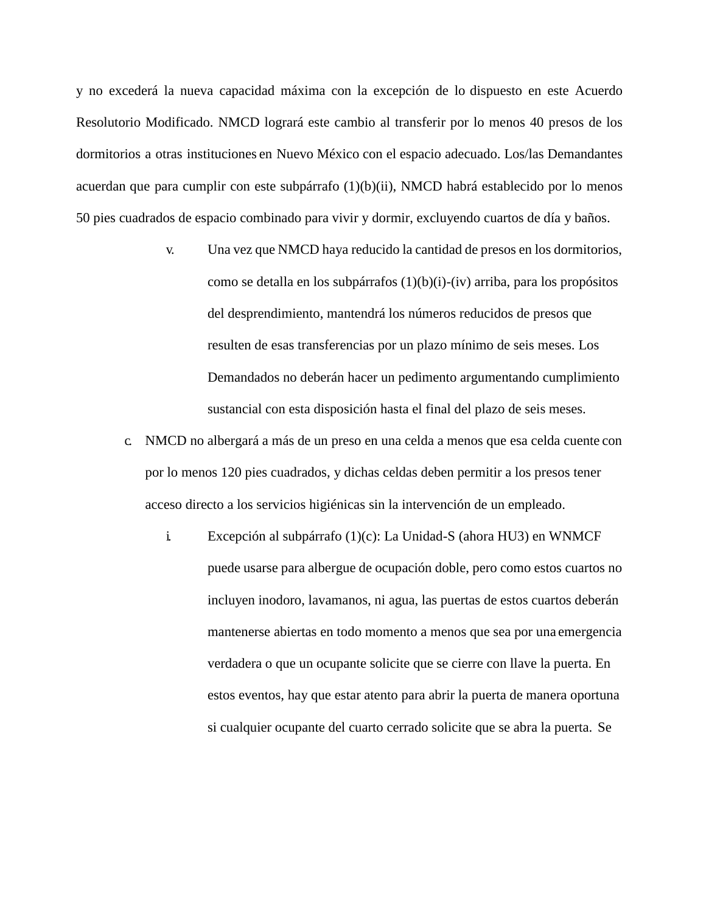y no excederá la nueva capacidad máxima con la excepción de lo dispuesto en este Acuerdo Resolutorio Modificado. NMCD logrará este cambio al transferir por lo menos 40 presos de los dormitorios a otras instituciones en Nuevo México con el espacio adecuado. Los/las Demandantes acuerdan que para cumplir con este subpárrafo (1)(b)(ii), NMCD habrá establecido por lo menos 50 pies cuadrados de espacio combinado para vivir y dormir, excluyendo cuartos de día y baños.

v. Una vez que NMCD haya reducido la cantidad de presos en los dormitorios, como se detalla en los subpárrafos (1)(b)(i)-(iv) arriba, para los propósitos del desprendimiento, mantendrá los números reducidos de presos que resulten de esas transferencias por un plazo mínimo de seis meses. Los Demandados no deberán hacer un pedimento argumentando cumplimiento sustancial con esta disposición hasta el final del plazo de seis meses.

c. NMCD no albergará a más de un preso en una celda a menos que esa celda cuente con por lo menos 120 pies cuadrados, y dichas celdas deben permitir a los presos tener acceso directo a los servicios higiénicas sin la intervención de un empleado.

i. Excepción al subpárrafo (1)(c): La Unidad-S (ahora HU3) en WNMCF puede usarse para albergue de ocupación doble, pero como estos cuartos no incluyen inodoro, lavamanos, ni agua, las puertas de estos cuartos deberán mantenerse abiertas en todo momento a menos que sea por una emergencia verdadera o que un ocupante solicite que se cierre con llave la puerta. En estos eventos, hay que estar atento para abrir la puerta de manera oportuna si cualquier ocupante del cuarto cerrado solicite que se abra la puerta. Se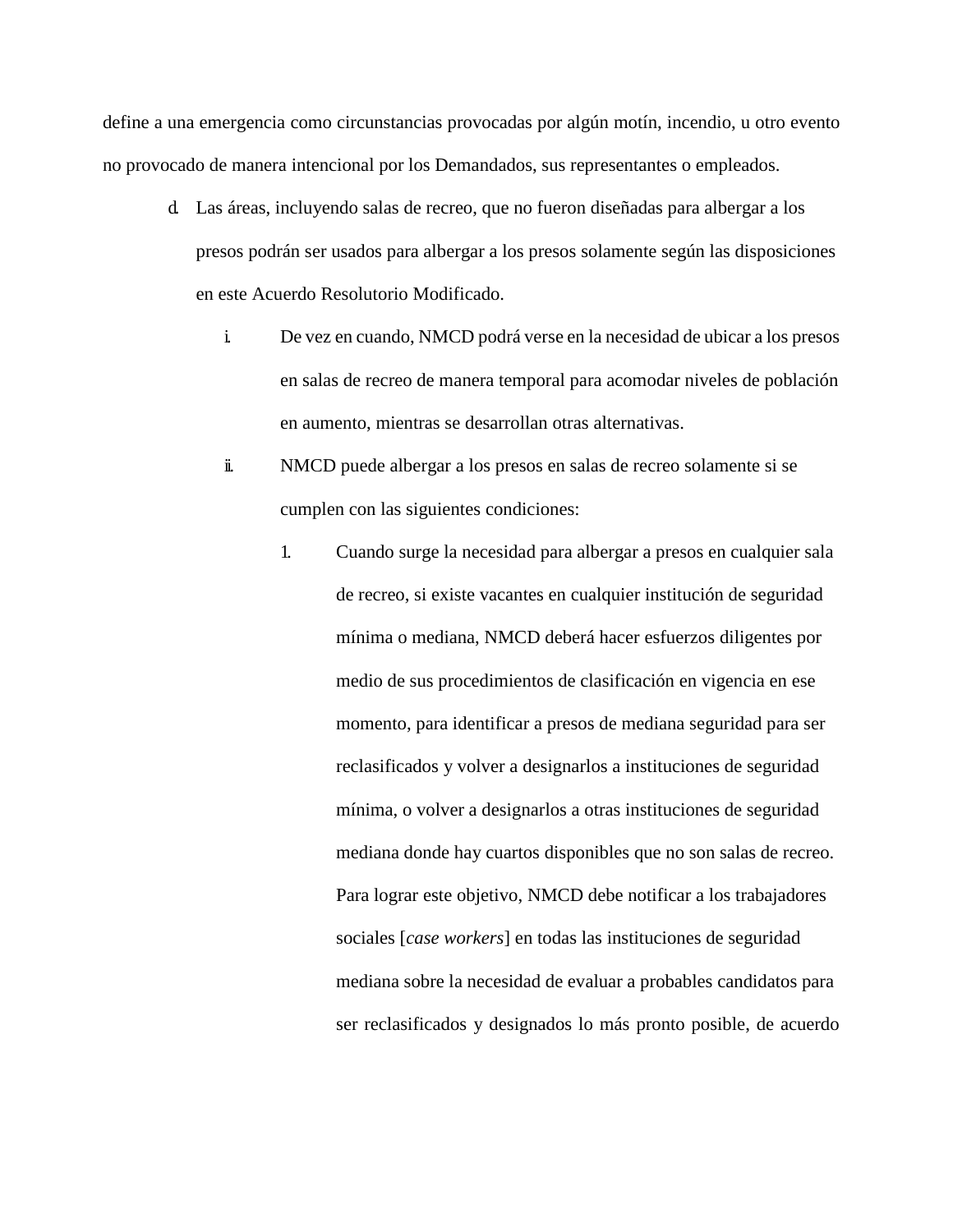define a una emergencia como circunstancias provocadas por algún motín, incendio, u otro evento no provocado de manera intencional por los Demandados, sus representantes o empleados.

d. Las áreas, incluyendo salas de recreo, que no fueron diseñadas para albergar a los presos podrán ser usados para albergar a los presos solamente según las disposiciones en este Acuerdo Resolutorio Modificado.

   i. De vez en cuando, NMCD podrá verse en la necesidad de ubicar a los presos en salas de recreo de manera temporal para acomodar niveles de población en aumento, mientras se desarrollan otras alternativas.

   ii. NMCD puede albergar a los presos en salas de recreo solamente si se cumplen con las siguientes condiciones:

      1. Cuando surge la necesidad para albergar a presos en cualquier sala de recreo, si existe vacantes en cualquier institución de seguridad mínima o mediana, NMCD deberá hacer esfuerzos diligentes por medio de sus procedimientos de clasificación en vigencia en ese momento, para identificar a presos de mediana seguridad para ser reclasificados y volver a designarlos a instituciones de seguridad mínima, o volver a designarlos a otras instituciones de seguridad mediana donde hay cuartos disponibles que no son salas de recreo. Para lograr este objetivo, NMCD debe notificar a los trabajadores sociales [*case workers*] en todas las instituciones de seguridad mediana sobre la necesidad de evaluar a probables candidatos para ser reclasificados y designados lo más pronto posible, de acuerdo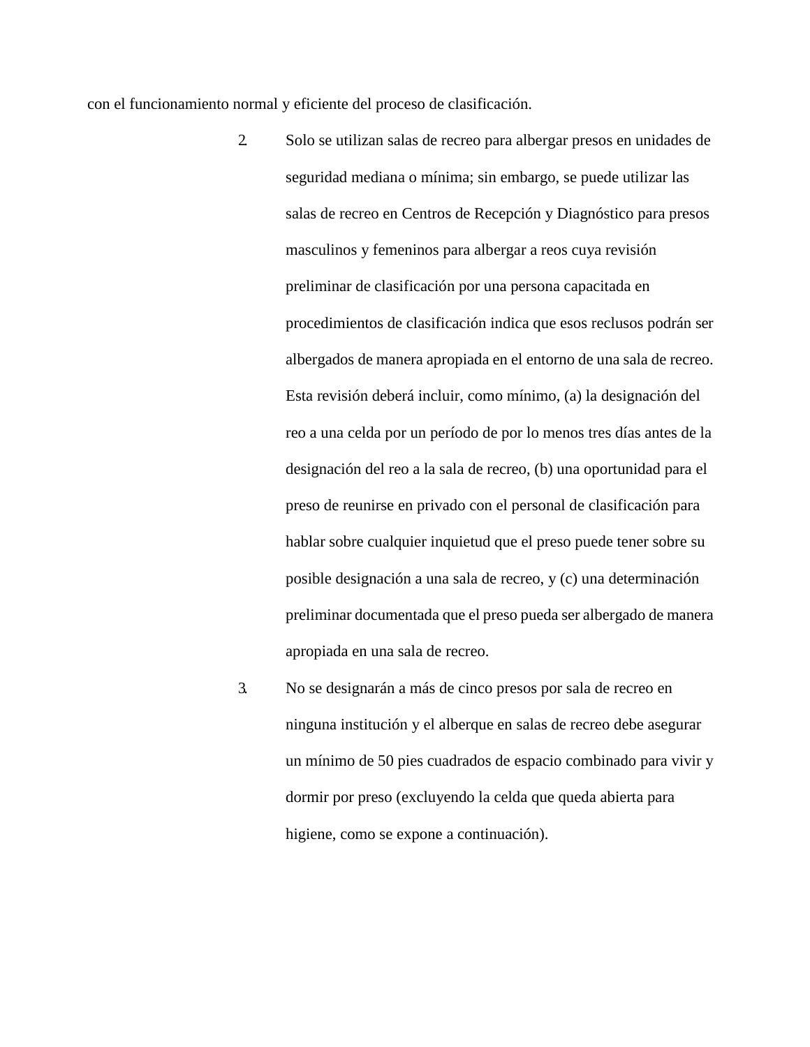con el funcionamiento normal y eficiente del proceso de clasificación.

2. Solo se utilizan salas de recreo para albergar presos en unidades de seguridad mediana o mínima; sin embargo, se puede utilizar las salas de recreo en Centros de Recepción y Diagnóstico para presos masculinos y femeninos para albergar a reos cuya revisión preliminar de clasificación por una persona capacitada en procedimientos de clasificación indica que esos reclusos podrán ser albergados de manera apropiada en el entorno de una sala de recreo. Esta revisión deberá incluir, como mínimo, (a) la designación del reo a una celda por un período de por lo menos tres días antes de la designación del reo a la sala de recreo, (b) una oportunidad para el preso de reunirse en privado con el personal de clasificación para hablar sobre cualquier inquietud que el preso puede tener sobre su posible designación a una sala de recreo, y (c) una determinación preliminar documentada que el preso pueda ser albergado de manera apropiada en una sala de recreo.

3. No se designarán a más de cinco presos por sala de recreo en ninguna institución y el alberque en salas de recreo debe asegurar un mínimo de 50 pies cuadrados de espacio combinado para vivir y dormir por preso (excluyendo la celda que queda abierta para higiene, como se expone a continuación).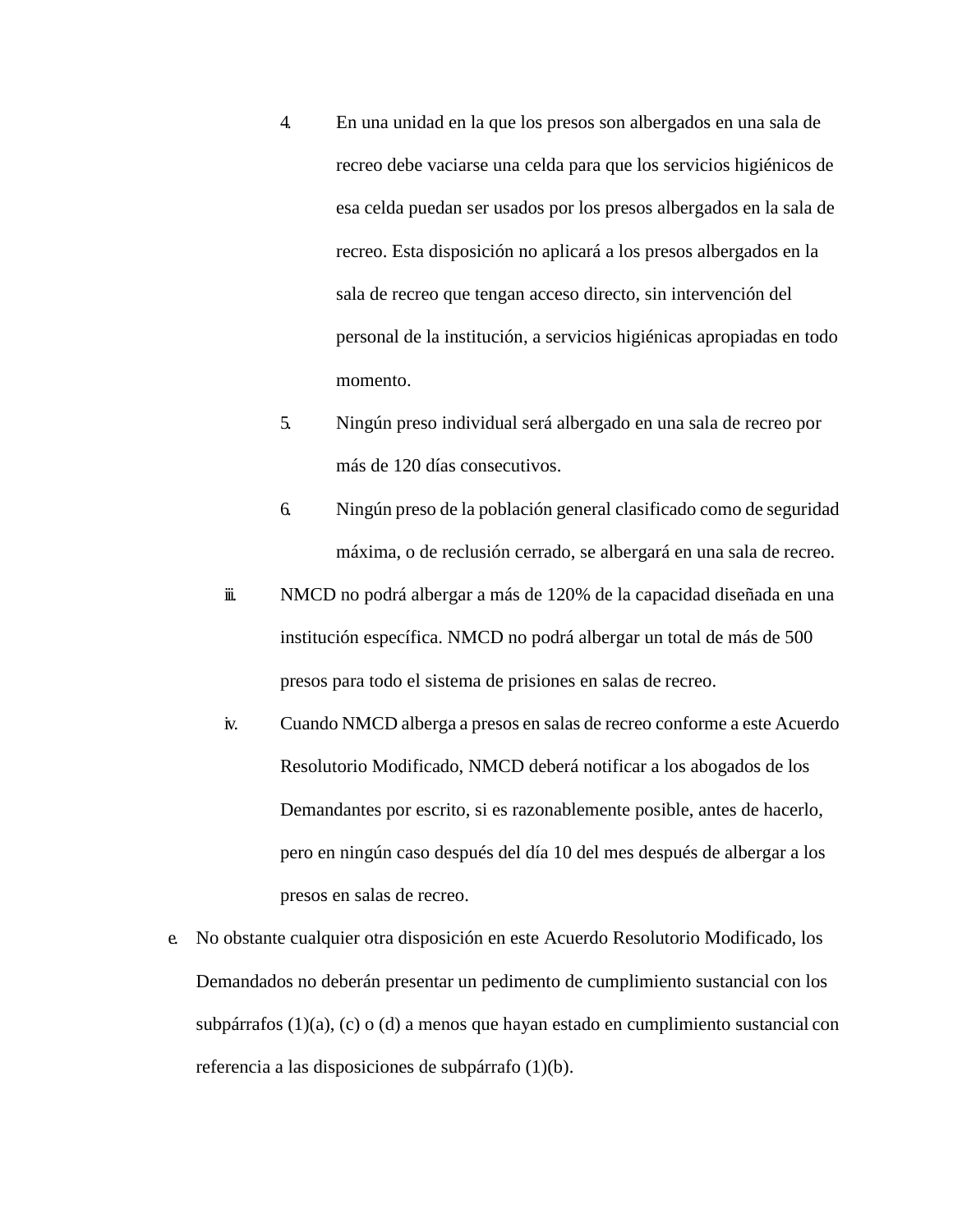4. En una unidad en la que los presos son albergados en una sala de recreo debe vaciarse una celda para que los servicios higiénicos de esa celda puedan ser usados por los presos albergados en la sala de recreo. Esta disposición no aplicará a los presos albergados en la sala de recreo que tengan acceso directo, sin intervención del personal de la institución, a servicios higiénicas apropiadas en todo momento.

5. Ningún preso individual será albergado en una sala de recreo por más de 120 días consecutivos.

6. Ningún preso de la población general clasificado como de seguridad máxima, o de reclusión cerrado, se albergará en una sala de recreo.

iii. NMCD no podrá albergar a más de 120% de la capacidad diseñada en una institución específica. NMCD no podrá albergar un total de más de 500 presos para todo el sistema de prisiones en salas de recreo.

iv. Cuando NMCD alberga a presos en salas de recreo conforme a este Acuerdo Resolutorio Modificado, NMCD deberá notificar a los abogados de los Demandantes por escrito, si es razonablemente posible, antes de hacerlo, pero en ningún caso después del día 10 del mes después de albergar a los presos en salas de recreo.

e. No obstante cualquier otra disposición en este Acuerdo Resolutorio Modificado, los Demandados no deberán presentar un pedimento de cumplimiento sustancial con los subpárrafos (1)(a), (c) o (d) a menos que hayan estado en cumplimiento sustancial con referencia a las disposiciones de subpárrafo (1)(b).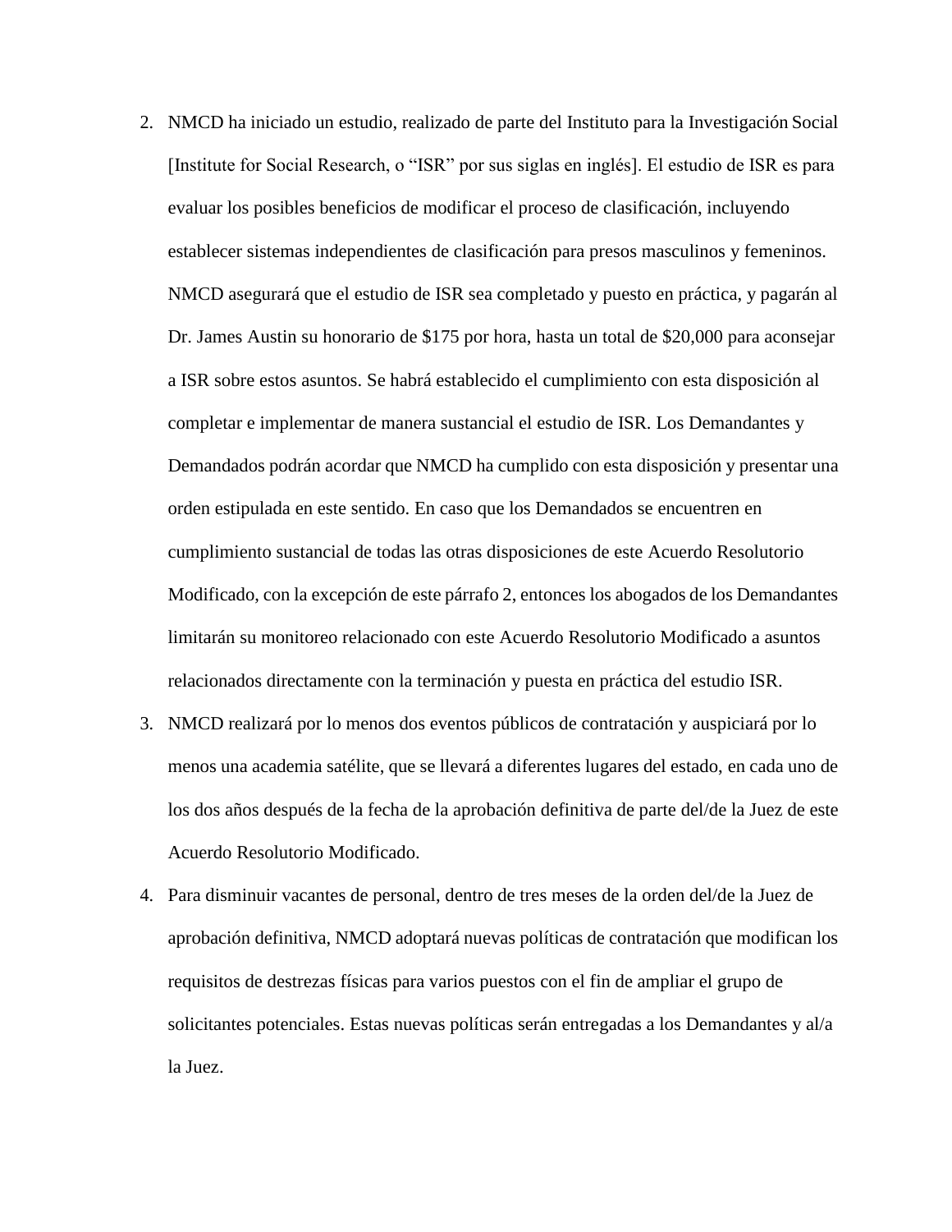2. NMCD ha iniciado un estudio, realizado de parte del Instituto para la Investigación Social [Institute for Social Research, o "ISR" por sus siglas en inglés]. El estudio de ISR es para evaluar los posibles beneficios de modificar el proceso de clasificación, incluyendo establecer sistemas independientes de clasificación para presos masculinos y femeninos. NMCD asegurará que el estudio de ISR sea completado y puesto en práctica, y pagarán al Dr. James Austin su honorario de $175 por hora, hasta un total de $20,000 para aconsejar a ISR sobre estos asuntos. Se habrá establecido el cumplimiento con esta disposición al completar e implementar de manera sustancial el estudio de ISR. Los Demandantes y Demandados podrán acordar que NMCD ha cumplido con esta disposición y presentar una orden estipulada en este sentido. En caso que los Demandados se encuentren en cumplimiento sustancial de todas las otras disposiciones de este Acuerdo Resolutorio Modificado, con la excepción de este párrafo 2, entonces los abogados de los Demandantes limitarán su monitoreo relacionado con este Acuerdo Resolutorio Modificado a asuntos relacionados directamente con la terminación y puesta en práctica del estudio ISR.
3. NMCD realizará por lo menos dos eventos públicos de contratación y auspiciará por lo menos una academia satélite, que se llevará a diferentes lugares del estado, en cada uno de los dos años después de la fecha de la aprobación definitiva de parte del/de la Juez de este Acuerdo Resolutorio Modificado.
4. Para disminuir vacantes de personal, dentro de tres meses de la orden del/de la Juez de aprobación definitiva, NMCD adoptará nuevas políticas de contratación que modifican los requisitos de destrezas físicas para varios puestos con el fin de ampliar el grupo de solicitantes potenciales. Estas nuevas políticas serán entregadas a los Demandantes y al/a la Juez.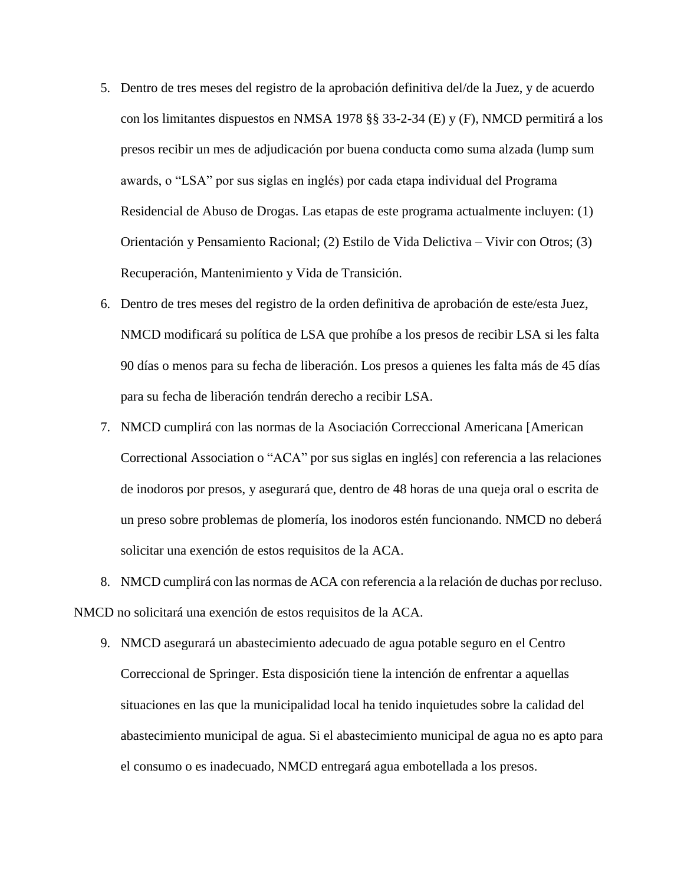5. Dentro de tres meses del registro de la aprobación definitiva del/de la Juez, y de acuerdo con los limitantes dispuestos en NMSA 1978 §§ 33-2-34 (E) y (F), NMCD permitirá a los presos recibir un mes de adjudicación por buena conducta como suma alzada (lump sum awards, o "LSA" por sus siglas en inglés) por cada etapa individual del Programa Residencial de Abuso de Drogas. Las etapas de este programa actualmente incluyen: (1) Orientación y Pensamiento Racional; (2) Estilo de Vida Delictiva – Vivir con Otros; (3) Recuperación, Mantenimiento y Vida de Transición.

6. Dentro de tres meses del registro de la orden definitiva de aprobación de este/esta Juez, NMCD modificará su política de LSA que prohíbe a los presos de recibir LSA si les falta 90 días o menos para su fecha de liberación. Los presos a quienes les falta más de 45 días para su fecha de liberación tendrán derecho a recibir LSA.

7. NMCD cumplirá con las normas de la Asociación Correccional Americana [American Correctional Association o "ACA" por sus siglas en inglés] con referencia a las relaciones de inodoros por presos, y asegurará que, dentro de 48 horas de una queja oral o escrita de un preso sobre problemas de plomería, los inodoros estén funcionando. NMCD no deberá solicitar una exención de estos requisitos de la ACA.

8. NMCD cumplirá con las normas de ACA con referencia a la relación de duchas por recluso. NMCD no solicitará una exención de estos requisitos de la ACA.

9. NMCD asegurará un abastecimiento adecuado de agua potable seguro en el Centro Correccional de Springer. Esta disposición tiene la intención de enfrentar a aquellas situaciones en las que la municipalidad local ha tenido inquietudes sobre la calidad del abastecimiento municipal de agua. Si el abastecimiento municipal de agua no es apto para el consumo o es inadecuado, NMCD entregará agua embotellada a los presos.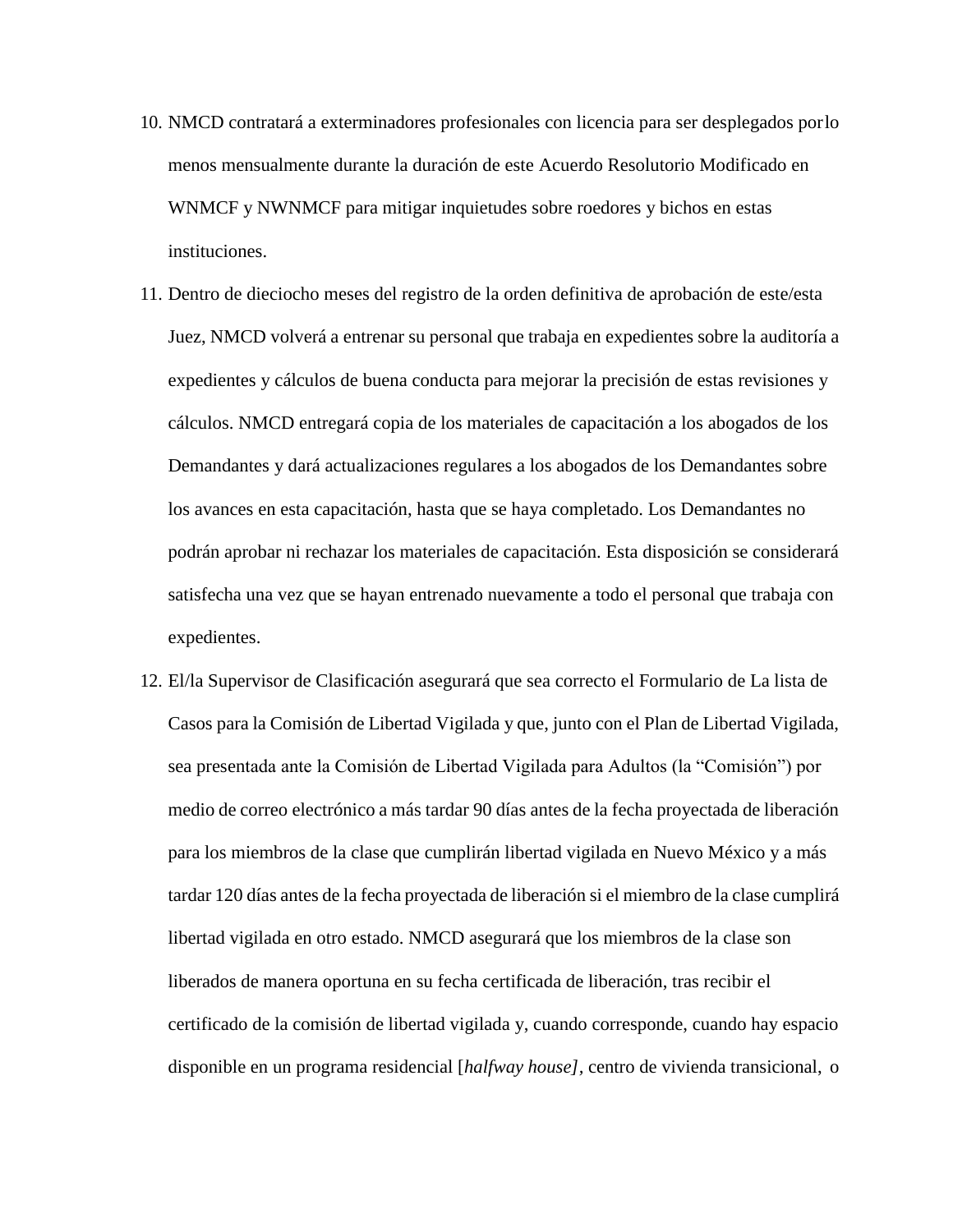10. NMCD contratará a exterminadores profesionales con licencia para ser desplegados por lo menos mensualmente durante la duración de este Acuerdo Resolutorio Modificado en WNMCF y NWNMCF para mitigar inquietudes sobre roedores y bichos en estas instituciones.
11. Dentro de dieciocho meses del registro de la orden definitiva de aprobación de este/esta Juez, NMCD volverá a entrenar su personal que trabaja en expedientes sobre la auditoría a expedientes y cálculos de buena conducta para mejorar la precisión de estas revisiones y cálculos. NMCD entregará copia de los materiales de capacitación a los abogados de los Demandantes y dará actualizaciones regulares a los abogados de los Demandantes sobre los avances en esta capacitación, hasta que se haya completado. Los Demandantes no podrán aprobar ni rechazar los materiales de capacitación. Esta disposición se considerará satisfecha una vez que se hayan entrenado nuevamente a todo el personal que trabaja con expedientes.
12. El/la Supervisor de Clasificación asegurará que sea correcto el Formulario de La lista de Casos para la Comisión de Libertad Vigilada y que, junto con el Plan de Libertad Vigilada, sea presentada ante la Comisión de Libertad Vigilada para Adultos (la "Comisión") por medio de correo electrónico a más tardar 90 días antes de la fecha proyectada de liberación para los miembros de la clase que cumplirán libertad vigilada en Nuevo México y a más tardar 120 días antes de la fecha proyectada de liberación si el miembro de la clase cumplirá libertad vigilada en otro estado. NMCD asegurará que los miembros de la clase son liberados de manera oportuna en su fecha certificada de liberación, tras recibir el certificado de la comisión de libertad vigilada y, cuando corresponde, cuando hay espacio disponible en un programa residencial [*halfway house]*, centro de vivienda transicional, o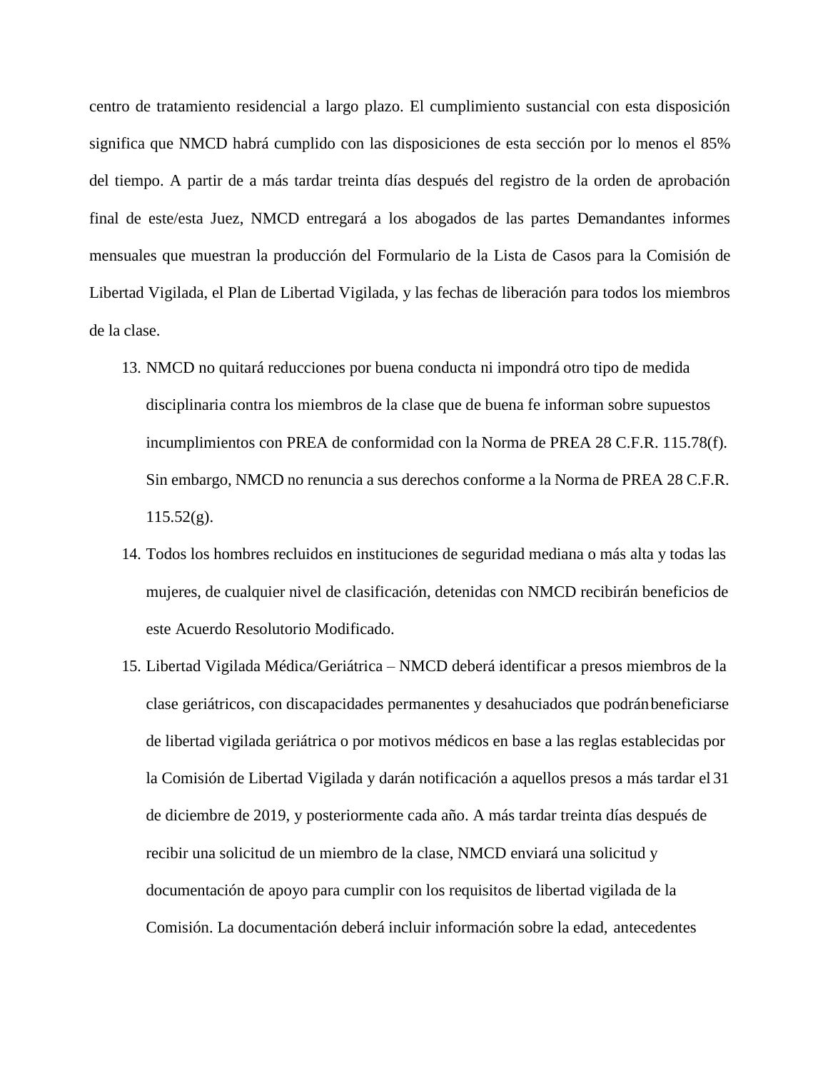centro de tratamiento residencial a largo plazo. El cumplimiento sustancial con esta disposición significa que NMCD habrá cumplido con las disposiciones de esta sección por lo menos el 85% del tiempo. A partir de a más tardar treinta días después del registro de la orden de aprobación final de este/esta Juez, NMCD entregará a los abogados de las partes Demandantes informes mensuales que muestran la producción del Formulario de la Lista de Casos para la Comisión de Libertad Vigilada, el Plan de Libertad Vigilada, y las fechas de liberación para todos los miembros de la clase.

13. NMCD no quitará reducciones por buena conducta ni impondrá otro tipo de medida disciplinaria contra los miembros de la clase que de buena fe informan sobre supuestos incumplimientos con PREA de conformidad con la Norma de PREA 28 C.F.R. 115.78(f). Sin embargo, NMCD no renuncia a sus derechos conforme a la Norma de PREA 28 C.F.R. 115.52(g).
14. Todos los hombres recluidos en instituciones de seguridad mediana o más alta y todas las mujeres, de cualquier nivel de clasificación, detenidas con NMCD recibirán beneficios de este Acuerdo Resolutorio Modificado.
15. Libertad Vigilada Médica/Geriátrica – NMCD deberá identificar a presos miembros de la clase geriátricos, con discapacidades permanentes y desahuciados que podrán beneficiarse de libertad vigilada geriátrica o por motivos médicos en base a las reglas establecidas por la Comisión de Libertad Vigilada y darán notificación a aquellos presos a más tardar el 31 de diciembre de 2019, y posteriormente cada año. A más tardar treinta días después de recibir una solicitud de un miembro de la clase, NMCD enviará una solicitud y documentación de apoyo para cumplir con los requisitos de libertad vigilada de la Comisión. La documentación deberá incluir información sobre la edad, antecedentes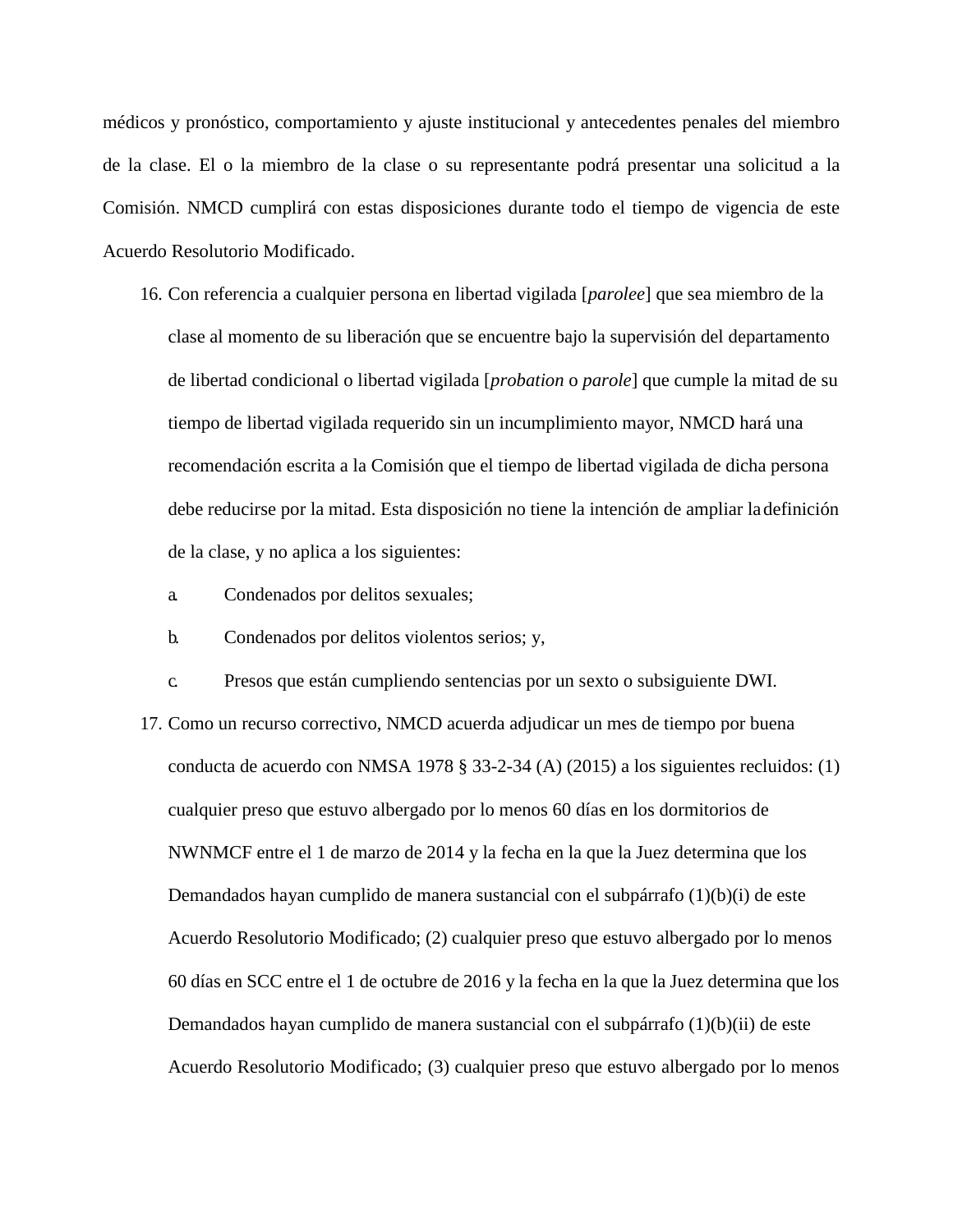médicos y pronóstico, comportamiento y ajuste institucional y antecedentes penales del miembro de la clase. El o la miembro de la clase o su representante podrá presentar una solicitud a la Comisión. NMCD cumplirá con estas disposiciones durante todo el tiempo de vigencia de este Acuerdo Resolutorio Modificado.

16. Con referencia a cualquier persona en libertad vigilada [*parolee*] que sea miembro de la clase al momento de su liberación que se encuentre bajo la supervisión del departamento de libertad condicional o libertad vigilada [*probation* o *parole*] que cumple la mitad de su tiempo de libertad vigilada requerido sin un incumplimiento mayor, NMCD hará una recomendación escrita a la Comisión que el tiempo de libertad vigilada de dicha persona debe reducirse por la mitad. Esta disposición no tiene la intención de ampliar la definición de la clase, y no aplica a los siguientes:

    a. Condenados por delitos sexuales;

    b. Condenados por delitos violentos serios; y,

    c. Presos que están cumpliendo sentencias por un sexto o subsiguiente DWI.

17. Como un recurso correctivo, NMCD acuerda adjudicar un mes de tiempo por buena conducta de acuerdo con NMSA 1978 § 33-2-34 (A) (2015) a los siguientes recluidos: (1) cualquier preso que estuvo albergado por lo menos 60 días en los dormitorios de NWNMCF entre el 1 de marzo de 2014 y la fecha en la que la Juez determina que los Demandados hayan cumplido de manera sustancial con el subpárrafo (1)(b)(i) de este Acuerdo Resolutorio Modificado; (2) cualquier preso que estuvo albergado por lo menos 60 días en SCC entre el 1 de octubre de 2016 y la fecha en la que la Juez determina que los Demandados hayan cumplido de manera sustancial con el subpárrafo (1)(b)(ii) de este Acuerdo Resolutorio Modificado; (3) cualquier preso que estuvo albergado por lo menos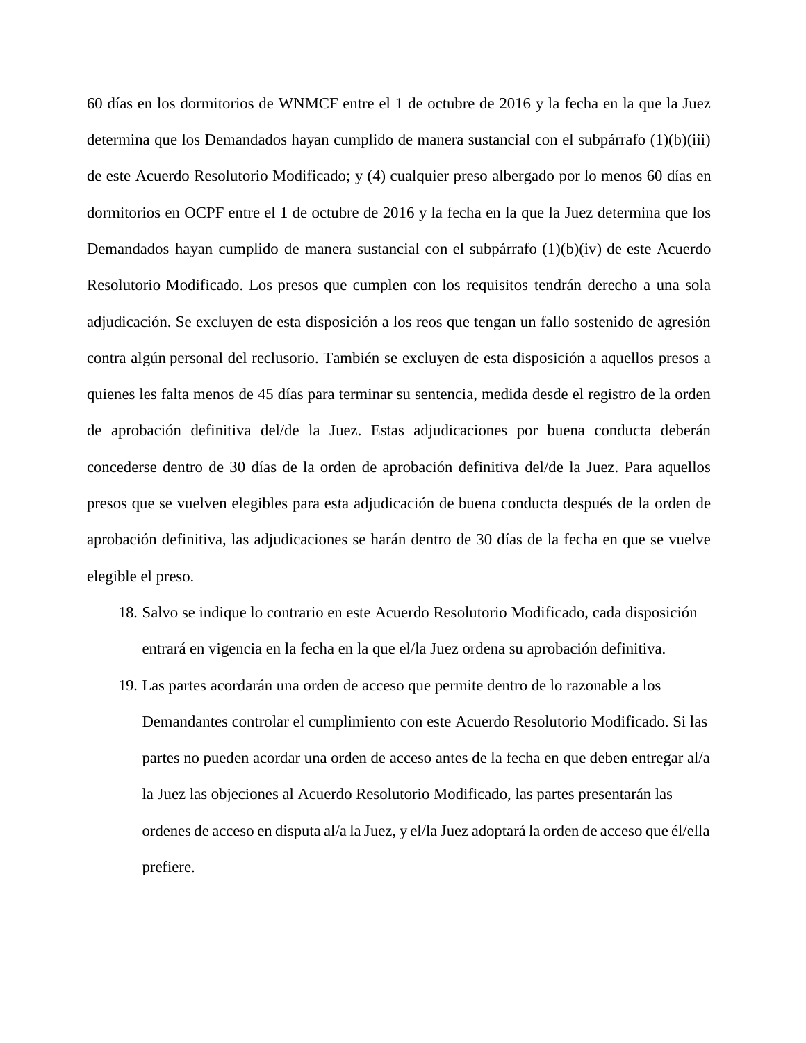60 días en los dormitorios de WNMCF entre el 1 de octubre de 2016 y la fecha en la que la Juez determina que los Demandados hayan cumplido de manera sustancial con el subpárrafo (1)(b)(iii) de este Acuerdo Resolutorio Modificado; y (4) cualquier preso albergado por lo menos 60 días en dormitorios en OCPF entre el 1 de octubre de 2016 y la fecha en la que la Juez determina que los Demandados hayan cumplido de manera sustancial con el subpárrafo (1)(b)(iv) de este Acuerdo Resolutorio Modificado. Los presos que cumplen con los requisitos tendrán derecho a una sola adjudicación. Se excluyen de esta disposición a los reos que tengan un fallo sostenido de agresión contra algún personal del reclusorio. También se excluyen de esta disposición a aquellos presos a quienes les falta menos de 45 días para terminar su sentencia, medida desde el registro de la orden de aprobación definitiva del/de la Juez. Estas adjudicaciones por buena conducta deberán concederse dentro de 30 días de la orden de aprobación definitiva del/de la Juez. Para aquellos presos que se vuelven elegibles para esta adjudicación de buena conducta después de la orden de aprobación definitiva, las adjudicaciones se harán dentro de 30 días de la fecha en que se vuelve elegible el preso.

18. Salvo se indique lo contrario en este Acuerdo Resolutorio Modificado, cada disposición entrará en vigencia en la fecha en la que el/la Juez ordena su aprobación definitiva.
19. Las partes acordarán una orden de acceso que permite dentro de lo razonable a los Demandantes controlar el cumplimiento con este Acuerdo Resolutorio Modificado. Si las partes no pueden acordar una orden de acceso antes de la fecha en que deben entregar al/a la Juez las objeciones al Acuerdo Resolutorio Modificado, las partes presentarán las ordenes de acceso en disputa al/a la Juez, y el/la Juez adoptará la orden de acceso que él/ella prefiere.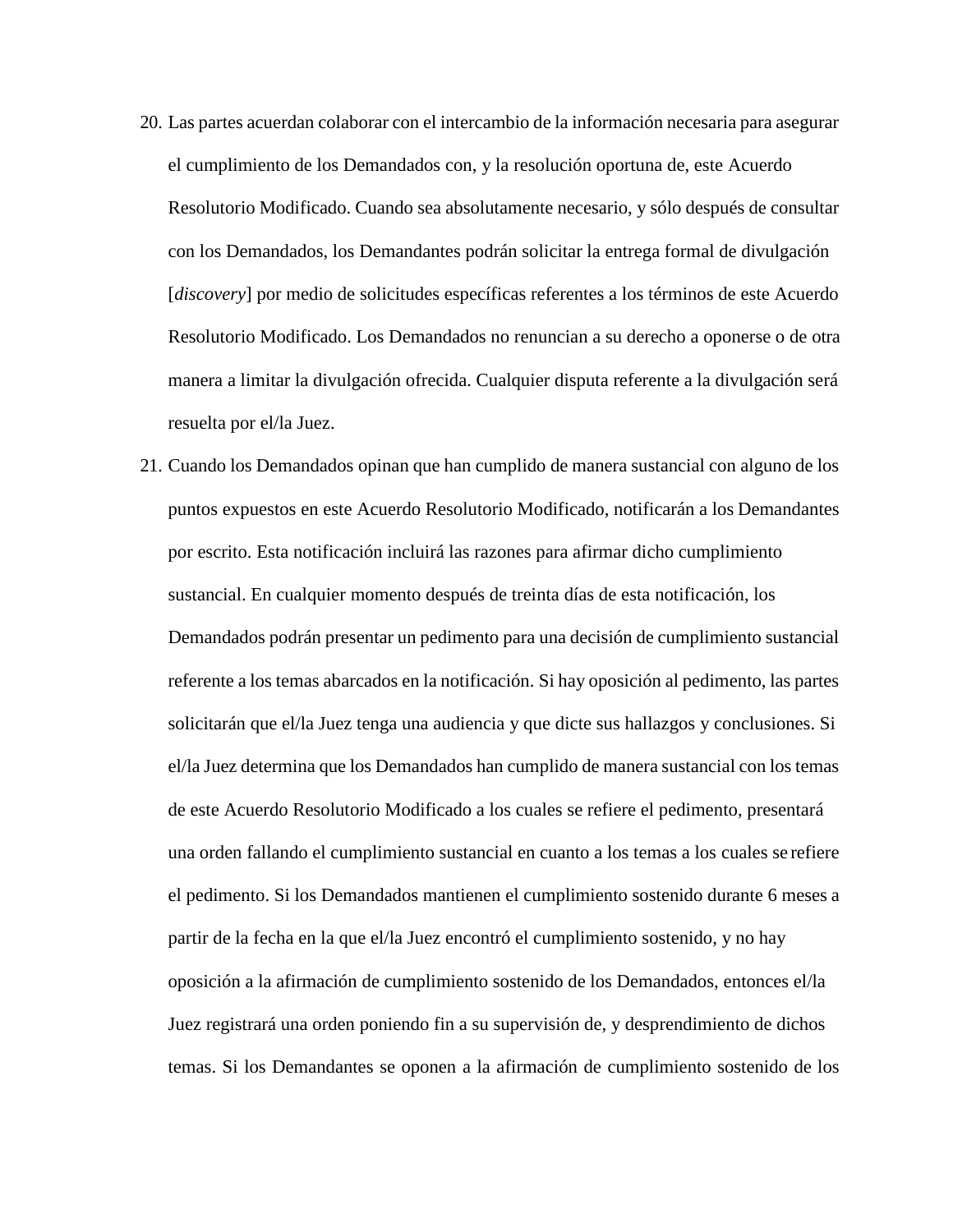20. Las partes acuerdan colaborar con el intercambio de la información necesaria para asegurar el cumplimiento de los Demandados con, y la resolución oportuna de, este Acuerdo Resolutorio Modificado. Cuando sea absolutamente necesario, y sólo después de consultar con los Demandados, los Demandantes podrán solicitar la entrega formal de divulgación [*discovery*] por medio de solicitudes específicas referentes a los términos de este Acuerdo Resolutorio Modificado. Los Demandados no renuncian a su derecho a oponerse o de otra manera a limitar la divulgación ofrecida. Cualquier disputa referente a la divulgación será resuelta por el/la Juez.

21. Cuando los Demandados opinan que han cumplido de manera sustancial con alguno de los puntos expuestos en este Acuerdo Resolutorio Modificado, notificarán a los Demandantes por escrito. Esta notificación incluirá las razones para afirmar dicho cumplimiento sustancial. En cualquier momento después de treinta días de esta notificación, los Demandados podrán presentar un pedimento para una decisión de cumplimiento sustancial referente a los temas abarcados en la notificación. Si hay oposición al pedimento, las partes solicitarán que el/la Juez tenga una audiencia y que dicte sus hallazgos y conclusiones. Si el/la Juez determina que los Demandados han cumplido de manera sustancial con los temas de este Acuerdo Resolutorio Modificado a los cuales se refiere el pedimento, presentará una orden fallando el cumplimiento sustancial en cuanto a los temas a los cuales se refiere el pedimento. Si los Demandados mantienen el cumplimiento sostenido durante 6 meses a partir de la fecha en la que el/la Juez encontró el cumplimiento sostenido, y no hay oposición a la afirmación de cumplimiento sostenido de los Demandados, entonces el/la Juez registrará una orden poniendo fin a su supervisión de, y desprendimiento de dichos temas. Si los Demandantes se oponen a la afirmación de cumplimiento sostenido de los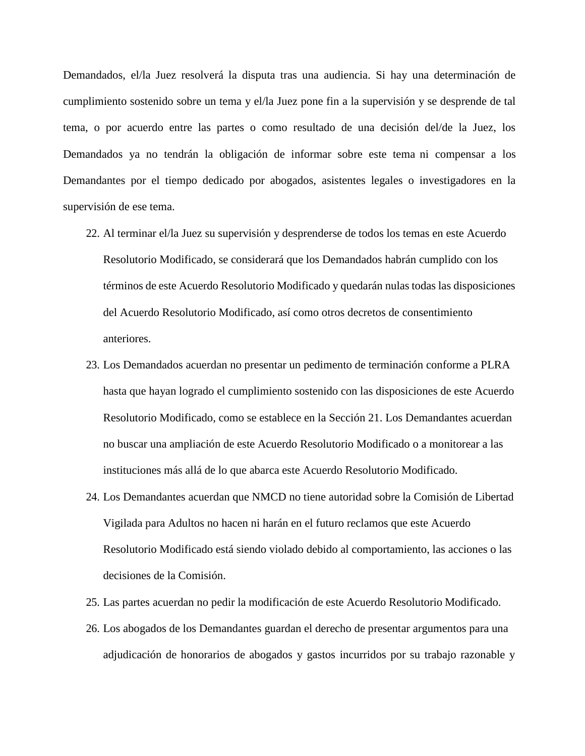Demandados, el/la Juez resolverá la disputa tras una audiencia. Si hay una determinación de cumplimiento sostenido sobre un tema y el/la Juez pone fin a la supervisión y se desprende de tal tema, o por acuerdo entre las partes o como resultado de una decisión del/de la Juez, los Demandados ya no tendrán la obligación de informar sobre este tema ni compensar a los Demandantes por el tiempo dedicado por abogados, asistentes legales o investigadores en la supervisión de ese tema.

22. Al terminar el/la Juez su supervisión y desprenderse de todos los temas en este Acuerdo Resolutorio Modificado, se considerará que los Demandados habrán cumplido con los términos de este Acuerdo Resolutorio Modificado y quedarán nulas todas las disposiciones del Acuerdo Resolutorio Modificado, así como otros decretos de consentimiento anteriores.

23. Los Demandados acuerdan no presentar un pedimento de terminación conforme a PLRA hasta que hayan logrado el cumplimiento sostenido con las disposiciones de este Acuerdo Resolutorio Modificado, como se establece en la Sección 21. Los Demandantes acuerdan no buscar una ampliación de este Acuerdo Resolutorio Modificado o a monitorear a las instituciones más allá de lo que abarca este Acuerdo Resolutorio Modificado.

24. Los Demandantes acuerdan que NMCD no tiene autoridad sobre la Comisión de Libertad Vigilada para Adultos no hacen ni harán en el futuro reclamos que este Acuerdo Resolutorio Modificado está siendo violado debido al comportamiento, las acciones o las decisiones de la Comisión.

25. Las partes acuerdan no pedir la modificación de este Acuerdo Resolutorio Modificado.

26. Los abogados de los Demandantes guardan el derecho de presentar argumentos para una adjudicación de honorarios de abogados y gastos incurridos por su trabajo razonable y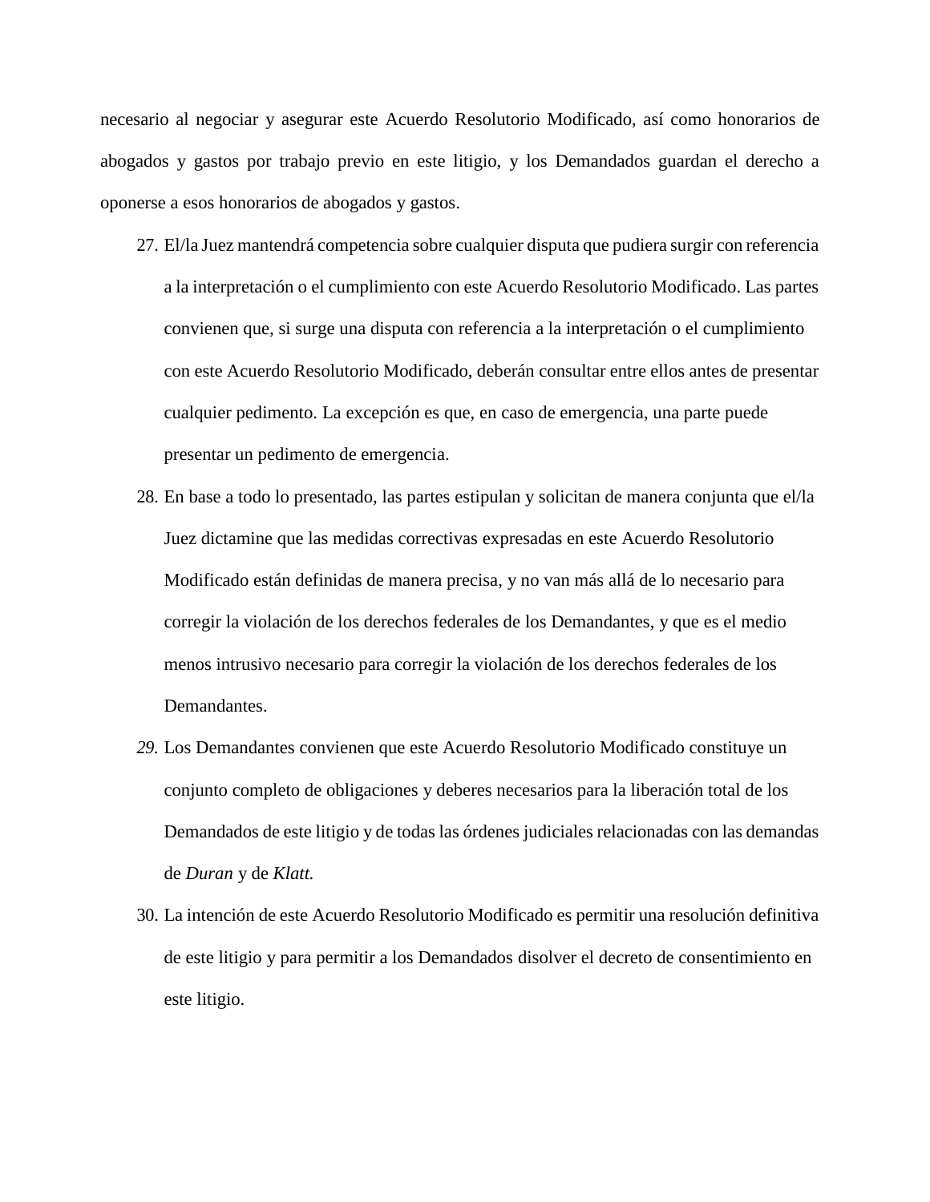necesario al negociar y asegurar este Acuerdo Resolutorio Modificado, así como honorarios de abogados y gastos por trabajo previo en este litigio, y los Demandados guardan el derecho a oponerse a esos honorarios de abogados y gastos.

27. El/la Juez mantendrá competencia sobre cualquier disputa que pudiera surgir con referencia a la interpretación o el cumplimiento con este Acuerdo Resolutorio Modificado. Las partes convienen que, si surge una disputa con referencia a la interpretación o el cumplimiento con este Acuerdo Resolutorio Modificado, deberán consultar entre ellos antes de presentar cualquier pedimento. La excepción es que, en caso de emergencia, una parte puede presentar un pedimento de emergencia.

28. En base a todo lo presentado, las partes estipulan y solicitan de manera conjunta que el/la Juez dictamine que las medidas correctivas expresadas en este Acuerdo Resolutorio Modificado están definidas de manera precisa, y no van más allá de lo necesario para corregir la violación de los derechos federales de los Demandantes, y que es el medio menos intrusivo necesario para corregir la violación de los derechos federales de los Demandantes.

29. Los Demandantes convienen que este Acuerdo Resolutorio Modificado constituye un conjunto completo de obligaciones y deberes necesarios para la liberación total de los Demandados de este litigio y de todas las órdenes judiciales relacionadas con las demandas de *Duran* y de *Klatt.*

30. La intención de este Acuerdo Resolutorio Modificado es permitir una resolución definitiva de este litigio y para permitir a los Demandados disolver el decreto de consentimiento en este litigio.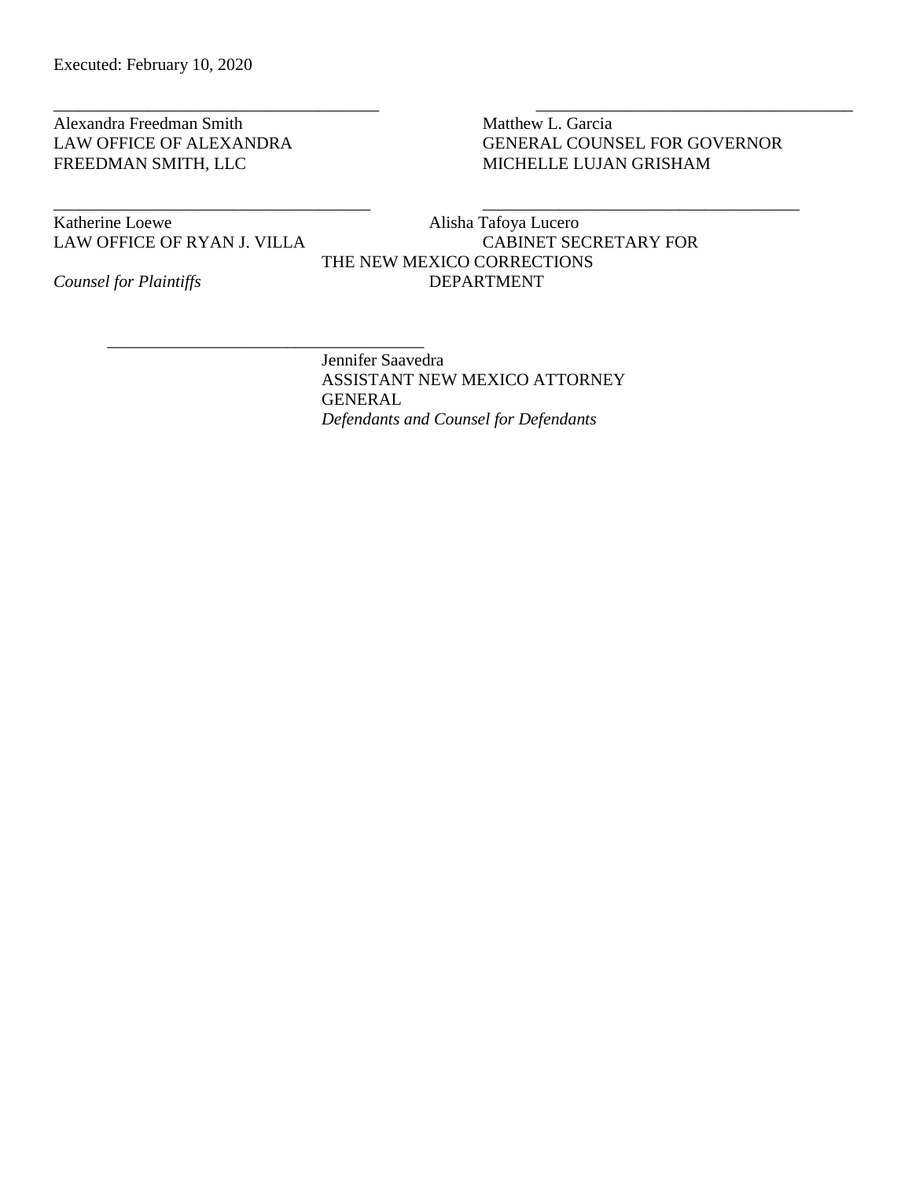Executed: February 10, 2020

\_\_\_\_\_\_\_\_\_\_\_\_\_\_\_\_\_\_\_\_\_\_\_\_\_\_\_\_\_\_\_\_\_\_\_\_\_\_
Alexandra Freedman Smith
LAW OFFICE OF ALEXANDRA
FREEDMAN SMITH, LLC

\_\_\_\_\_\_\_\_\_\_\_\_\_\_\_\_\_\_\_\_\_\_\_\_\_\_\_\_\_\_\_\_\_\_\_\_\_\_
Matthew L. Garcia
GENERAL COUNSEL FOR GOVERNOR
MICHELLE LUJAN GRISHAM

\_\_\_\_\_\_\_\_\_\_\_\_\_\_\_\_\_\_\_\_\_\_\_\_\_\_\_\_\_\_\_\_\_\_\_\_\_\_
Katherine Loewe
LAW OFFICE OF RYAN J. VILLA

*Counsel for Plaintiffs*

\_\_\_\_\_\_\_\_\_\_\_\_\_\_\_\_\_\_\_\_\_\_\_\_\_\_\_\_\_\_\_\_\_\_\_\_\_\_
Alisha Tafoya Lucero
CABINET SECRETARY FOR
THE NEW MEXICO CORRECTIONS
DEPARTMENT

\_\_\_\_\_\_\_\_\_\_\_\_\_\_\_\_\_\_\_\_\_\_\_\_\_\_\_\_\_\_\_\_\_\_\_\_\_\_
Jennifer Saavedra
ASSISTANT NEW MEXICO ATTORNEY
GENERAL
*Defendants and Counsel for Defendants*